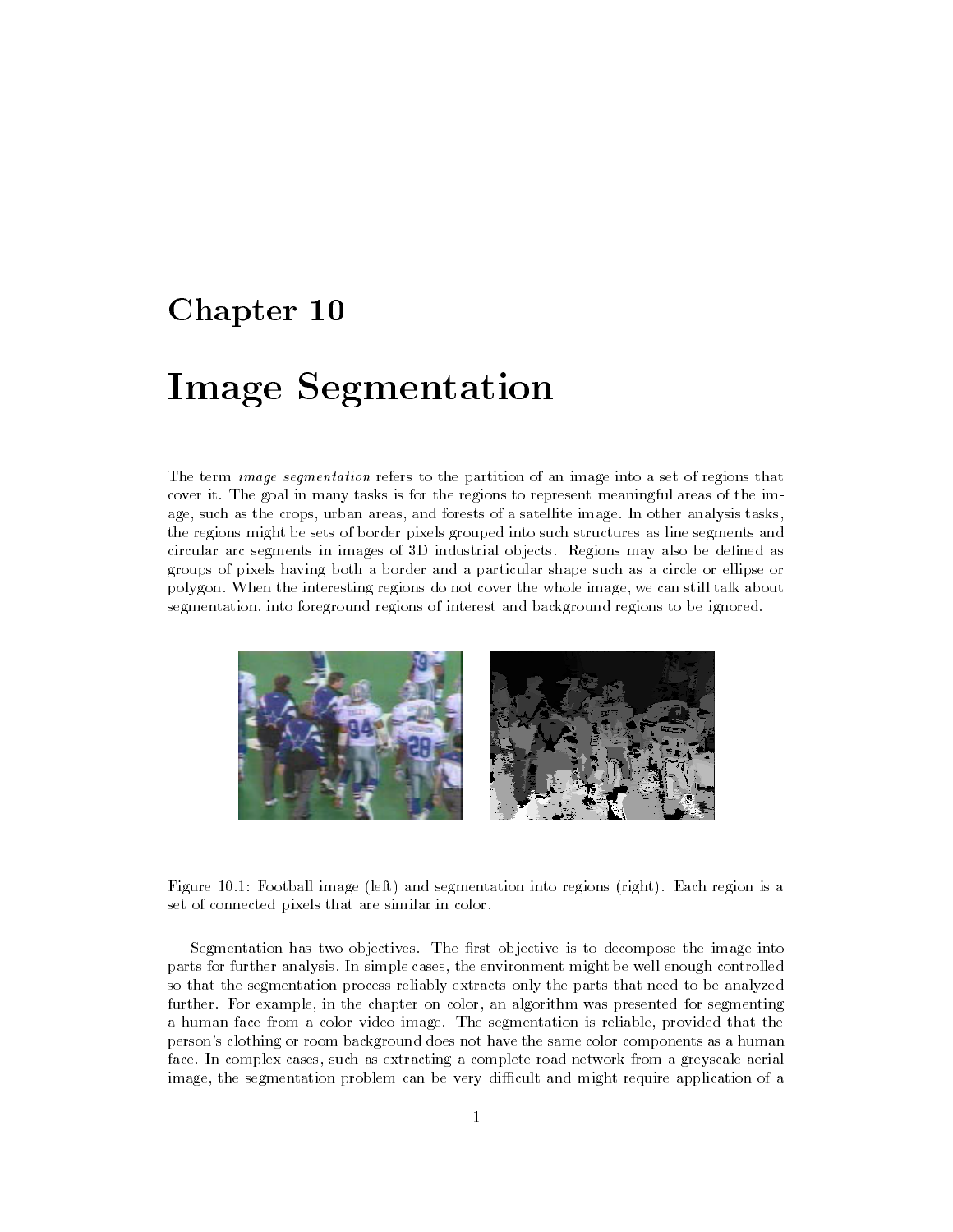# Chapter 10

# Image Segmentation

The term *image segmentation* refers to the partition of an image into a set of regions that cover it. The goal in many tasks is for the regions to represent meaningful areas of the image, such as the crops, urban areas, and forests of a satellite image. In other analysis tasks, the regions might be sets of border pixels grouped into such structures as line segments and circular arc segments in images of 3D industrial objects. Regions may also be defined as groups of pixels having both a border and a particular shape such as a circle or ellipse or polygon. When the interesting regions do not cover the whole image, we can still talk about segmentation, into foreground regions of interest and background regions to be ignored.

Figure 10.1: Football image (left) and segmentation into regions (right). Each region is a set of connected pixels that are similar in color.

Segmentation has two objectives. The first objective is to decompose the image into parts for further analysis. In simple cases, the environment might be well enough controlled so that the segmentation process reliably extracts only the parts that need to be analyzed further. For example, in the chapter on color, an algorithm was presented for segmenting a human face from a color video image. The segmentation is reliable, provided that the person's clothing or room background does not have the same color components as a human face. In complex cases, such as extracting a complete road network from a greyscale aerial image, the segmentation problem can be very difficult and might require application of a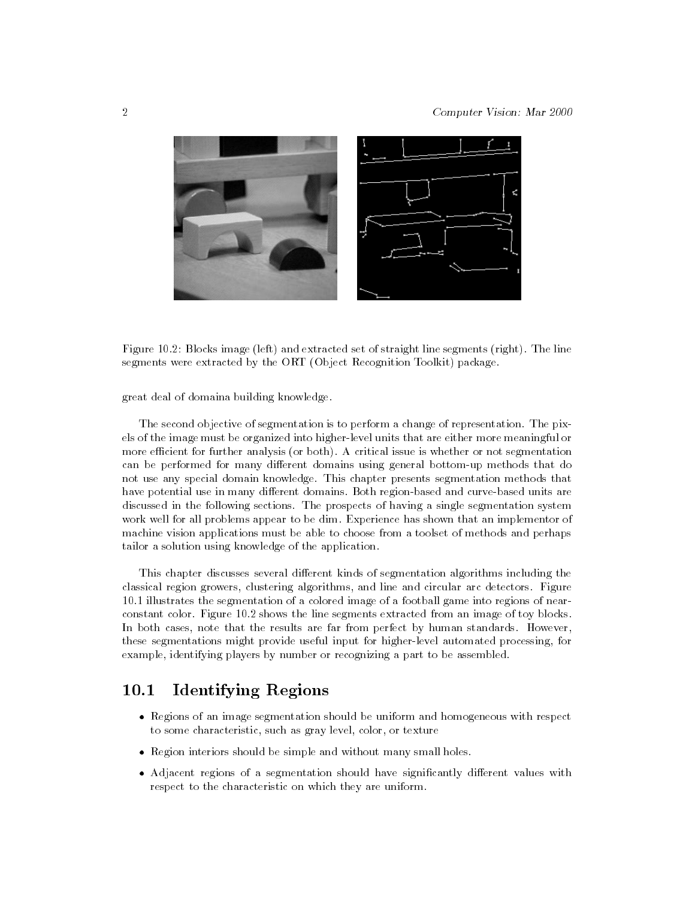Figure 10.2: Blocks image (left) and extracted set of straight line segments (right). The line segments were extracted by the ORT (Object Recognition Toolkit) package.

great deal of domaina building knowledge.

The second objective of segmentation is to perform a change of representation. The pixels of the image must be organized into higher-level units that are either more meaningful or more efficient for further analysis (or both). A critical issue is whether or not segmentation can be performed for many different domains using general bottom-up methods that do not use any special domain knowledge. This chapter presents segmentation methods that have potential use in many different domains. Both region-based and curve-based units are discussed in the following sections. The prospects of having a single segmentation system work well for all problems appear to be dim. Experience has shown that an implementor of machine vision applications must be able to choose from a toolset of methods and perhaps tailor a solution using knowledge of the application.

This chapter discusses several different kinds of segmentation algorithms including the classical region growers, clustering algorithms, and line and circular arc detectors. Figure 10.1 illustrates the segmentation of a colored image of a football game into regions of near-constant color. Figure 10.2 shows the line segments extracted from an image of toy blocks. In both cases, note that the results are far from perfect by human standards. However, these segmentations might provide useful input for higher-level automated processing, for example, identifying players by number or recognizing a part to be assembled.

## 10.1 Identifying Regions

- Regions of an image segmentation should be uniform and homogeneous with respect to some characteristic, such as gray level, color, or texture
- Region interiors should be simple and without many small holes.
- Adjacent regions of a segmentation should have significantly different values with respect to the characteristic on which they are uniform.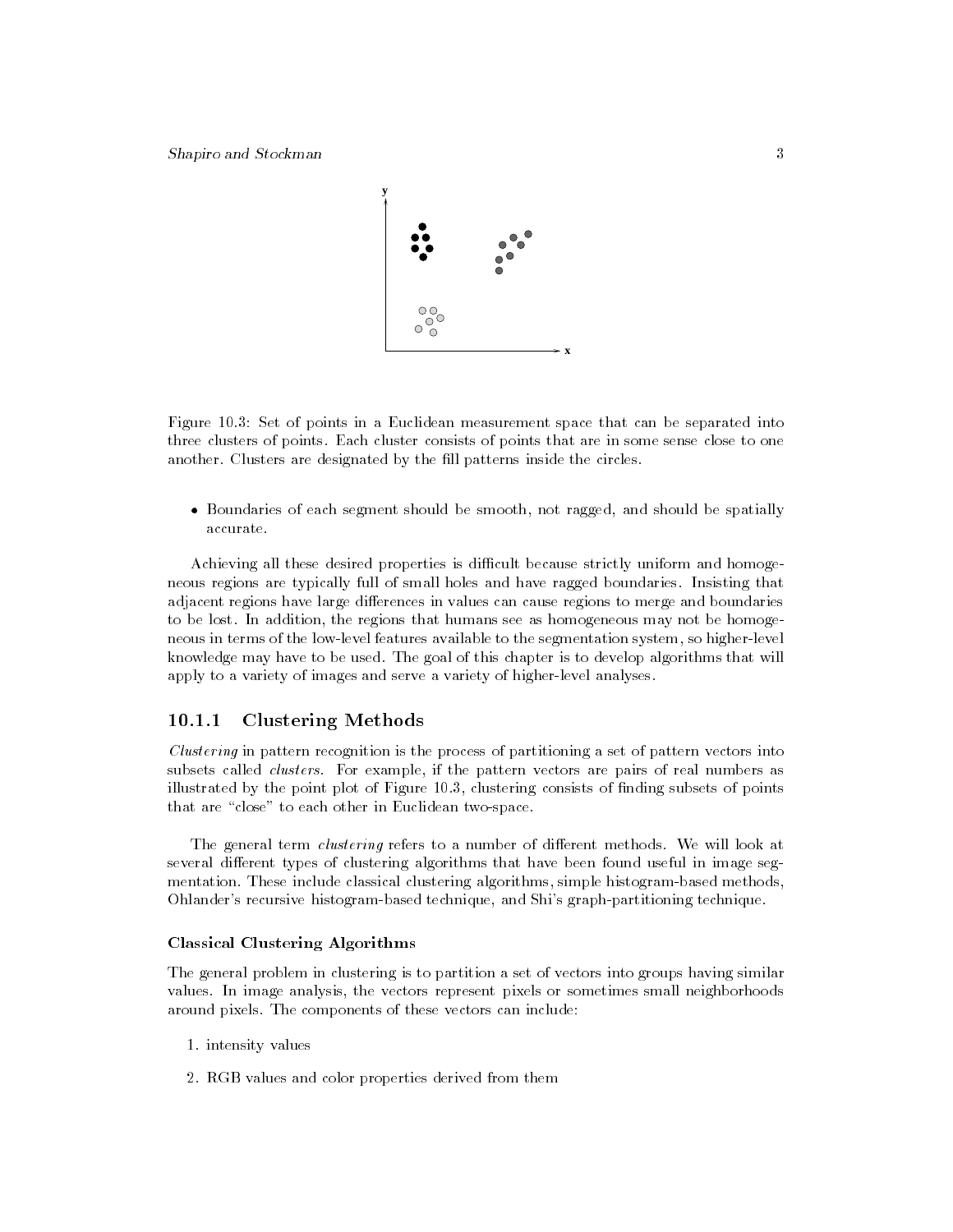Figure 10.3: Set of points in a Euclidean measurement space that can be separated into three clusters of points. Each cluster consists of points that are in some sense close to one another. Clusters are designated by the fill patterns inside the circles.

- Boundaries of each segment should be smooth, not ragged, and should be spatially accurate.

Achieving all these desired properties is difficult because strictly uniform and homogeneous regions are typically full of small holes and have ragged boundaries. Insisting that adjacent regions have large differences in values can cause regions to merge and boundaries to be lost. In addition, the regions that humans see as homogeneous may not be homogeneous in terms of the low-level features available to the segmentation system, so higher-level knowledge may have to be used. The goal of this chapter is to develop algorithms that will apply to a variety of images and serve a variety of higher-level analyses.

### 10.1.1 Clustering Methods

*Clustering* in pattern recognition is the process of partitioning a set of pattern vectors into subsets called *clusters*. For example, if the pattern vectors are pairs of real numbers as illustrated by the point plot of Figure 10.3, clustering consists of finding subsets of points that are "close" to each other in Euclidean two-space.

The general term *clustering* refers to a number of different methods. We will look at several different types of clustering algorithms that have been found useful in image segmentation. These include classical clustering algorithms, simple histogram-based methods, Ohlander's recursive histogram-based technique, and Shi's graph-partitioning technique.

#### Classical Clustering Algorithms

The general problem in clustering is to partition a set of vectors into groups having similar values. In image analysis, the vectors represent pixels or sometimes small neighborhoods around pixels. The components of these vectors can include:

1. intensity values
2. RGB values and color properties derived from them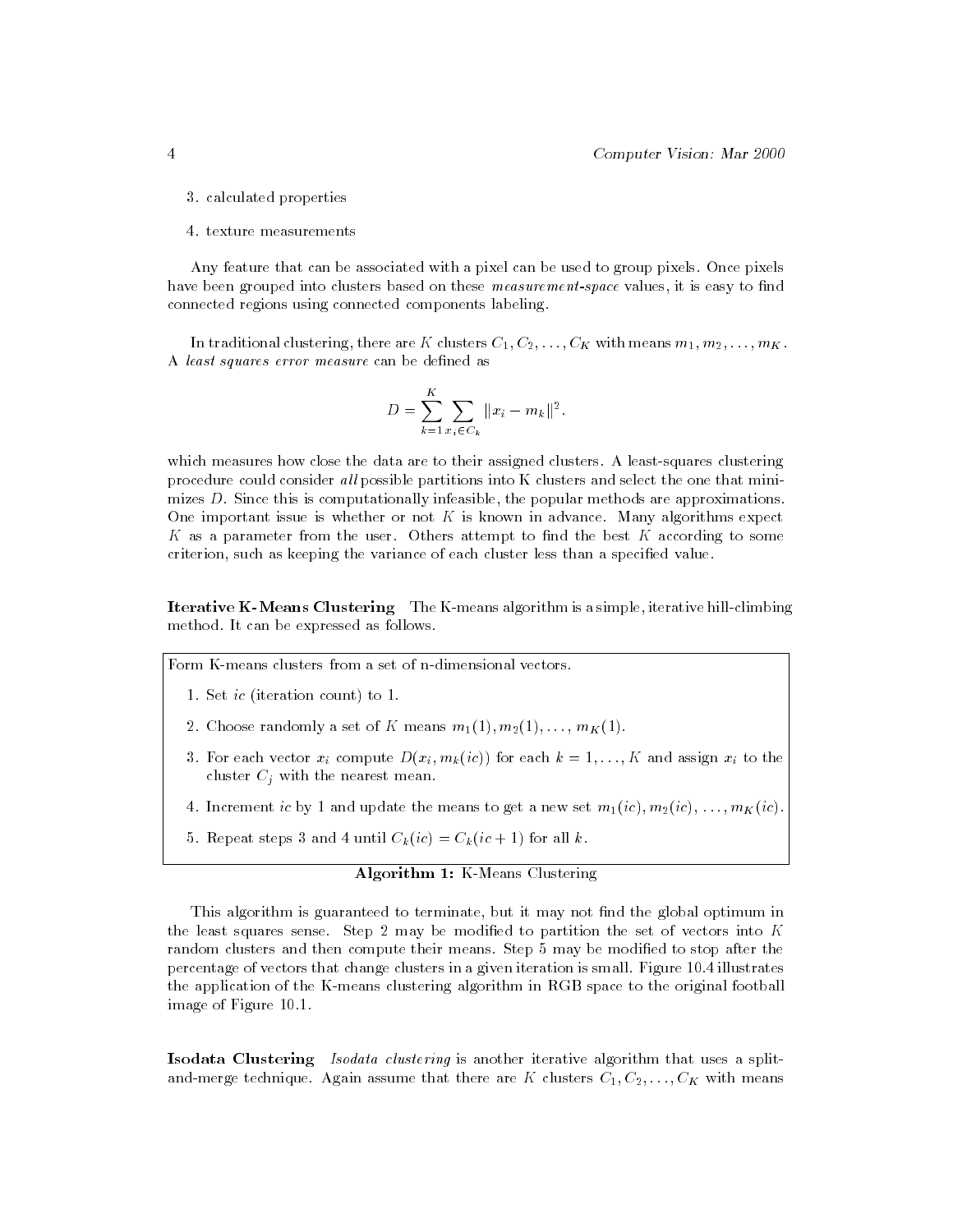3. calculated properties

4. texture measurements

Any feature that can be associated with a pixel can be used to group pixels. Once pixels have been grouped into clusters based on these *measurement-space* values, it is easy to find connected regions using connected components labeling.

In traditional clustering, there are $K$ clusters $C_1, C_2, \ldots, C_K$ with means $m_1, m_2, \ldots, m_K$. A *least squares error measure* can be defined as

$$D = \sum_{k=1}^{K} \sum_{x_i \in C_k} \|x_i - m_k\|^2.$$

which measures how close the data are to their assigned clusters. A least-squares clustering procedure could consider *all* possible partitions into K clusters and select the one that minimizes $D$. Since this is computationally infeasible, the popular methods are approximations. One important issue is whether or not $K$ is known in advance. Many algorithms expect $K$ as a parameter from the user. Others attempt to find the best $K$ according to some criterion, such as keeping the variance of each cluster less than a specified value.

**Iterative K-Means Clustering** The K-means algorithm is a simple, iterative hill-climbing method. It can be expressed as follows.

Form K-means clusters from a set of n-dimensional vectors.

1. Set $ic$ (iteration count) to 1.
2. Choose randomly a set of $K$ means $m_1(1), m_2(1), \ldots, m_K(1)$.
3. For each vector $x_i$ compute $D(x_i, m_k(ic))$ for each $k = 1, \ldots, K$ and assign $x_i$ to the cluster $C_j$ with the nearest mean.
4. Increment $ic$ by 1 and update the means to get a new set $m_1(ic), m_2(ic), \ldots, m_K(ic)$.
5. Repeat steps 3 and 4 until $C_k(ic) = C_k(ic + 1)$ for all $k$.

**Algorithm 1:** K-Means Clustering

This algorithm is guaranteed to terminate, but it may not find the global optimum in the least squares sense. Step 2 may be modified to partition the set of vectors into $K$ random clusters and then compute their means. Step 5 may be modified to stop after the percentage of vectors that change clusters in a given iteration is small. Figure 10.4 illustrates the application of the K-means clustering algorithm in RGB space to the original football image of Figure 10.1.

**Isodata Clustering** *Isodata clustering* is another iterative algorithm that uses a split-and-merge technique. Again assume that there are $K$ clusters $C_1, C_2, \ldots, C_K$ with means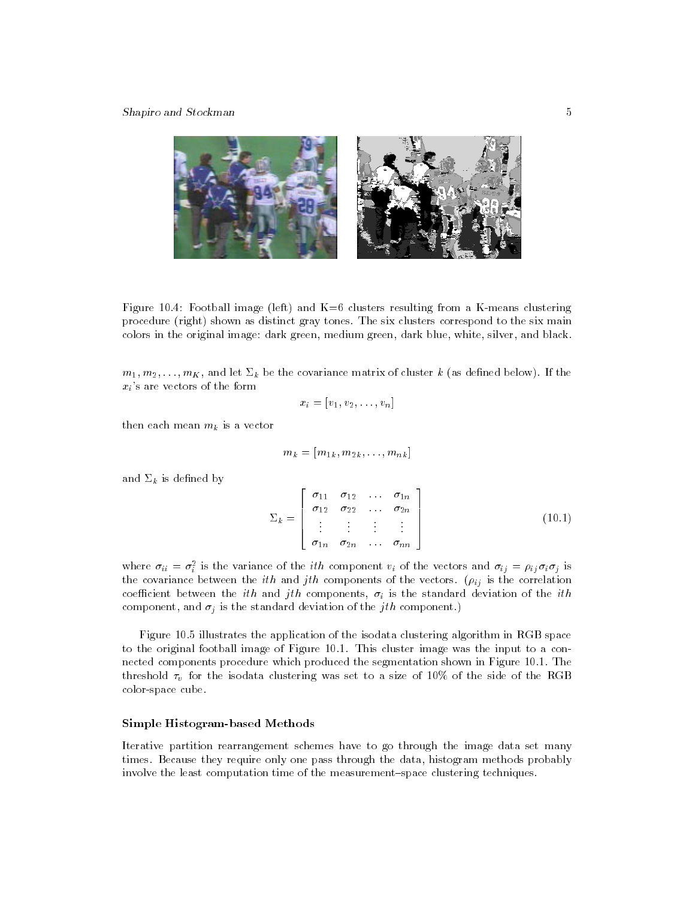Figure 10.4: Football image (left) and K=6 clusters resulting from a K-means clustering procedure (right) shown as distinct gray tones. The six clusters correspond to the six main colors in the original image: dark green, medium green, dark blue, white, silver, and black.

$m_1, m_2, \ldots, m_K$, and let $\Sigma_k$ be the covariance matrix of cluster $k$ (as defined below). If the $x_i$'s are vectors of the form

$$x_i = [v_1, v_2, \ldots, v_n]$$

then each mean $m_k$ is a vector

$$m_k = [m_{1k}, m_{2k}, \ldots, m_{nk}]$$

and $\Sigma_k$ is defined by

$$\Sigma_k = \begin{bmatrix} \sigma_{11} & \sigma_{12} & \ldots & \sigma_{1n} \\ \sigma_{12} & \sigma_{22} & \ldots & \sigma_{2n} \\ \vdots & \vdots & \vdots & \vdots \\ \sigma_{1n} & \sigma_{2n} & \ldots & \sigma_{nn} \end{bmatrix} \tag{10.1}$$

where $\sigma_{ii} = \sigma_i^2$ is the variance of the $ith$ component $v_i$ of the vectors and $\sigma_{ij} = \rho_{ij}\sigma_i\sigma_j$ is the covariance between the $ith$ and $jth$ components of the vectors. ($\rho_{ij}$ is the correlation coefficient between the $ith$ and $jth$ components, $\sigma_i$ is the standard deviation of the $ith$ component, and $\sigma_j$ is the standard deviation of the $jth$ component.)

Figure 10.5 illustrates the application of the isodata clustering algorithm in RGB space to the original football image of Figure 10.1. This cluster image was the input to a connected components procedure which produced the segmentation shown in Figure 10.1. The threshold $\tau_v$ for the isodata clustering was set to a size of 10% of the side of the RGB color-space cube.

### Simple Histogram-based Methods

Iterative partition rearrangement schemes have to go through the image data set many times. Because they require only one pass through the data, histogram methods probably involve the least computation time of the measurement–space clustering techniques.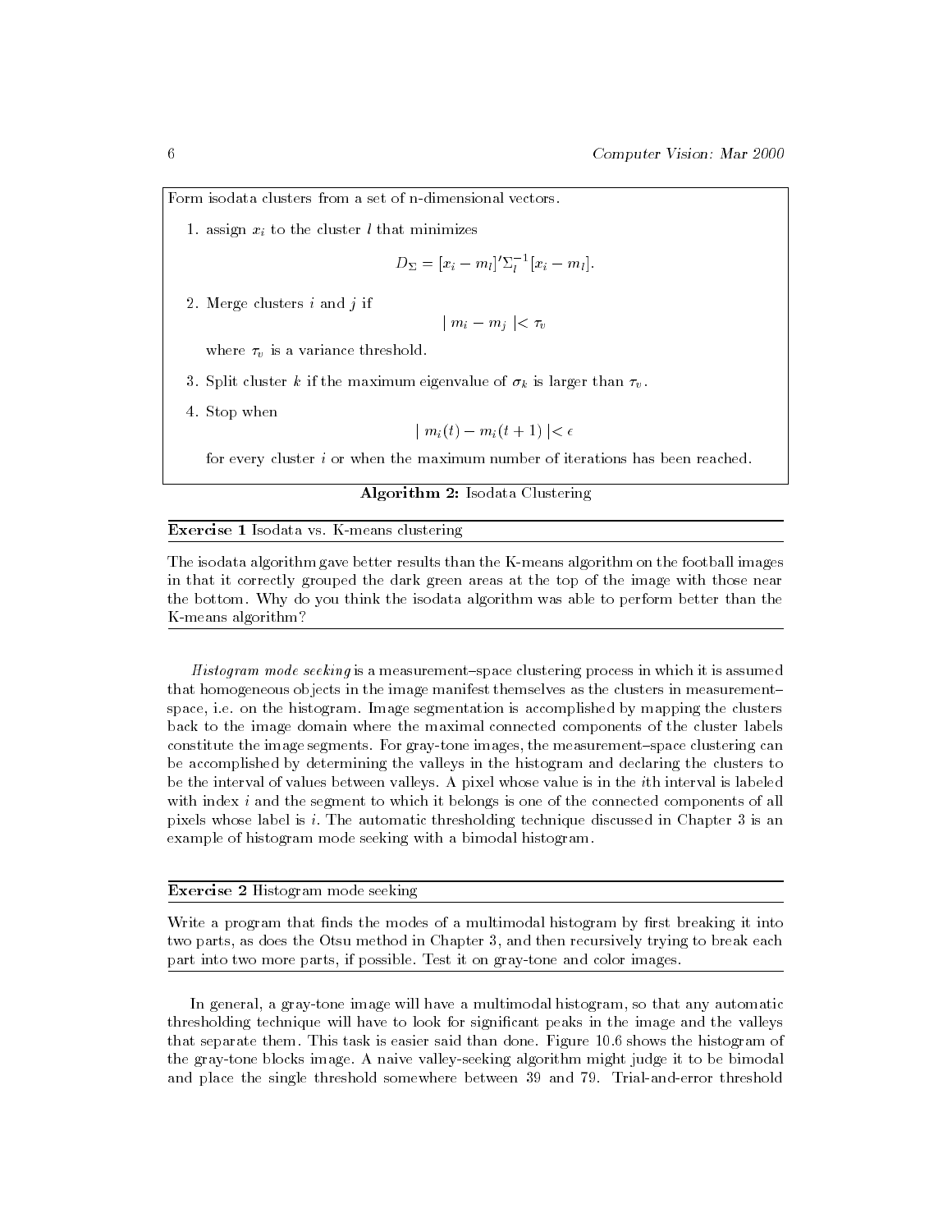Form isodata clusters from a set of n-dimensional vectors.

1. assign $x_i$ to the cluster $l$ that minimizes

$$D_\Sigma = [x_i - m_l]' \Sigma_l^{-1} [x_i - m_l].$$

2. Merge clusters $i$ and $j$ if

$$\mid m_i - m_j \mid < \tau_v$$

   where $\tau_v$ is a variance threshold.

3. Split cluster $k$ if the maximum eigenvalue of $\sigma_k$ is larger than $\tau_v$.

4. Stop when

$$\mid m_i(t) - m_i(t+1) \mid < \epsilon$$

   for every cluster $i$ or when the maximum number of iterations has been reached.

**Algorithm 2:** Isodata Clustering

---

**Exercise 1** Isodata vs. K-means clustering

The isodata algorithm gave better results than the K-means algorithm on the football images in that it correctly grouped the dark green areas at the top of the image with those near the bottom. Why do you think the isodata algorithm was able to perform better than the K-means algorithm?

---

*Histogram mode seeking* is a measurement–space clustering process in which it is assumed that homogeneous objects in the image manifest themselves as the clusters in measurement–space, i.e. on the histogram. Image segmentation is accomplished by mapping the clusters back to the image domain where the maximal connected components of the cluster labels constitute the image segments. For gray-tone images, the measurement–space clustering can be accomplished by determining the valleys in the histogram and declaring the clusters to be the interval of values between valleys. A pixel whose value is in the $i$th interval is labeled with index $i$ and the segment to which it belongs is one of the connected components of all pixels whose label is $i$. The automatic thresholding technique discussed in Chapter 3 is an example of histogram mode seeking with a bimodal histogram.

---

**Exercise 2** Histogram mode seeking

Write a program that finds the modes of a multimodal histogram by first breaking it into two parts, as does the Otsu method in Chapter 3, and then recursively trying to break each part into two more parts, if possible. Test it on gray-tone and color images.

---

In general, a gray-tone image will have a multimodal histogram, so that any automatic thresholding technique will have to look for significant peaks in the image and the valleys that separate them. This task is easier said than done. Figure 10.6 shows the histogram of the gray-tone blocks image. A naive valley-seeking algorithm might judge it to be bimodal and place the single threshold somewhere between 39 and 79. Trial-and-error threshold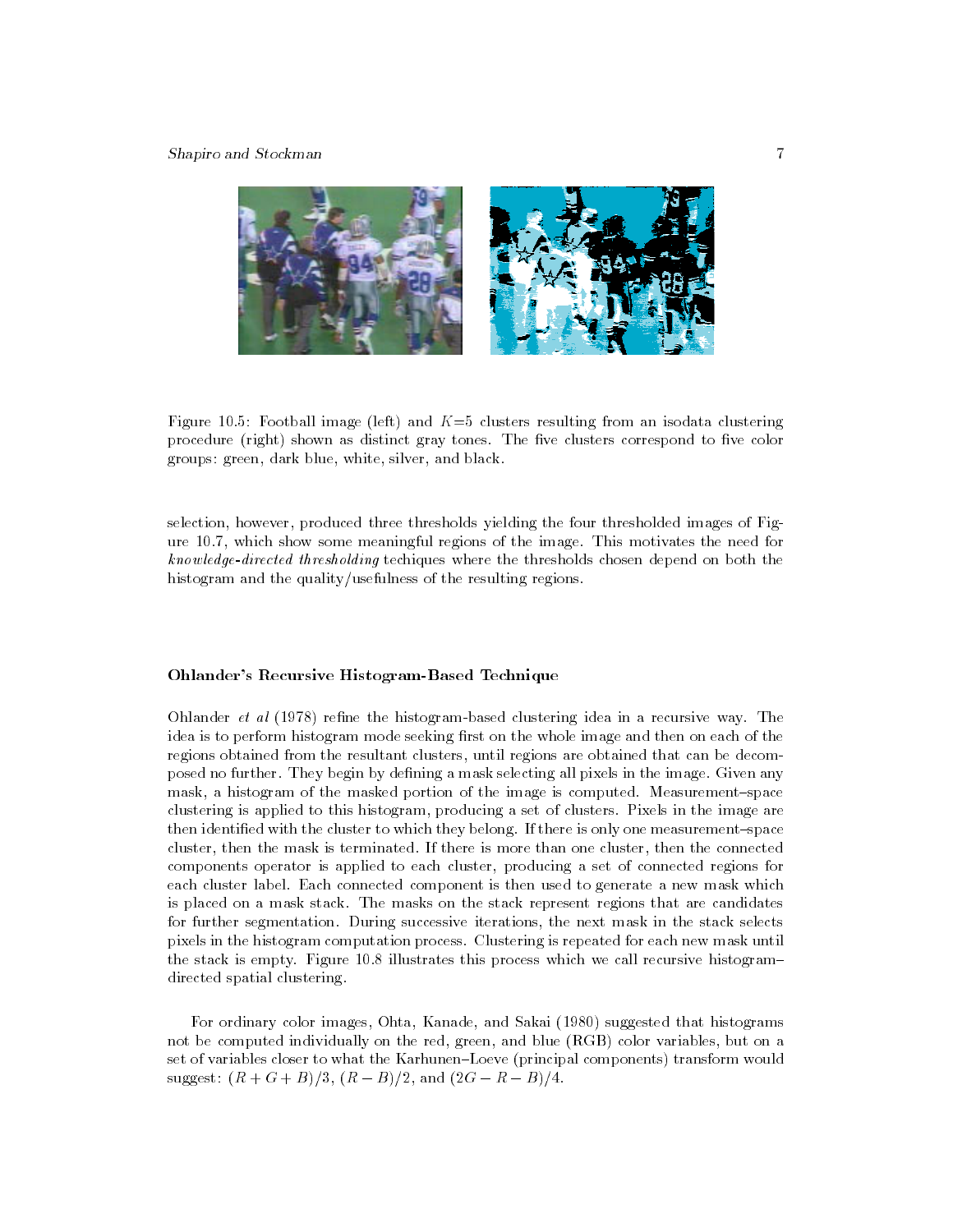Figure 10.5: Football image (left) and $K$=5 clusters resulting from an isodata clustering procedure (right) shown as distinct gray tones. The five clusters correspond to five color groups: green, dark blue, white, silver, and black.

selection, however, produced three thresholds yielding the four thresholded images of Figure 10.7, which show some meaningful regions of the image. This motivates the need for *knowledge-directed thresholding* techiques where the thresholds chosen depend on both the histogram and the quality/usefulness of the resulting regions.

### Ohlander's Recursive Histogram-Based Technique

Ohlander *et al* (1978) refine the histogram-based clustering idea in a recursive way. The idea is to perform histogram mode seeking first on the whole image and then on each of the regions obtained from the resultant clusters, until regions are obtained that can be decomposed no further. They begin by defining a mask selecting all pixels in the image. Given any mask, a histogram of the masked portion of the image is computed. Measurement–space clustering is applied to this histogram, producing a set of clusters. Pixels in the image are then identified with the cluster to which they belong. If there is only one measurement–space cluster, then the mask is terminated. If there is more than one cluster, then the connected components operator is applied to each cluster, producing a set of connected regions for each cluster label. Each connected component is then used to generate a new mask which is placed on a mask stack. The masks on the stack represent regions that are candidates for further segmentation. During successive iterations, the next mask in the stack selects pixels in the histogram computation process. Clustering is repeated for each new mask until the stack is empty. Figure 10.8 illustrates this process which we call recursive histogram–directed spatial clustering.

For ordinary color images, Ohta, Kanade, and Sakai (1980) suggested that histograms not be computed individually on the red, green, and blue (RGB) color variables, but on a set of variables closer to what the Karhunen–Loeve (principal components) transform would suggest: $(R + G + B)/3$, $(R - B)/2$, and $(2G - R - B)/4$.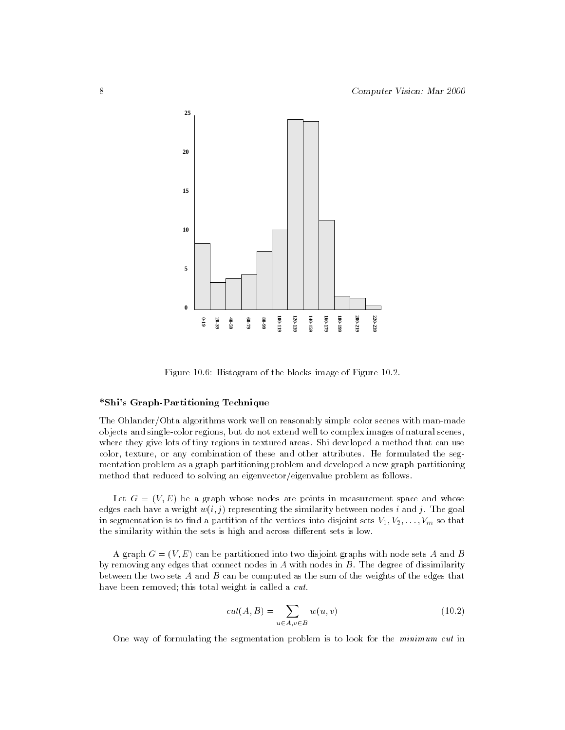Figure 10.6: Histogram of the blocks image of Figure 10.2.

### *Shi's Graph-Partitioning Technique

The Ohlander/Ohta algorithms work well on reasonably simple color scenes with man-made objects and single-color regions, but do not extend well to complex images of natural scenes, where they give lots of tiny regions in textured areas. Shi developed a method that can use color, texture, or any combination of these and other attributes. He formulated the segmentation problem as a graph partitioning problem and developed a new graph-partitioning method that reduced to solving an eigenvector/eigenvalue problem as follows.

Let $G = (V, E)$ be a graph whose nodes are points in measurement space and whose edges each have a weight $w(i, j)$ representing the similarity between nodes $i$ and $j$. The goal in segmentation is to find a partition of the vertices into disjoint sets $V_1, V_2, \ldots, V_m$ so that the similarity within the sets is high and across different sets is low.

A graph $G = (V, E)$ can be partitioned into two disjoint graphs with node sets $A$ and $B$ by removing any edges that connect nodes in $A$ with nodes in $B$. The degree of dissimilarity between the two sets $A$ and $B$ can be computed as the sum of the weights of the edges that have been removed; this total weight is called a *cut*.

$$cut(A, B) = \sum_{u \in A, v \in B} w(u, v) \tag{10.2}$$

One way of formulating the segmentation problem is to look for the *minimum cut* in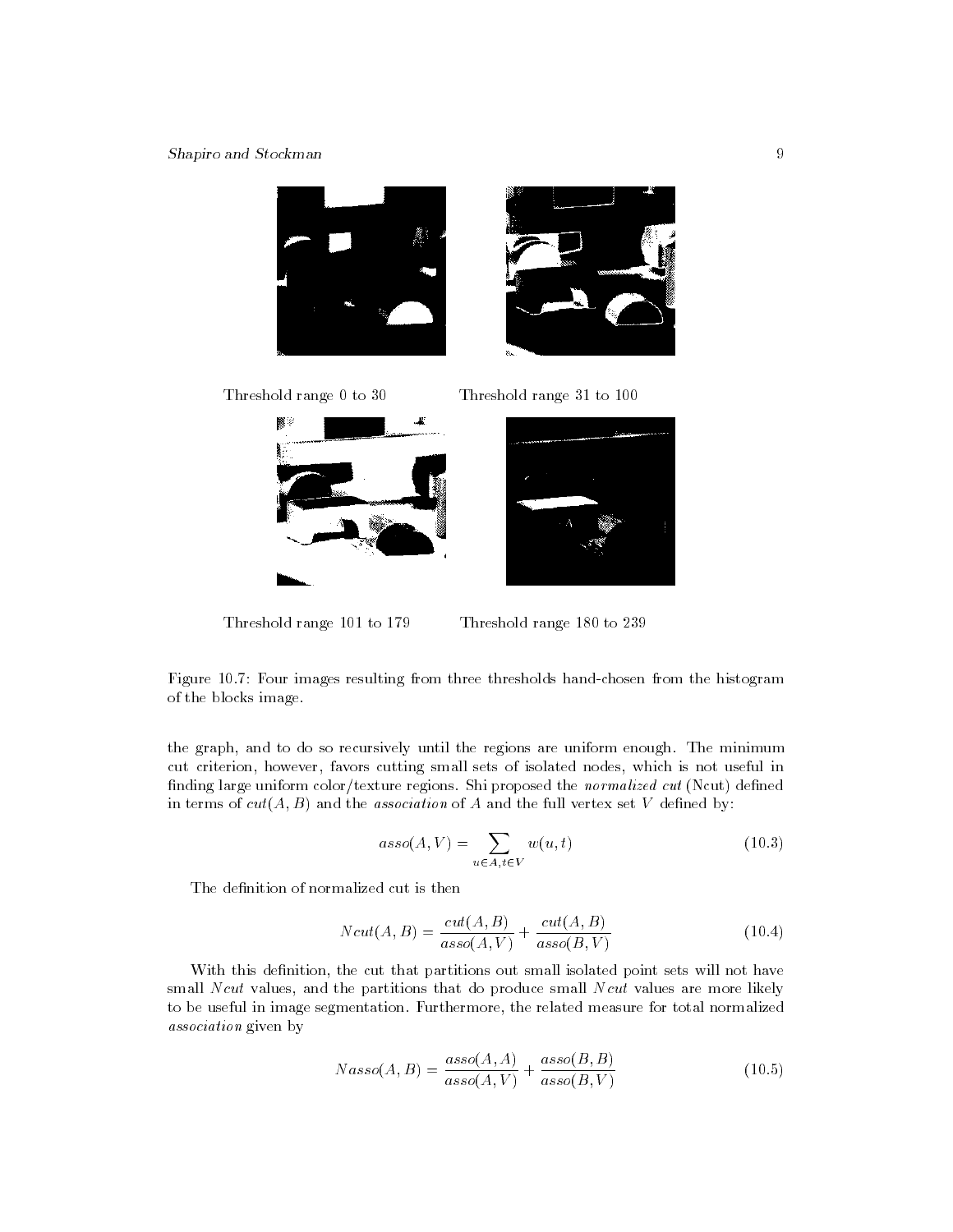Threshold range 0 to 30

Threshold range 31 to 100

Threshold range 101 to 179

Threshold range 180 to 239

Figure 10.7: Four images resulting from three thresholds hand-chosen from the histogram of the blocks image.

the graph, and to do so recursively until the regions are uniform enough. The minimum cut criterion, however, favors cutting small sets of isolated nodes, which is not useful in finding large uniform color/texture regions. Shi proposed the *normalized cut* (Ncut) defined in terms of $cut(A, B)$ and the *association* of $A$ and the full vertex set $V$ defined by:

$$asso(A, V) = \sum_{u \in A, t \in V} w(u, t) \tag{10.3}$$

The definition of normalized cut is then

$$Ncut(A, B) = \frac{cut(A, B)}{asso(A, V)} + \frac{cut(A, B)}{asso(B, V)} \tag{10.4}$$

With this definition, the cut that partitions out small isolated point sets will not have small $Ncut$ values, and the partitions that do produce small $Ncut$ values are more likely to be useful in image segmentation. Furthermore, the related measure for total normalized *association* given by

$$Nasso(A, B) = \frac{asso(A, A)}{asso(A, V)} + \frac{asso(B, B)}{asso(B, V)} \tag{10.5}$$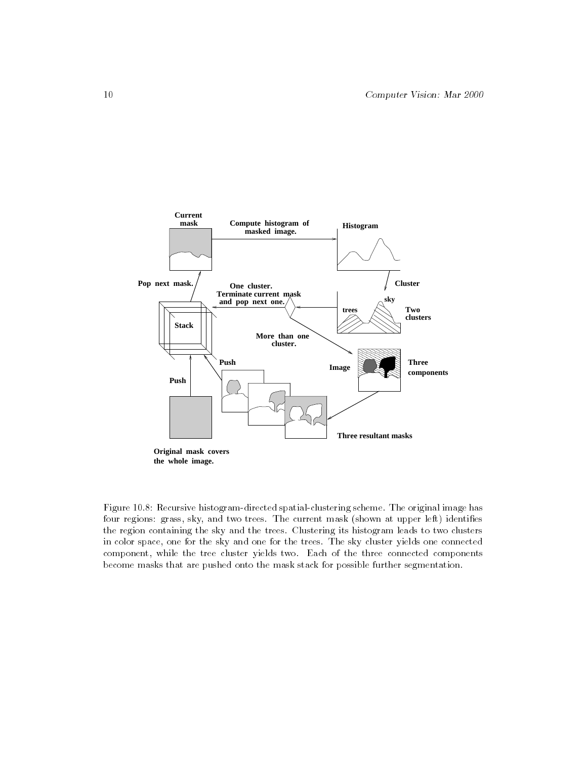Figure 10.8: Recursive histogram-directed spatial-clustering scheme. The original image has four regions: grass, sky, and two trees. The current mask (shown at upper left) identifies the region containing the sky and the trees. Clustering its histogram leads to two clusters in color space, one for the sky and one for the trees. The sky cluster yields one connected component, while the tree cluster yields two. Each of the three connected components become masks that are pushed onto the mask stack for possible further segmentation.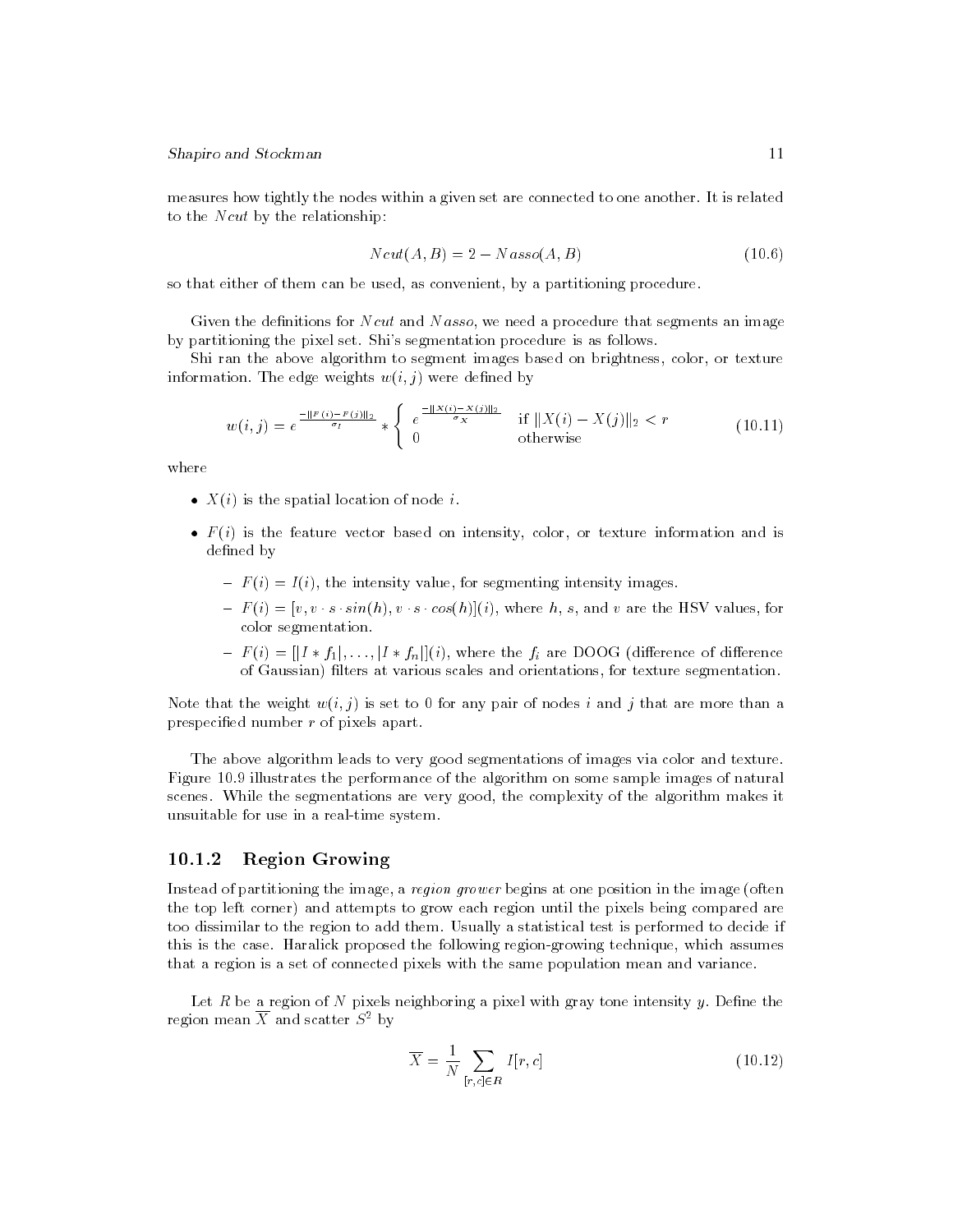measures how tightly the nodes within a given set are connected to one another. It is related to the $Ncut$ by the relationship:

$$Ncut(A, B) = 2 - Nasso(A, B) \tag{10.6}$$

so that either of them can be used, as convenient, by a partitioning procedure.

Given the definitions for $Ncut$ and $Nasso$, we need a procedure that segments an image by partitioning the pixel set. Shi's segmentation procedure is as follows.

Shi ran the above algorithm to segment images based on brightness, color, or texture information. The edge weights $w(i, j)$ were defined by

$$w(i,j) = e^{\frac{-\|F(i)-F(j)\|_2}{\sigma_I}} * \begin{cases} e^{\frac{-\|X(i)-X(j)\|_2}{\sigma_X}} & \text{if } \|X(i)-X(j)\|_2 < r \\ 0 & \text{otherwise} \end{cases} \tag{10.11}$$

where

- $X(i)$ is the spatial location of node $i$.
- $F(i)$ is the feature vector based on intensity, color, or texture information and is defined by
  - $F(i) = I(i)$, the intensity value, for segmenting intensity images.
  - $F(i) = [v, v \cdot s \cdot sin(h), v \cdot s \cdot cos(h)](i)$, where $h$, $s$, and $v$ are the HSV values, for color segmentation.
  - $F(i) = [|I * f_1|, \ldots, |I * f_n|](i)$, where the $f_i$ are DOOG (difference of difference of Gaussian) filters at various scales and orientations, for texture segmentation.

Note that the weight $w(i, j)$ is set to 0 for any pair of nodes $i$ and $j$ that are more than a prespecified number $r$ of pixels apart.

The above algorithm leads to very good segmentations of images via color and texture. Figure 10.9 illustrates the performance of the algorithm on some sample images of natural scenes. While the segmentations are very good, the complexity of the algorithm makes it unsuitable for use in a real-time system.

### 10.1.2 Region Growing

Instead of partitioning the image, a *region grower* begins at one position in the image (often the top left corner) and attempts to grow each region until the pixels being compared are too dissimilar to the region to add them. Usually a statistical test is performed to decide if this is the case. Haralick proposed the following region-growing technique, which assumes that a region is a set of connected pixels with the same population mean and variance.

Let $R$ be a region of $N$ pixels neighboring a pixel with gray tone intensity $y$. Define the region mean $\overline{X}$ and scatter $S^2$ by

$$\overline{X} = \frac{1}{N} \sum_{[r,c] \in R} I[r, c] \tag{10.12}$$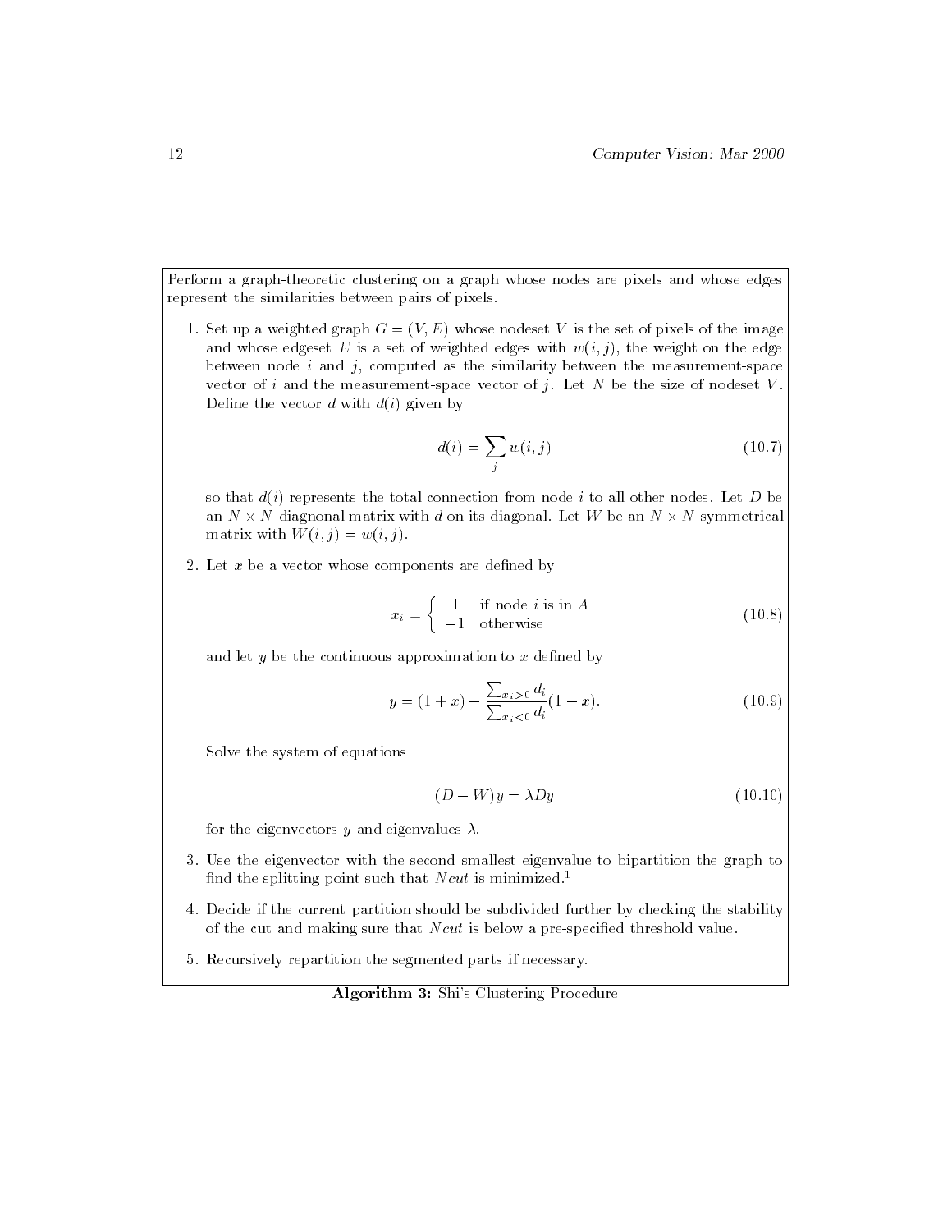Perform a graph-theoretic clustering on a graph whose nodes are pixels and whose edges represent the similarities between pairs of pixels.

1. Set up a weighted graph $G = (V, E)$ whose nodeset $V$ is the set of pixels of the image and whose edgeset $E$ is a set of weighted edges with $w(i, j)$, the weight on the edge between node $i$ and $j$, computed as the similarity between the measurement-space vector of $i$ and the measurement-space vector of $j$. Let $N$ be the size of nodeset $V$. Define the vector $d$ with $d(i)$ given by

$$d(i) = \sum_{j} w(i, j) \tag{10.7}$$

   so that $d(i)$ represents the total connection from node $i$ to all other nodes. Let $D$ be an $N \times N$ diagnonal matrix with $d$ on its diagonal. Let $W$ be an $N \times N$ symmetrical matrix with $W(i, j) = w(i, j)$.

2. Let $x$ be a vector whose components are defined by

$$x_i = \begin{cases} 1 & \text{if node } i \text{ is in } A \\ -1 & \text{otherwise} \end{cases} \tag{10.8}$$

   and let $y$ be the continuous approximation to $x$ defined by

$$y = (1 + x) - \frac{\sum_{x_i > 0} d_i}{\sum_{x_i < 0} d_i}(1 - x). \tag{10.9}$$

   Solve the system of equations

$$(D - W)y = \lambda D y \tag{10.10}$$

   for the eigenvectors $y$ and eigenvalues $\lambda$.

3. Use the eigenvector with the second smallest eigenvalue to bipartition the graph to find the splitting point such that $Ncut$ is minimized.[1]

4. Decide if the current partition should be subdivided further by checking the stability of the cut and making sure that $Ncut$ is below a pre-specified threshold value.

5. Recursively repartition the segmented parts if necessary.

**Algorithm 3:** Shi's Clustering Procedure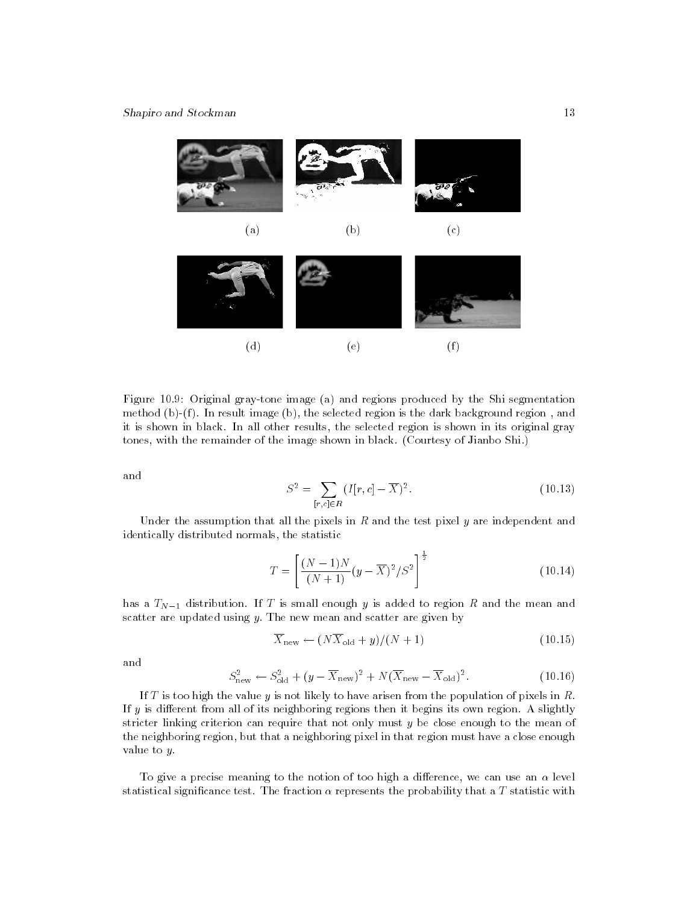(a) (b) (c)

(d) (e) (f)

Figure 10.9: Original gray-tone image (a) and regions produced by the Shi segmentation method (b)-(f). In result image (b), the selected region is the dark background region , and it is shown in black. In all other results, the selected region is shown in its original gray tones, with the remainder of the image shown in black. (Courtesy of Jianbo Shi.)

and

$$S^2 = \sum_{[r,c]\in R} (I[r,c] - \overline{X})^2. \tag{10.13}$$

Under the assumption that all the pixels in $R$ and the test pixel $y$ are independent and identically distributed normals, the statistic

$$T = \left[ \frac{(N-1)N}{(N+1)} (y - \overline{X})^2 / S^2 \right]^{\frac{1}{2}} \tag{10.14}$$

has a $T_{N-1}$ distribution. If $T$ is small enough $y$ is added to region $R$ and the mean and scatter are updated using $y$. The new mean and scatter are given by

$$\overline{X}_{\text{new}} \leftarrow (N\overline{X}_{\text{old}} + y)/(N+1) \tag{10.15}$$

and

$$S^2_{\text{new}} \leftarrow S^2_{\text{old}} + (y - \overline{X}_{\text{new}})^2 + N(\overline{X}_{\text{new}} - \overline{X}_{\text{old}})^2. \tag{10.16}$$

If $T$ is too high the value $y$ is not likely to have arisen from the population of pixels in $R$. If $y$ is different from all of its neighboring regions then it begins its own region. A slightly stricter linking criterion can require that not only must $y$ be close enough to the mean of the neighboring region, but that a neighboring pixel in that region must have a close enough value to $y$.

To give a precise meaning to the notion of too high a difference, we can use an $\alpha$ level statistical significance test. The fraction $\alpha$ represents the probability that a $T$ statistic with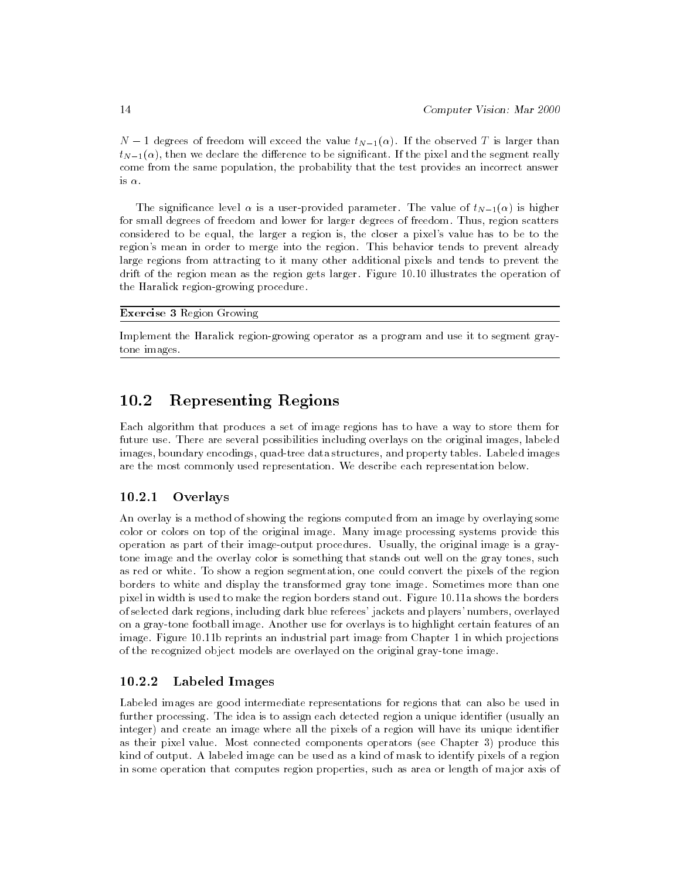$N - 1$ degrees of freedom will exceed the value $t_{N-1}(\alpha)$. If the observed $T$ is larger than $t_{N-1}(\alpha)$, then we declare the difference to be significant. If the pixel and the segment really come from the same population, the probability that the test provides an incorrect answer is $\alpha$.

The significance level $\alpha$ is a user-provided parameter. The value of $t_{N-1}(\alpha)$ is higher for small degrees of freedom and lower for larger degrees of freedom. Thus, region scatters considered to be equal, the larger a region is, the closer a pixel's value has to be to the region's mean in order to merge into the region. This behavior tends to prevent already large regions from attracting to it many other additional pixels and tends to prevent the drift of the region mean as the region gets larger. Figure 10.10 illustrates the operation of the Haralick region-growing procedure.

---

**Exercise 3** Region Growing

---

Implement the Haralick region-growing operator as a program and use it to segment gray-tone images.

---

## 10.2 Representing Regions

Each algorithm that produces a set of image regions has to have a way to store them for future use. There are several possibilities including overlays on the original images, labeled images, boundary encodings, quad-tree data structures, and property tables. Labeled images are the most commonly used representation. We describe each representation below.

### 10.2.1 Overlays

An overlay is a method of showing the regions computed from an image by overlaying some color or colors on top of the original image. Many image processing systems provide this operation as part of their image-output procedures. Usually, the original image is a gray-tone image and the overlay color is something that stands out well on the gray tones, such as red or white. To show a region segmentation, one could convert the pixels of the region borders to white and display the transformed gray tone image. Sometimes more than one pixel in width is used to make the region borders stand out. Figure 10.11a shows the borders of selected dark regions, including dark blue referees' jackets and players' numbers, overlayed on a gray-tone football image. Another use for overlays is to highlight certain features of an image. Figure 10.11b reprints an industrial part image from Chapter 1 in which projections of the recognized object models are overlayed on the original gray-tone image.

### 10.2.2 Labeled Images

Labeled images are good intermediate representations for regions that can also be used in further processing. The idea is to assign each detected region a unique identifier (usually an integer) and create an image where all the pixels of a region will have its unique identifier as their pixel value. Most connected components operators (see Chapter 3) produce this kind of output. A labeled image can be used as a kind of mask to identify pixels of a region in some operation that computes region properties, such as area or length of major axis of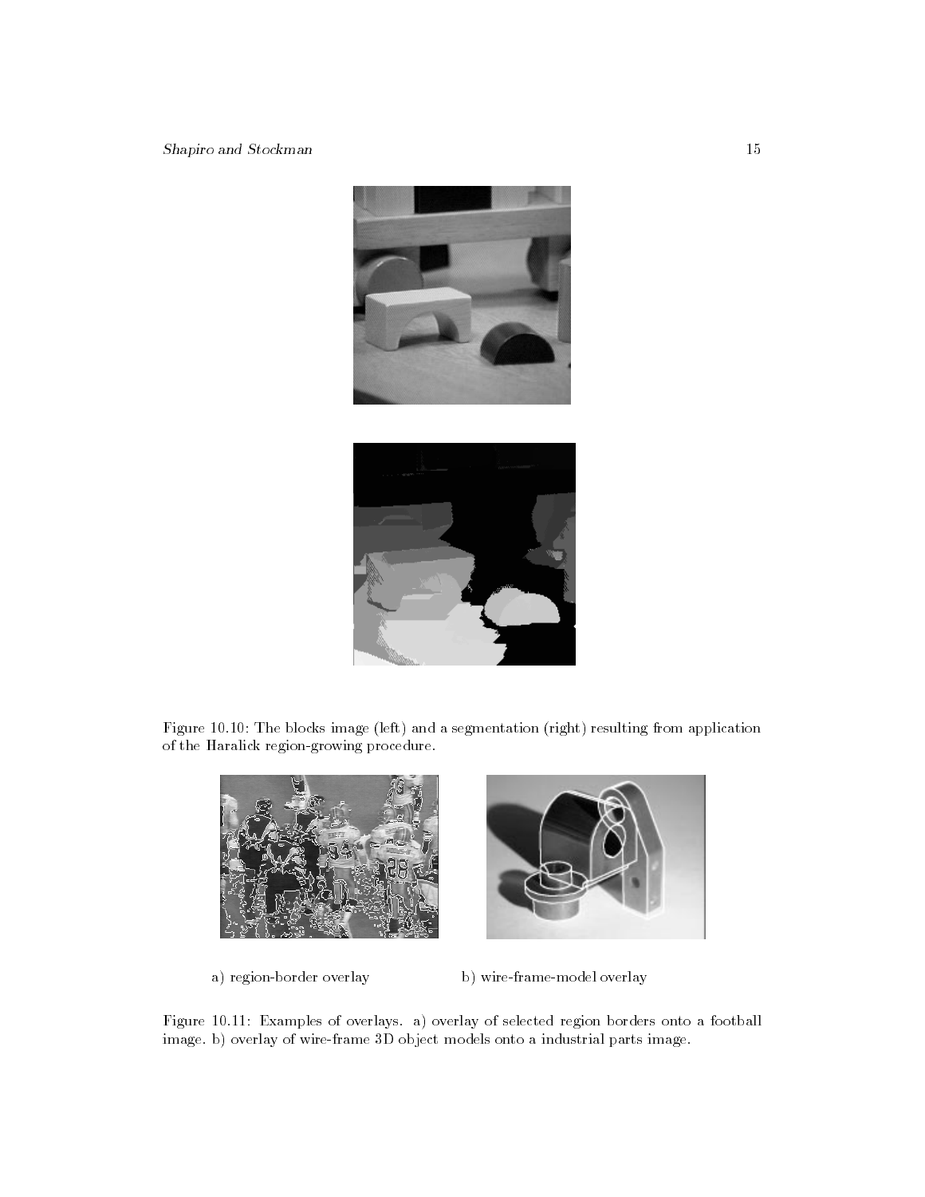Figure 10.10: The blocks image (left) and a segmentation (right) resulting from application of the Haralick region-growing procedure.

a) region-border overlay

b) wire-frame-model overlay

Figure 10.11: Examples of overlays. a) overlay of selected region borders onto a football image. b) overlay of wire-frame 3D object models onto a industrial parts image.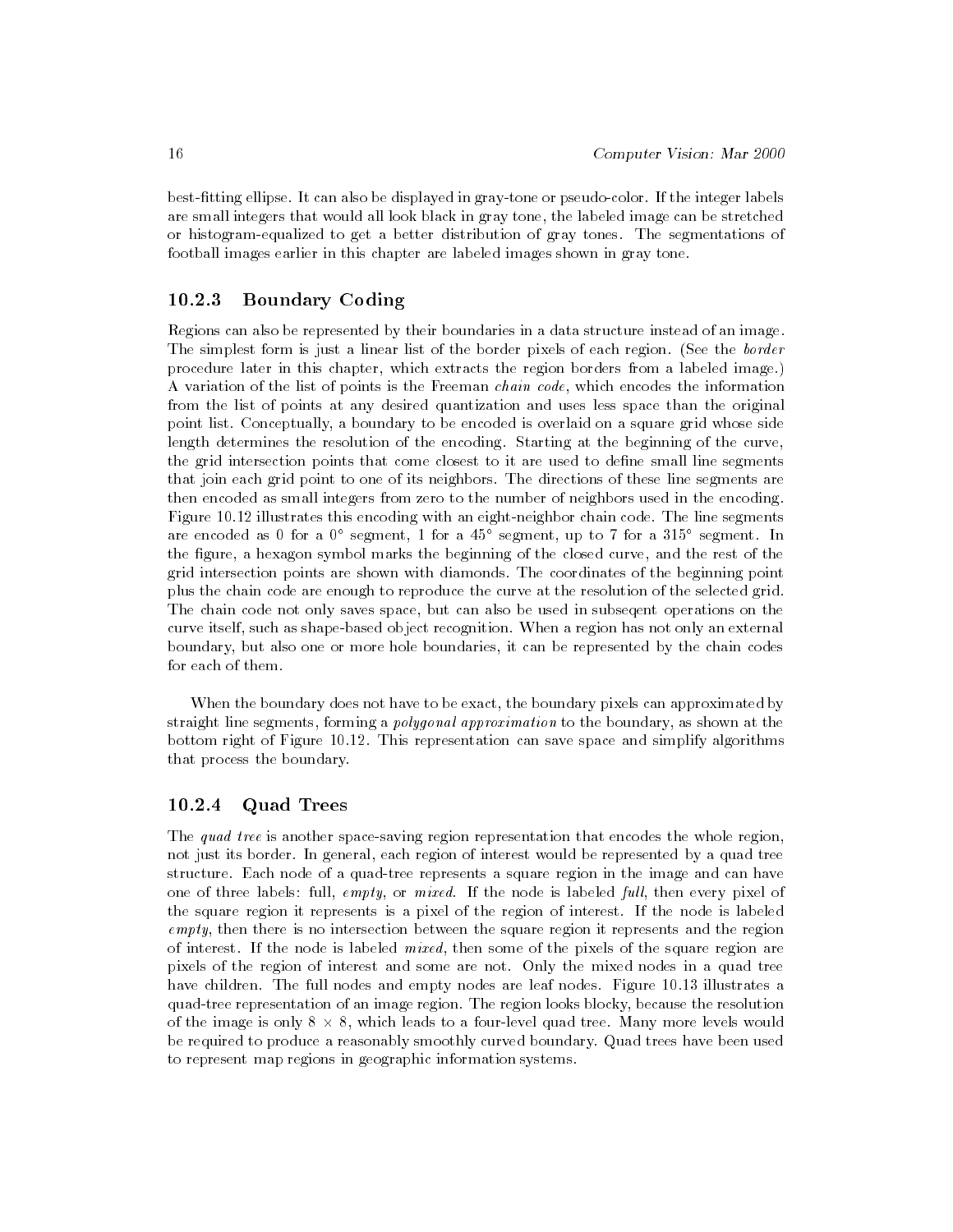best-fitting ellipse. It can also be displayed in gray-tone or pseudo-color. If the integer labels are small integers that would all look black in gray tone, the labeled image can be stretched or histogram-equalized to get a better distribution of gray tones. The segmentations of football images earlier in this chapter are labeled images shown in gray tone.

### 10.2.3 Boundary Coding

Regions can also be represented by their boundaries in a data structure instead of an image. The simplest form is just a linear list of the border pixels of each region. (See the *border* procedure later in this chapter, which extracts the region borders from a labeled image.) A variation of the list of points is the Freeman *chain code*, which encodes the information from the list of points at any desired quantization and uses less space than the original point list. Conceptually, a boundary to be encoded is overlaid on a square grid whose side length determines the resolution of the encoding. Starting at the beginning of the curve, the grid intersection points that come closest to it are used to define small line segments that join each grid point to one of its neighbors. The directions of these line segments are then encoded as small integers from zero to the number of neighbors used in the encoding. Figure 10.12 illustrates this encoding with an eight-neighbor chain code. The line segments are encoded as 0 for a $0°$ segment, 1 for a $45°$ segment, up to 7 for a $315°$ segment. In the figure, a hexagon symbol marks the beginning of the closed curve, and the rest of the grid intersection points are shown with diamonds. The coordinates of the beginning point plus the chain code are enough to reproduce the curve at the resolution of the selected grid. The chain code not only saves space, but can also be used in subseqent operations on the curve itself, such as shape-based object recognition. When a region has not only an external boundary, but also one or more hole boundaries, it can be represented by the chain codes for each of them.

When the boundary does not have to be exact, the boundary pixels can approximated by straight line segments, forming a *polygonal approximation* to the boundary, as shown at the bottom right of Figure 10.12. This representation can save space and simplify algorithms that process the boundary.

### 10.2.4 Quad Trees

The *quad tree* is another space-saving region representation that encodes the whole region, not just its border. In general, each region of interest would be represented by a quad tree structure. Each node of a quad-tree represents a square region in the image and can have one of three labels: full, *empty*, or *mixed*. If the node is labeled *full*, then every pixel of the square region it represents is a pixel of the region of interest. If the node is labeled *empty*, then there is no intersection between the square region it represents and the region of interest. If the node is labeled *mixed*, then some of the pixels of the square region are pixels of the region of interest and some are not. Only the mixed nodes in a quad tree have children. The full nodes and empty nodes are leaf nodes. Figure 10.13 illustrates a quad-tree representation of an image region. The region looks blocky, because the resolution of the image is only $8 \times 8$, which leads to a four-level quad tree. Many more levels would be required to produce a reasonably smoothly curved boundary. Quad trees have been used to represent map regions in geographic information systems.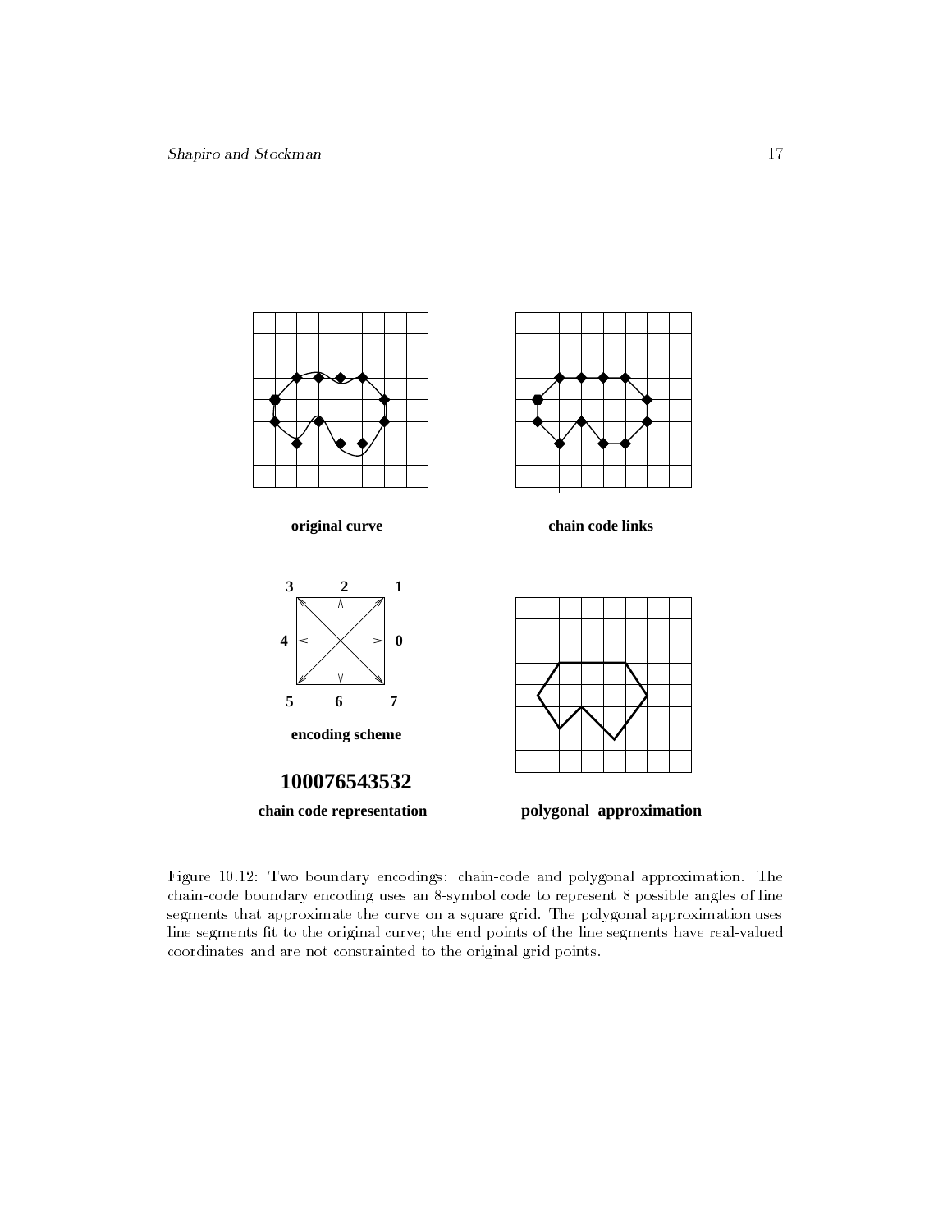original curve

chain code links

3 2 1

4 0

5 6 7

encoding scheme

**100076543532**

chain code representation

polygonal approximation

Figure 10.12: Two boundary encodings: chain-code and polygonal approximation. The chain-code boundary encoding uses an 8-symbol code to represent 8 possible angles of line segments that approximate the curve on a square grid. The polygonal approximation uses line segments fit to the original curve; the end points of the line segments have real-valued coordinates and are not constrainted to the original grid points.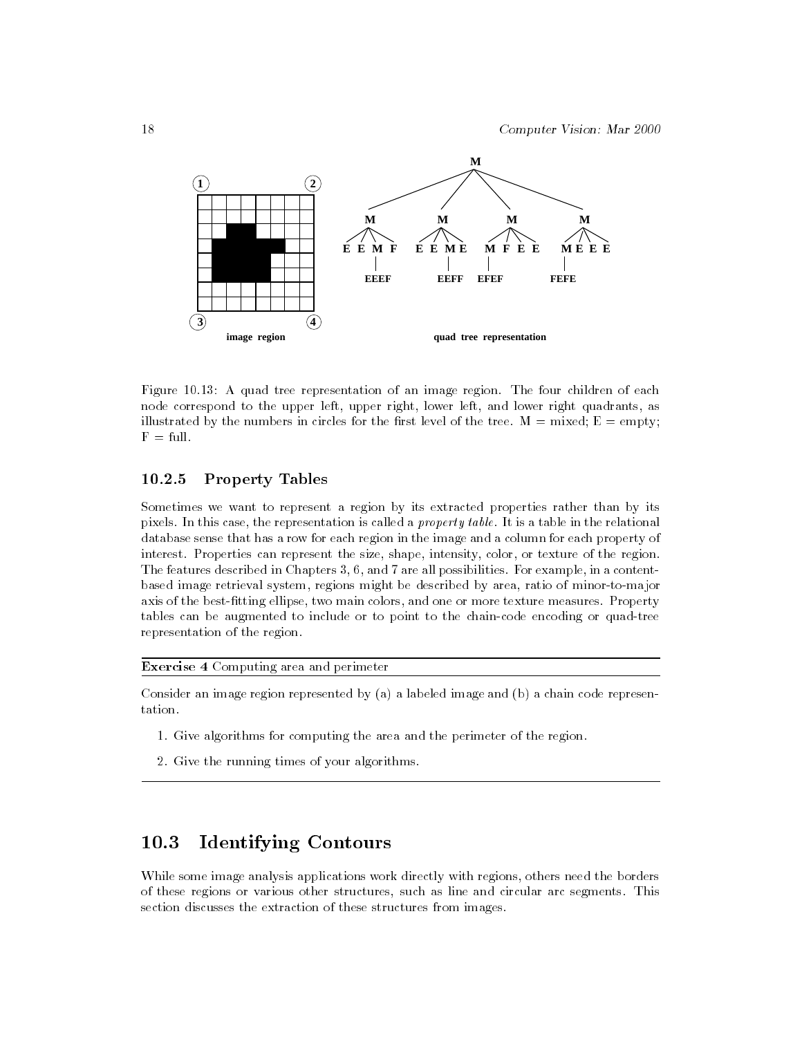Figure 10.13: A quad tree representation of an image region. The four children of each node correspond to the upper left, upper right, lower left, and lower right quadrants, as illustrated by the numbers in circles for the first level of the tree. M = mixed; E = empty; F = full.

### 10.2.5 Property Tables

Sometimes we want to represent a region by its extracted properties rather than by its pixels. In this case, the representation is called a *property table*. It is a table in the relational database sense that has a row for each region in the image and a column for each property of interest. Properties can represent the size, shape, intensity, color, or texture of the region. The features described in Chapters 3, 6, and 7 are all possibilities. For example, in a content-based image retrieval system, regions might be described by area, ratio of minor-to-major axis of the best-fitting ellipse, two main colors, and one or more texture measures. Property tables can be augmented to include or to point to the chain-code encoding or quad-tree representation of the region.

---

**Exercise 4** Computing area and perimeter

---

Consider an image region represented by (a) a labeled image and (b) a chain code representation.

1. Give algorithms for computing the area and the perimeter of the region.
2. Give the running times of your algorithms.

---

## 10.3 Identifying Contours

While some image analysis applications work directly with regions, others need the borders of these regions or various other structures, such as line and circular arc segments. This section discusses the extraction of these structures from images.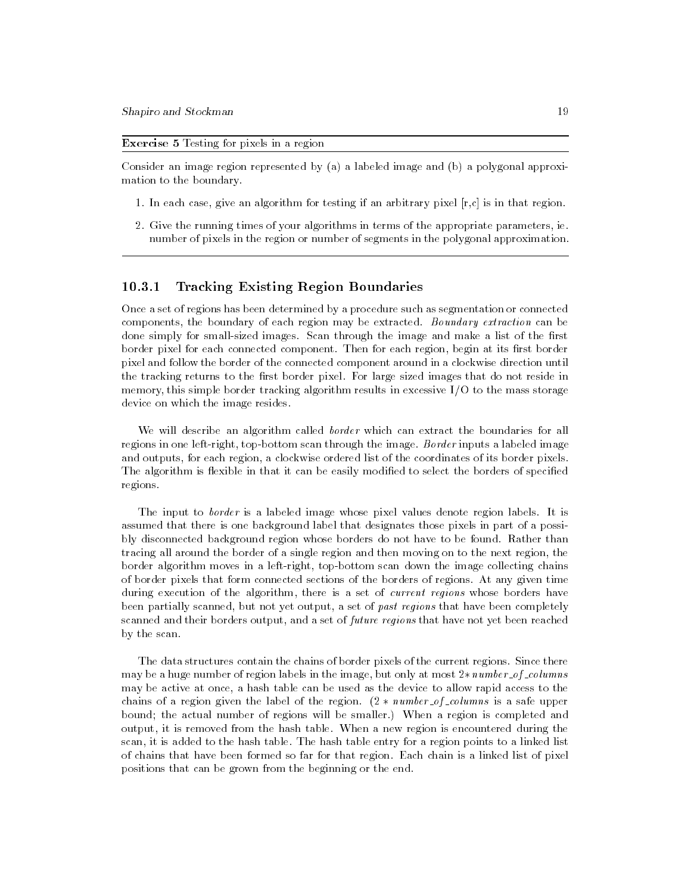**Exercise 5** Testing for pixels in a region

Consider an image region represented by (a) a labeled image and (b) a polygonal approximation to the boundary.

1. In each case, give an algorithm for testing if an arbitrary pixel [r,c] is in that region.
2. Give the running times of your algorithms in terms of the appropriate parameters, ie. number of pixels in the region or number of segments in the polygonal approximation.

### 10.3.1 Tracking Existing Region Boundaries

Once a set of regions has been determined by a procedure such as segmentation or connected components, the boundary of each region may be extracted. *Boundary extraction* can be done simply for small-sized images. Scan through the image and make a list of the first border pixel for each connected component. Then for each region, begin at its first border pixel and follow the border of the connected component around in a clockwise direction until the tracking returns to the first border pixel. For large sized images that do not reside in memory, this simple border tracking algorithm results in excessive I/O to the mass storage device on which the image resides.

We will describe an algorithm called *border* which can extract the boundaries for all regions in one left-right, top-bottom scan through the image. *Border* inputs a labeled image and outputs, for each region, a clockwise ordered list of the coordinates of its border pixels. The algorithm is flexible in that it can be easily modified to select the borders of specified regions.

The input to *border* is a labeled image whose pixel values denote region labels. It is assumed that there is one background label that designates those pixels in part of a possibly disconnected background region whose borders do not have to be found. Rather than tracing all around the border of a single region and then moving on to the next region, the border algorithm moves in a left-right, top-bottom scan down the image collecting chains of border pixels that form connected sections of the borders of regions. At any given time during execution of the algorithm, there is a set of *current regions* whose borders have been partially scanned, but not yet output, a set of *past regions* that have been completely scanned and their borders output, and a set of *future regions* that have not yet been reached by the scan.

The data structures contain the chains of border pixels of the current regions. Since there may be a huge number of region labels in the image, but only at most $2 * number\_of\_columns$ may be active at once, a hash table can be used as the device to allow rapid access to the chains of a region given the label of the region. ($2 * number\_of\_columns$ is a safe upper bound; the actual number of regions will be smaller.) When a region is completed and output, it is removed from the hash table. When a new region is encountered during the scan, it is added to the hash table. The hash table entry for a region points to a linked list of chains that have been formed so far for that region. Each chain is a linked list of pixel positions that can be grown from the beginning or the end.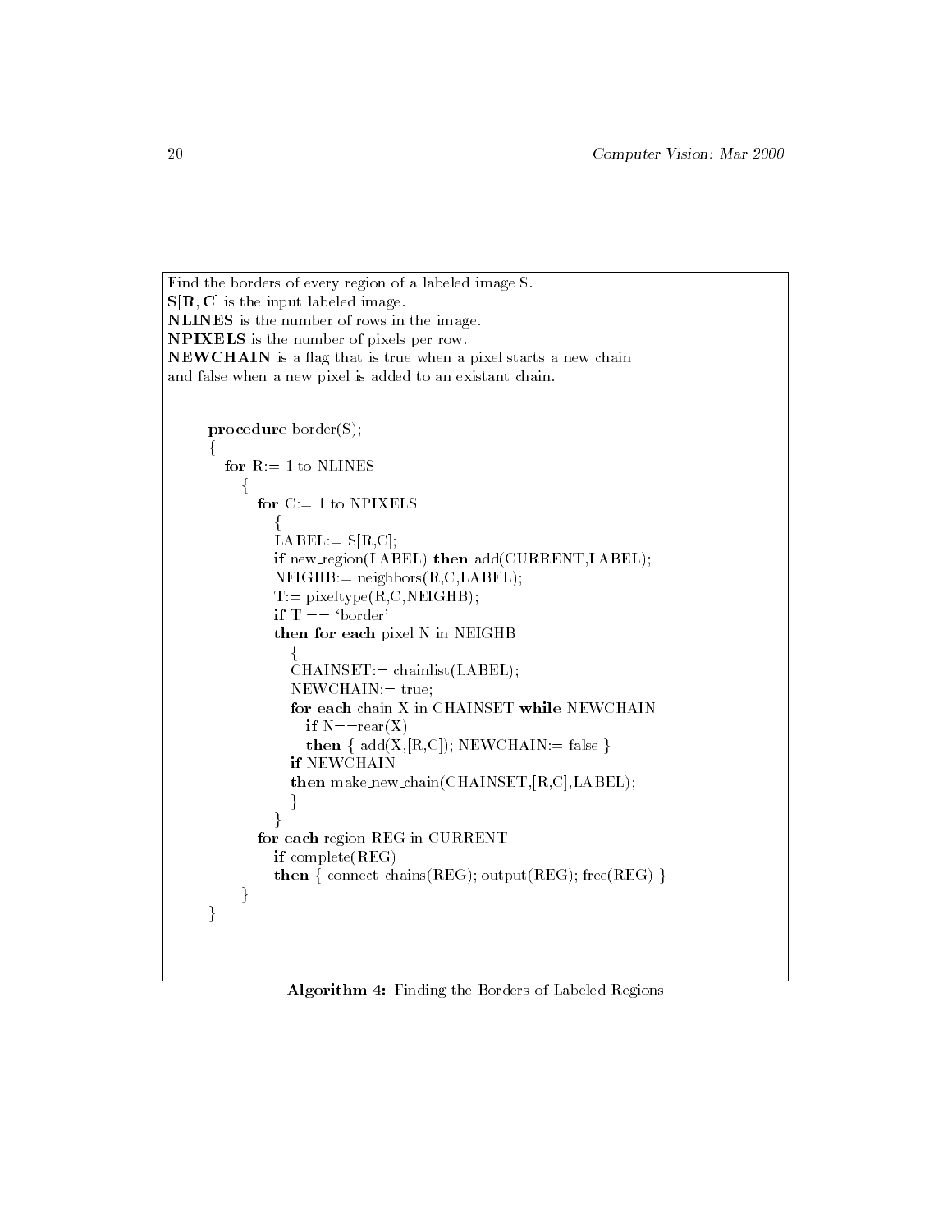Find the borders of every region of a labeled image S.
**S[R, C]** is the input labeled image.
**NLINES** is the number of rows in the image.
**NPIXELS** is the number of pixels per row.
**NEWCHAIN** is a flag that is true when a pixel starts a new chain
and false when a new pixel is added to an existant chain.

```
procedure border(S);
{
  for R:= 1 to NLINES
    {
      for C:= 1 to NPIXELS
        {
        LABEL:= S[R,C];
        if new_region(LABEL) then add(CURRENT,LABEL);
        NEIGHB:= neighbors(R,C,LABEL);
        T:= pixeltype(R,C,NEIGHB);
        if T == 'border'
        then for each pixel N in NEIGHB
          {
          CHAINSET:= chainlist(LABEL);
          NEWCHAIN:= true;
          for each chain X in CHAINSET while NEWCHAIN
            if N==rear(X)
            then { add(X,[R,C]); NEWCHAIN:= false }
          if NEWCHAIN
          then make_new_chain(CHAINSET,[R,C],LABEL);
          }
        }
      for each region REG in CURRENT
        if complete(REG)
        then { connect_chains(REG); output(REG); free(REG) }
    }
}
```

**Algorithm 4:** Finding the Borders of Labeled Regions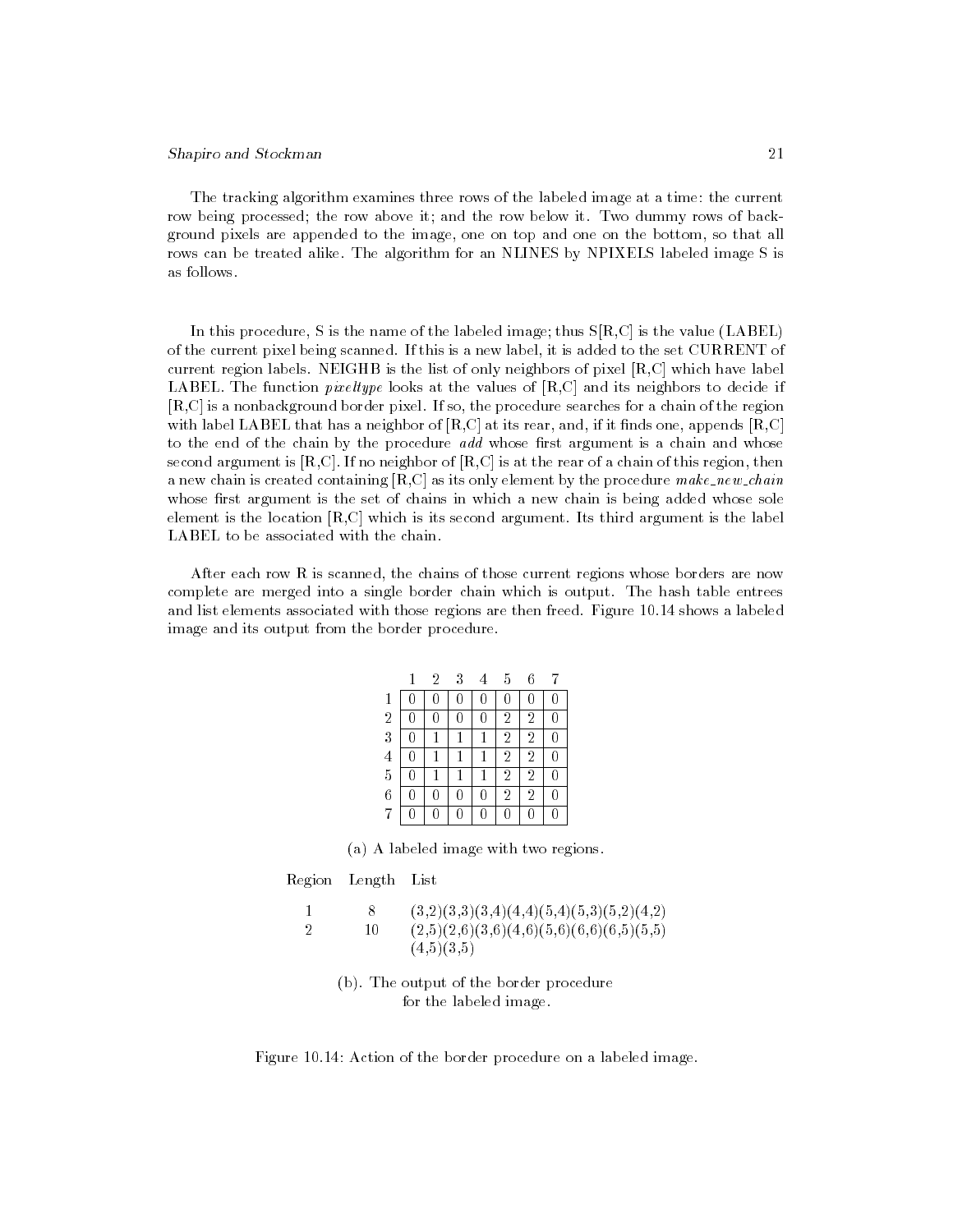The tracking algorithm examines three rows of the labeled image at a time: the current row being processed; the row above it; and the row below it. Two dummy rows of background pixels are appended to the image, one on top and one on the bottom, so that all rows can be treated alike. The algorithm for an NLINES by NPIXELS labeled image S is as follows.

In this procedure, S is the name of the labeled image; thus S[R,C] is the value (LABEL) of the current pixel being scanned. If this is a new label, it is added to the set CURRENT of current region labels. NEIGHB is the list of only neighbors of pixel [R,C] which have label LABEL. The function *pixeltype* looks at the values of [R,C] and its neighbors to decide if [R,C] is a nonbackground border pixel. If so, the procedure searches for a chain of the region with label LABEL that has a neighbor of [R,C] at its rear, and, if it finds one, appends [R,C] to the end of the chain by the procedure *add* whose first argument is a chain and whose second argument is [R,C]. If no neighbor of [R,C] is at the rear of a chain of this region, then a new chain is created containing [R,C] as its only element by the procedure *make_new_chain* whose first argument is the set of chains in which a new chain is being added whose sole element is the location [R,C] which is its second argument. Its third argument is the label LABEL to be associated with the chain.

After each row R is scanned, the chains of those current regions whose borders are now complete are merged into a single border chain which is output. The hash table entrees and list elements associated with those regions are then freed. Figure 10.14 shows a labeled image and its output from the border procedure.

| | 1 | 2 | 3 | 4 | 5 | 6 | 7 |
|---|---|---|---|---|---|---|---|
| 1 | 0 | 0 | 0 | 0 | 0 | 0 | 0 |
| 2 | 0 | 0 | 0 | 0 | 2 | 2 | 0 |
| 3 | 0 | 1 | 1 | 1 | 2 | 2 | 0 |
| 4 | 0 | 1 | 1 | 1 | 2 | 2 | 0 |
| 5 | 0 | 1 | 1 | 1 | 2 | 2 | 0 |
| 6 | 0 | 0 | 0 | 0 | 2 | 2 | 0 |
| 7 | 0 | 0 | 0 | 0 | 0 | 0 | 0 |

(a) A labeled image with two regions.

| Region | Length | List |
|---|---|---|
| 1 | 8 | (3,2)(3,3)(3,4)(4,4)(5,4)(5,3)(5,2)(4,2) |
| 2 | 10 | (2,5)(2,6)(3,6)(4,6)(5,6)(6,6)(6,5)(5,5)(4,5)(3,5) |

(b). The output of the border procedure for the labeled image.

Figure 10.14: Action of the border procedure on a labeled image.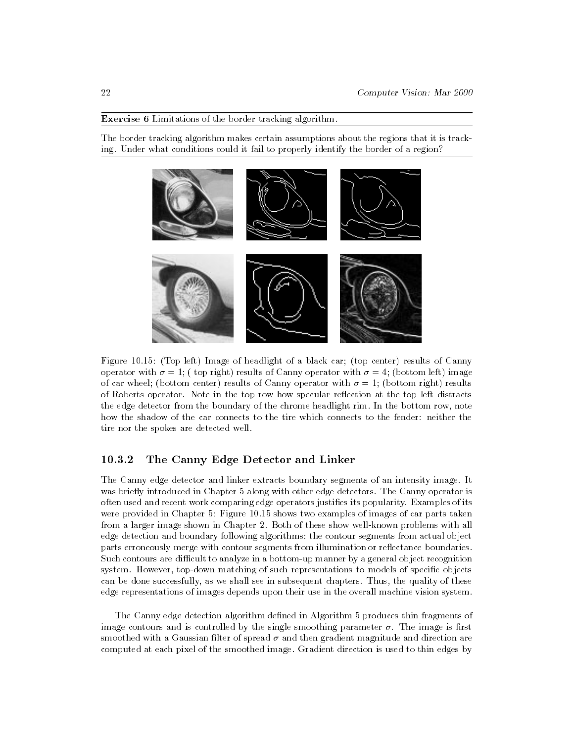**Exercise 6** Limitations of the border tracking algorithm.

The border tracking algorithm makes certain assumptions about the regions that it is tracking. Under what conditions could it fail to properly identify the border of a region?

Figure 10.15: (Top left) Image of headlight of a black car; (top center) results of Canny operator with $\sigma = 1$; ( top right) results of Canny operator with $\sigma = 4$; (bottom left) image of car wheel; (bottom center) results of Canny operator with $\sigma = 1$; (bottom right) results of Roberts operator. Note in the top row how specular reflection at the top left distracts the edge detector from the boundary of the chrome headlight rim. In the bottom row, note how the shadow of the car connects to the tire which connects to the fender: neither the tire nor the spokes are detected well.

### 10.3.2 The Canny Edge Detector and Linker

The Canny edge detector and linker extracts boundary segments of an intensity image. It was briefly introduced in Chapter 5 along with other edge detectors. The Canny operator is often used and recent work comparing edge operators justifies its popularity. Examples of its were provided in Chapter 5: Figure 10.15 shows two examples of images of car parts taken from a larger image shown in Chapter 2. Both of these show well-known problems with all edge detection and boundary following algorithms: the contour segments from actual object parts erroneously merge with contour segments from illumination or reflectance boundaries. Such contours are difficult to analyze in a bottom-up manner by a general object recognition system. However, top-down matching of such representations to models of specific objects can be done successfully, as we shall see in subsequent chapters. Thus, the quality of these edge representations of images depends upon their use in the overall machine vision system.

The Canny edge detection algorithm defined in Algorithm 5 produces thin fragments of image contours and is controlled by the single smoothing parameter $\sigma$. The image is first smoothed with a Gaussian filter of spread $\sigma$ and then gradient magnitude and direction are computed at each pixel of the smoothed image. Gradient direction is used to thin edges by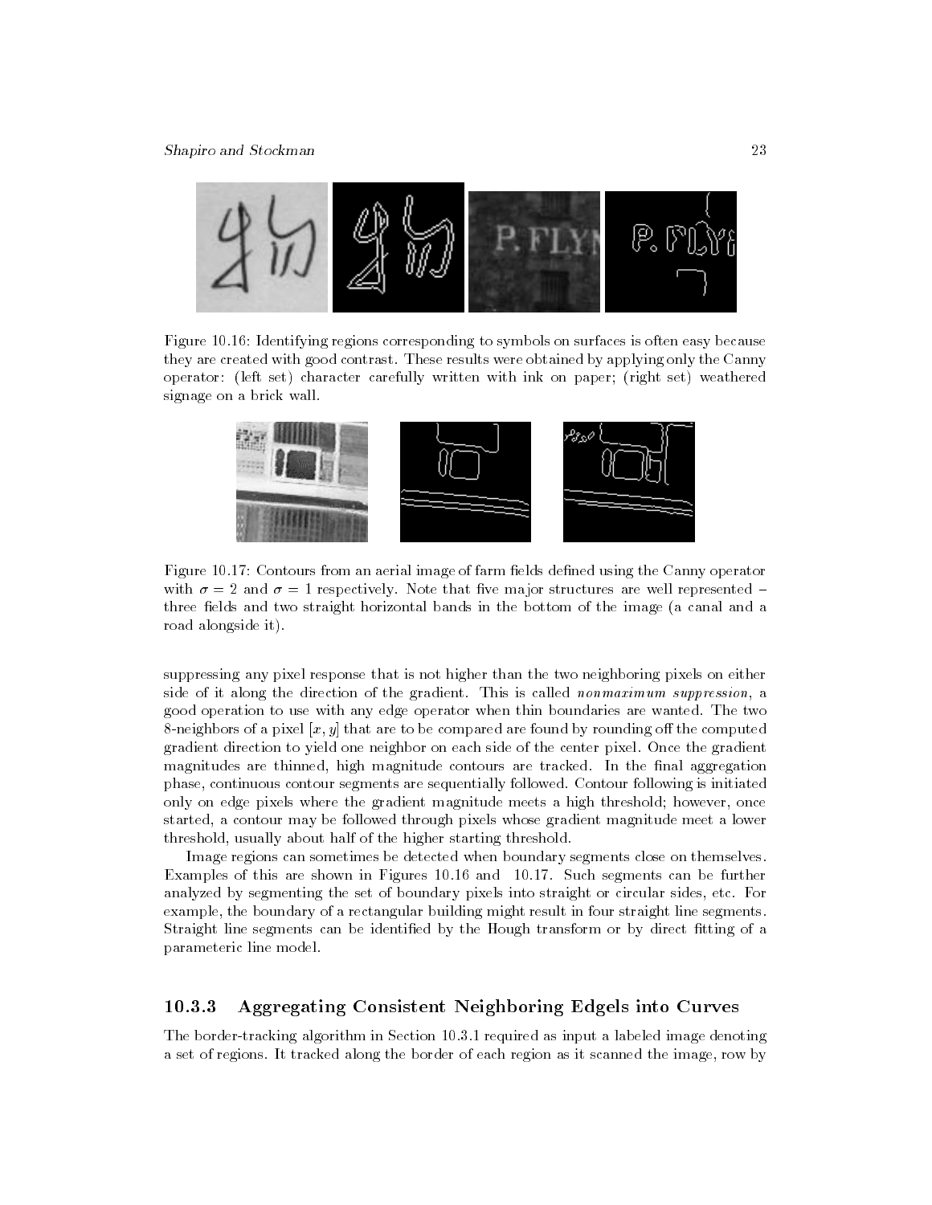Figure 10.16: Identifying regions corresponding to symbols on surfaces is often easy because they are created with good contrast. These results were obtained by applying only the Canny operator: (left set) character carefully written with ink on paper; (right set) weathered signage on a brick wall.

Figure 10.17: Contours from an aerial image of farm fields defined using the Canny operator with $\sigma = 2$ and $\sigma = 1$ respectively. Note that five major structures are well represented – three fields and two straight horizontal bands in the bottom of the image (a canal and a road alongside it).

suppressing any pixel response that is not higher than the two neighboring pixels on either side of it along the direction of the gradient. This is called *nonmaximum suppression*, a good operation to use with any edge operator when thin boundaries are wanted. The two 8-neighbors of a pixel $[x, y]$ that are to be compared are found by rounding off the computed gradient direction to yield one neighbor on each side of the center pixel. Once the gradient magnitudes are thinned, high magnitude contours are tracked. In the final aggregation phase, continuous contour segments are sequentially followed. Contour following is initiated only on edge pixels where the gradient magnitude meets a high threshold; however, once started, a contour may be followed through pixels whose gradient magnitude meet a lower threshold, usually about half of the higher starting threshold.

Image regions can sometimes be detected when boundary segments close on themselves. Examples of this are shown in Figures 10.16 and 10.17. Such segments can be further analyzed by segmenting the set of boundary pixels into straight or circular sides, etc. For example, the boundary of a rectangular building might result in four straight line segments. Straight line segments can be identified by the Hough transform or by direct fitting of a parameteric line model.

### 10.3.3 Aggregating Consistent Neighboring Edgels into Curves

The border-tracking algorithm in Section 10.3.1 required as input a labeled image denoting a set of regions. It tracked along the border of each region as it scanned the image, row by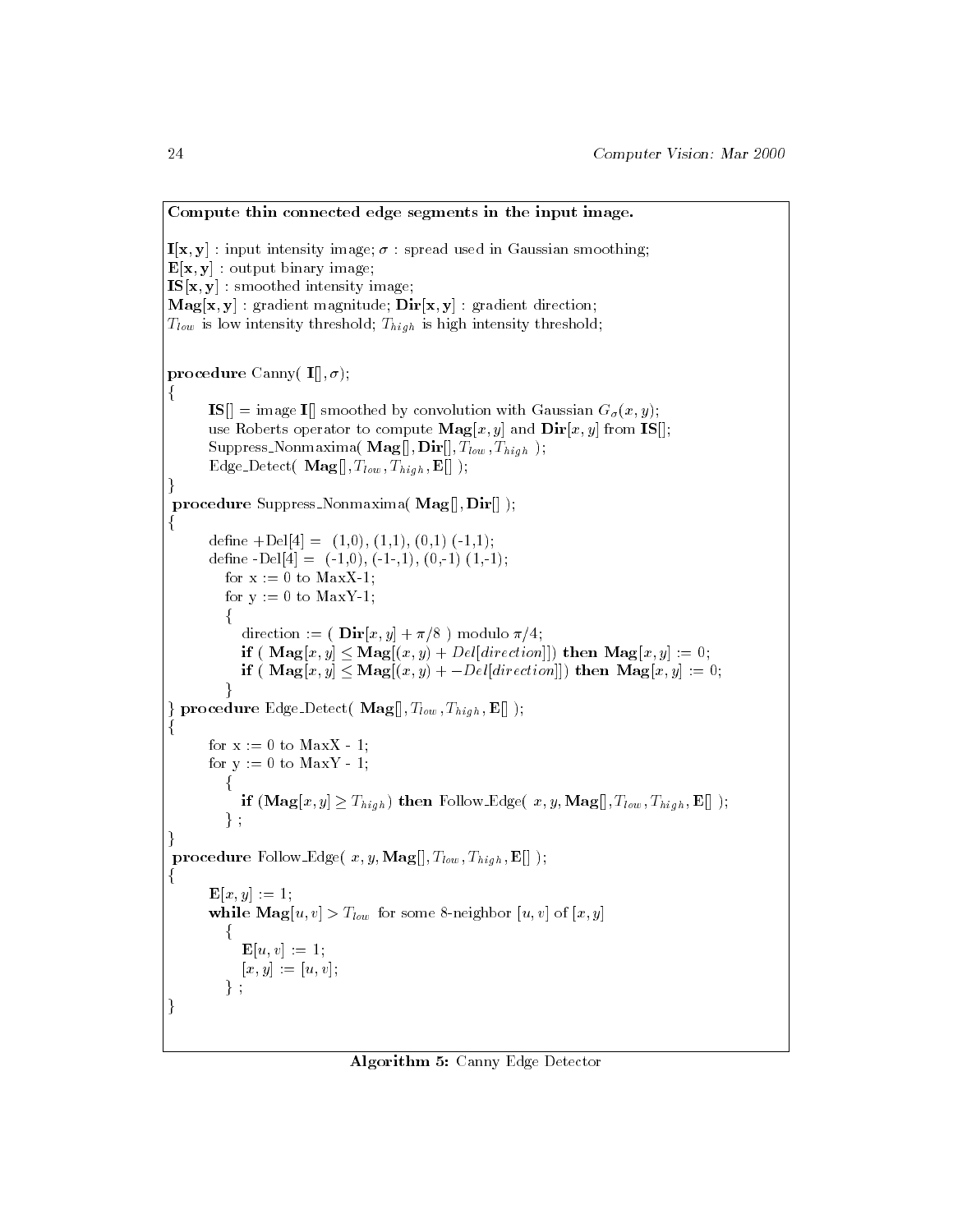**Compute thin connected edge segments in the input image.**

$\mathbf{I[x,y]}$ : input intensity image; $\sigma$ : spread used in Gaussian smoothing;
$\mathbf{E[x,y]}$ : output binary image;
$\mathbf{IS[x,y]}$ : smoothed intensity image;
$\mathbf{Mag[x,y]}$ : gradient magnitude; $\mathbf{Dir[x,y]}$ : gradient direction;
$T_{low}$ is low intensity threshold; $T_{high}$ is high intensity threshold;

```
procedure Canny( I[], σ);
{
    IS[] = image I[] smoothed by convolution with Gaussian G_σ(x, y);
    use Roberts operator to compute Mag[x, y] and Dir[x, y] from IS[];
    Suppress_Nonmaxima( Mag[], Dir[], T_low, T_high );
    Edge_Detect( Mag[], T_low, T_high, E[] );
}
procedure Suppress_Nonmaxima( Mag[], Dir[] );
{
    define +Del[4] = (1,0), (1,1), (0,1) (-1,1);
    define -Del[4] = (-1,0), (-1-,1), (0,-1) (1,-1);
      for x := 0 to MaxX-1;
      for y := 0 to MaxY-1;
      {
         direction := ( Dir[x, y] + π/8 ) modulo π/4;
         if ( Mag[x, y] ≤ Mag[(x, y) + Del[direction]]) then Mag[x, y] := 0;
         if ( Mag[x, y] ≤ Mag[(x, y) + -Del[direction]]) then Mag[x, y] := 0;
      }
} procedure Edge_Detect( Mag[], T_low, T_high, E[] );
{
    for x := 0 to MaxX - 1;
    for y := 0 to MaxY - 1;
      {
         if (Mag[x, y] ≥ T_high) then Follow_Edge( x, y, Mag[], T_low, T_high, E[] );
      } ;
}
procedure Follow_Edge( x, y, Mag[], T_low, T_high, E[] );
{
    E[x, y] := 1;
    while Mag[u, v] > T_low for some 8-neighbor [u, v] of [x, y]
      {
         E[u, v] := 1;
         [x, y] := [u, v];
      } ;
}
```

**Algorithm 5:** Canny Edge Detector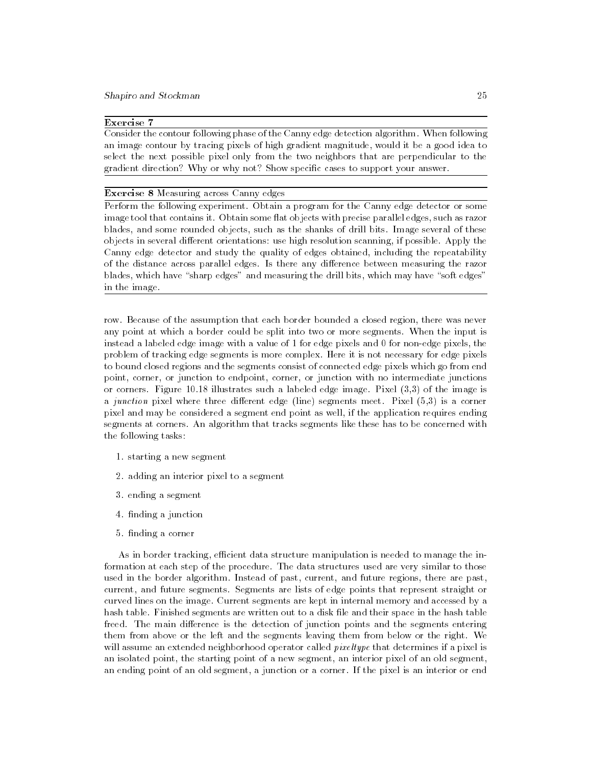**Exercise 7**

Consider the contour following phase of the Canny edge detection algorithm. When following an image contour by tracing pixels of high gradient magnitude, would it be a good idea to select the next possible pixel only from the two neighbors that are perpendicular to the gradient direction? Why or why not? Show specific cases to support your answer.

**Exercise 8** Measuring across Canny edges

Perform the following experiment. Obtain a program for the Canny edge detector or some image tool that contains it. Obtain some flat objects with precise parallel edges, such as razor blades, and some rounded objects, such as the shanks of drill bits. Image several of these objects in several different orientations: use high resolution scanning, if possible. Apply the Canny edge detector and study the quality of edges obtained, including the repeatability of the distance across parallel edges. Is there any difference between measuring the razor blades, which have "sharp edges" and measuring the drill bits, which may have "soft edges" in the image.

row. Because of the assumption that each border bounded a closed region, there was never any point at which a border could be split into two or more segments. When the input is instead a labeled edge image with a value of 1 for edge pixels and 0 for non-edge pixels, the problem of tracking edge segments is more complex. Here it is not necessary for edge pixels to bound closed regions and the segments consist of connected edge pixels which go from end point, corner, or junction to endpoint, corner, or junction with no intermediate junctions or corners. Figure 10.18 illustrates such a labeled edge image. Pixel (3,3) of the image is a *junction* pixel where three different edge (line) segments meet. Pixel (5,3) is a corner pixel and may be considered a segment end point as well, if the application requires ending segments at corners. An algorithm that tracks segments like these has to be concerned with the following tasks:

1. starting a new segment
2. adding an interior pixel to a segment
3. ending a segment
4. finding a junction
5. finding a corner

As in border tracking, efficient data structure manipulation is needed to manage the information at each step of the procedure. The data structures used are very similar to those used in the border algorithm. Instead of past, current, and future regions, there are past, current, and future segments. Segments are lists of edge points that represent straight or curved lines on the image. Current segments are kept in internal memory and accessed by a hash table. Finished segments are written out to a disk file and their space in the hash table freed. The main difference is the detection of junction points and the segments entering them from above or the left and the segments leaving them from below or the right. We will assume an extended neighborhood operator called *pixeltype* that determines if a pixel is an isolated point, the starting point of a new segment, an interior pixel of an old segment, an ending point of an old segment, a junction or a corner. If the pixel is an interior or end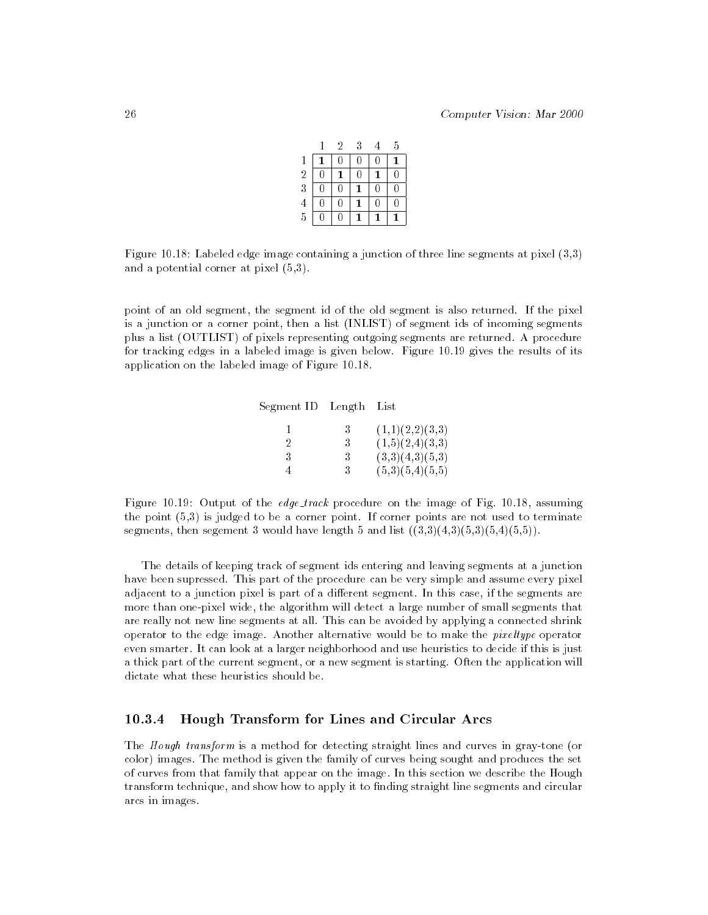|   | 1 | 2 | 3 | 4 | 5 |
|---|---|---|---|---|---|
| 1 | **1** | 0 | 0 | 0 | **1** |
| 2 | 0 | **1** | 0 | **1** | 0 |
| 3 | 0 | 0 | **1** | 0 | 0 |
| 4 | 0 | 0 | **1** | 0 | 0 |
| 5 | 0 | 0 | **1** | **1** | **1** |

Figure 10.18: Labeled edge image containing a junction of three line segments at pixel (3,3) and a potential corner at pixel (5,3).

point of an old segment, the segment id of the old segment is also returned. If the pixel is a junction or a corner point, then a list (INLIST) of segment ids of incoming segments plus a list (OUTLIST) of pixels representing outgoing segments are returned. A procedure for tracking edges in a labeled image is given below. Figure 10.19 gives the results of its application on the labeled image of Figure 10.18.

| Segment ID | Length | List |
|---|---|---|
| 1 | 3 | (1,1)(2,2)(3,3) |
| 2 | 3 | (1,5)(2,4)(3,3) |
| 3 | 3 | (3,3)(4,3)(5,3) |
| 4 | 3 | (5,3)(5,4)(5,5) |

Figure 10.19: Output of the *edge_track* procedure on the image of Fig. 10.18, assuming the point (5,3) is judged to be a corner point. If corner points are not used to terminate segments, then segement 3 would have length 5 and list ((3,3)(4,3)(5,3)(5,4)(5,5)).

The details of keeping track of segment ids entering and leaving segments at a junction have been supressed. This part of the procedure can be very simple and assume every pixel adjacent to a junction pixel is part of a different segment. In this case, if the segments are more than one-pixel wide, the algorithm will detect a large number of small segments that are really not new line segments at all. This can be avoided by applying a connected shrink operator to the edge image. Another alternative would be to make the *pixeltype* operator even smarter. It can look at a larger neighborhood and use heuristics to decide if this is just a thick part of the current segment, or a new segment is starting. Often the application will dictate what these heuristics should be.

### 10.3.4 Hough Transform for Lines and Circular Arcs

The *Hough transform* is a method for detecting straight lines and curves in gray-tone (or color) images. The method is given the family of curves being sought and produces the set of curves from that family that appear on the image. In this section we describe the Hough transform technique, and show how to apply it to finding straight line segments and circular arcs in images.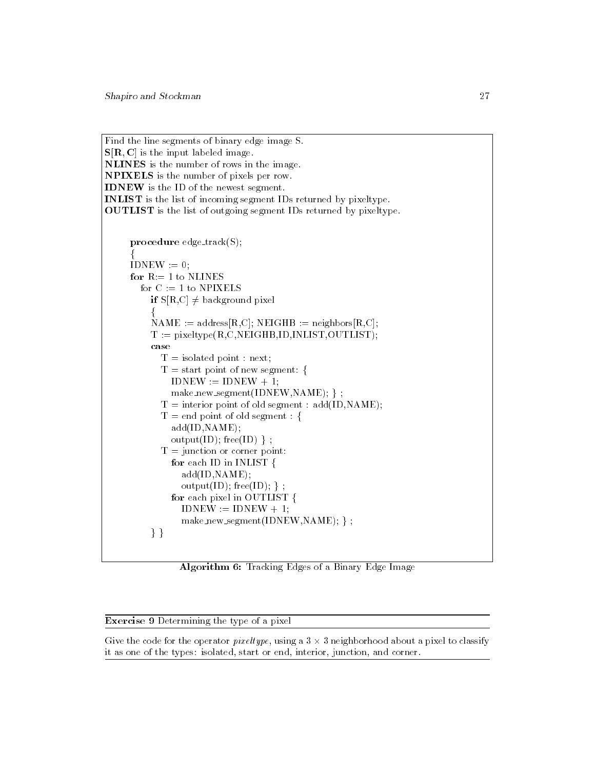Find the line segments of binary edge image S.
**S[R, C]** is the input labeled image.
**NLINES** is the number of rows in the image.
**NPIXELS** is the number of pixels per row.
**IDNEW** is the ID of the newest segment.
**INLIST** is the list of incoming segment IDs returned by pixeltype.
**OUTLIST** is the list of outgoing segment IDs returned by pixeltype.

```
procedure edge_track(S);
{
IDNEW := 0;
for R:= 1 to NLINES
  for C := 1 to NPIXELS
    if S[R,C] ≠ background pixel
    {
    NAME := address[R,C]; NEIGHB := neighbors[R,C];
    T := pixeltype(R,C,NEIGHB,ID,INLIST,OUTLIST);
    case
      T = isolated point : next;
      T = start point of new segment: {
        IDNEW := IDNEW + 1;
        make_new_segment(IDNEW,NAME); } ;
      T = interior point of old segment : add(ID,NAME);
      T = end point of old segment : {
        add(ID,NAME);
        output(ID); free(ID) } ;
      T = junction or corner point:
        for each ID in INLIST {
          add(ID,NAME);
          output(ID); free(ID); } ;
        for each pixel in OUTLIST {
          IDNEW := IDNEW + 1;
          make_new_segment(IDNEW,NAME); } ;
    } }
```

**Algorithm 6:** Tracking Edges of a Binary Edge Image

---

**Exercise 9** Determining the type of a pixel

Give the code for the operator *pixeltype*, using a $3 \times 3$ neighborhood about a pixel to classify it as one of the types: isolated, start or end, interior, junction, and corner.

---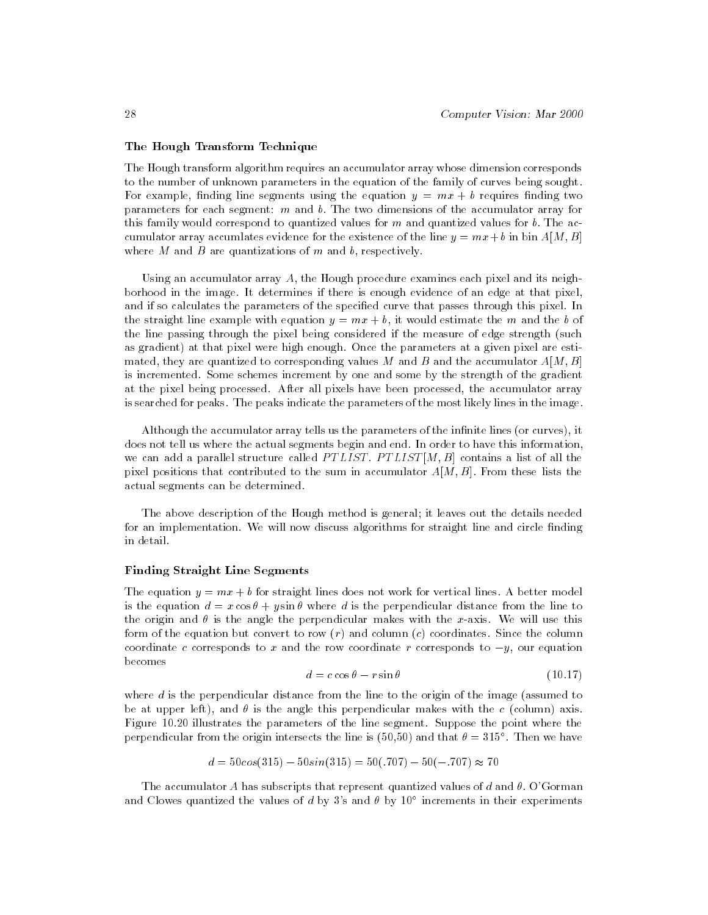### The Hough Transform Technique

The Hough transform algorithm requires an accumulator array whose dimension corresponds to the number of unknown parameters in the equation of the family of curves being sought. For example, finding line segments using the equation $y = mx + b$ requires finding two parameters for each segment: $m$ and $b$. The two dimensions of the accumulator array for this family would correspond to quantized values for $m$ and quantized values for $b$. The accumulator array accumlates evidence for the existence of the line $y = mx + b$ in bin $A[M, B]$ where $M$ and $B$ are quantizations of $m$ and $b$, respectively.

Using an accumulator array $A$, the Hough procedure examines each pixel and its neighborhood in the image. It determines if there is enough evidence of an edge at that pixel, and if so calculates the parameters of the specified curve that passes through this pixel. In the straight line example with equation $y = mx + b$, it would estimate the $m$ and the $b$ of the line passing through the pixel being considered if the measure of edge strength (such as gradient) at that pixel were high enough. Once the parameters at a given pixel are estimated, they are quantized to corresponding values $M$ and $B$ and the accumulator $A[M, B]$ is incremented. Some schemes increment by one and some by the strength of the gradient at the pixel being processed. After all pixels have been processed, the accumulator array is searched for peaks. The peaks indicate the parameters of the most likely lines in the image.

Although the accumulator array tells us the parameters of the infinite lines (or curves), it does not tell us where the actual segments begin and end. In order to have this information, we can add a parallel structure called $PTLIST$. $PTLIST[M, B]$ contains a list of all the pixel positions that contributed to the sum in accumulator $A[M, B]$. From these lists the actual segments can be determined.

The above description of the Hough method is general; it leaves out the details needed for an implementation. We will now discuss algorithms for straight line and circle finding in detail.

### Finding Straight Line Segments

The equation $y = mx + b$ for straight lines does not work for vertical lines. A better model is the equation $d = x \cos\theta + y \sin\theta$ where $d$ is the perpendicular distance from the line to the origin and $\theta$ is the angle the perpendicular makes with the $x$-axis. We will use this form of the equation but convert to row ($r$) and column ($c$) coordinates. Since the column coordinate $c$ corresponds to $x$ and the row coordinate $r$ corresponds to $-y$, our equation becomes

$$d = c \cos\theta - r \sin\theta \tag{10.17}$$

where $d$ is the perpendicular distance from the line to the origin of the image (assumed to be at upper left), and $\theta$ is the angle this perpendicular makes with the $c$ (column) axis. Figure 10.20 illustrates the parameters of the line segment. Suppose the point where the perpendicular from the origin intersects the line is (50,50) and that $\theta = 315°$. Then we have

$$d = 50cos(315) - 50sin(315) = 50(.707) - 50(-.707) \approx 70$$

The accumulator $A$ has subscripts that represent quantized values of $d$ and $\theta$. O'Gorman and Clowes quantized the values of $d$ by 3's and $\theta$ by $10°$ increments in their experiments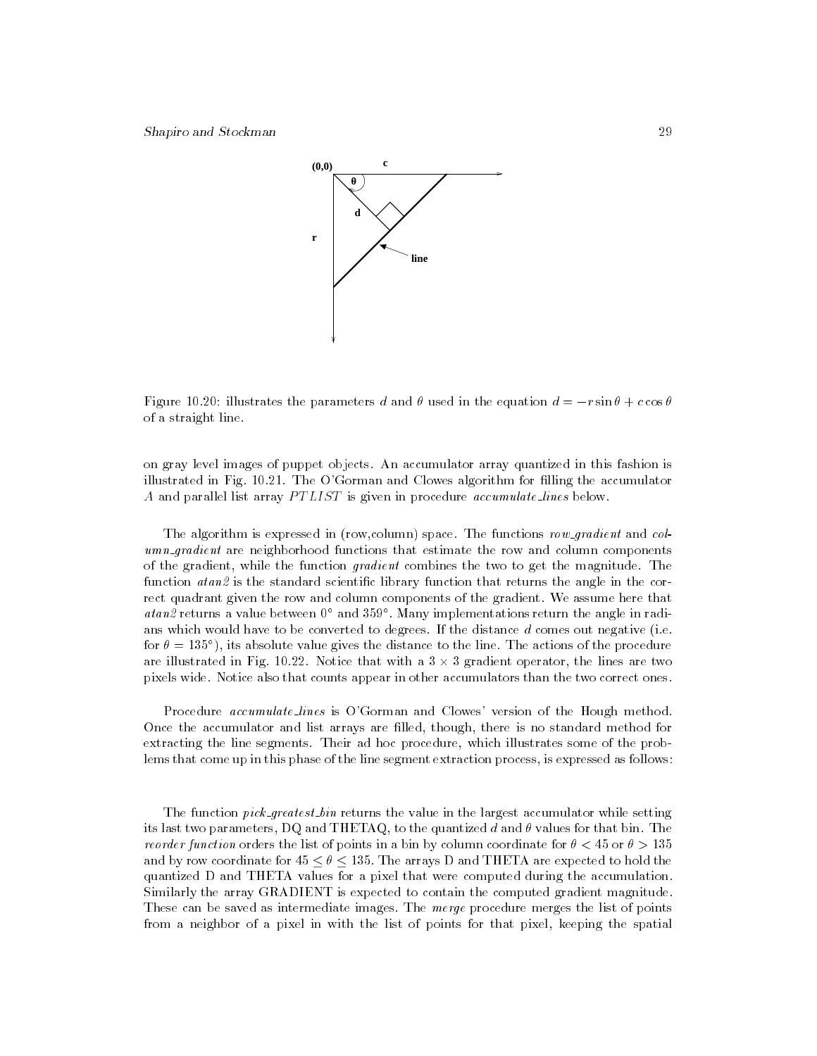Figure 10.20: illustrates the parameters $d$ and $\theta$ used in the equation $d = -r \sin\theta + c\cos\theta$ of a straight line.

on gray level images of puppet objects. An accumulator array quantized in this fashion is illustrated in Fig. 10.21. The O'Gorman and Clowes algorithm for filling the accumulator $A$ and parallel list array $PTLIST$ is given in procedure *accumulate_lines* below.

The algorithm is expressed in (row,column) space. The functions *row_gradient* and *column_gradient* are neighborhood functions that estimate the row and column components of the gradient, while the function *gradient* combines the two to get the magnitude. The function *atan2* is the standard scientific library function that returns the angle in the correct quadrant given the row and column components of the gradient. We assume here that *atan2* returns a value between $0°$ and $359°$. Many implementations return the angle in radians which would have to be converted to degrees. If the distance $d$ comes out negative (i.e. for $\theta = 135°$), its absolute value gives the distance to the line. The actions of the procedure are illustrated in Fig. 10.22. Notice that with a $3 \times 3$ gradient operator, the lines are two pixels wide. Notice also that counts appear in other accumulators than the two correct ones.

Procedure *accumulate_lines* is O'Gorman and Clowes' version of the Hough method. Once the accumulator and list arrays are filled, though, there is no standard method for extracting the line segments. Their ad hoc procedure, which illustrates some of the problems that come up in this phase of the line segment extraction process, is expressed as follows:

The function *pick_greatest_bin* returns the value in the largest accumulator while setting its last two parameters, DQ and THETAQ, to the quantized $d$ and $\theta$ values for that bin. The *reorder function* orders the list of points in a bin by column coordinate for $\theta < 45$ or $\theta > 135$ and by row coordinate for $45 \le \theta \le 135$. The arrays D and THETA are expected to hold the quantized D and THETA values for a pixel that were computed during the accumulation. Similarly the array GRADIENT is expected to contain the computed gradient magnitude. These can be saved as intermediate images. The *merge* procedure merges the list of points from a neighbor of a pixel in with the list of points for that pixel, keeping the spatial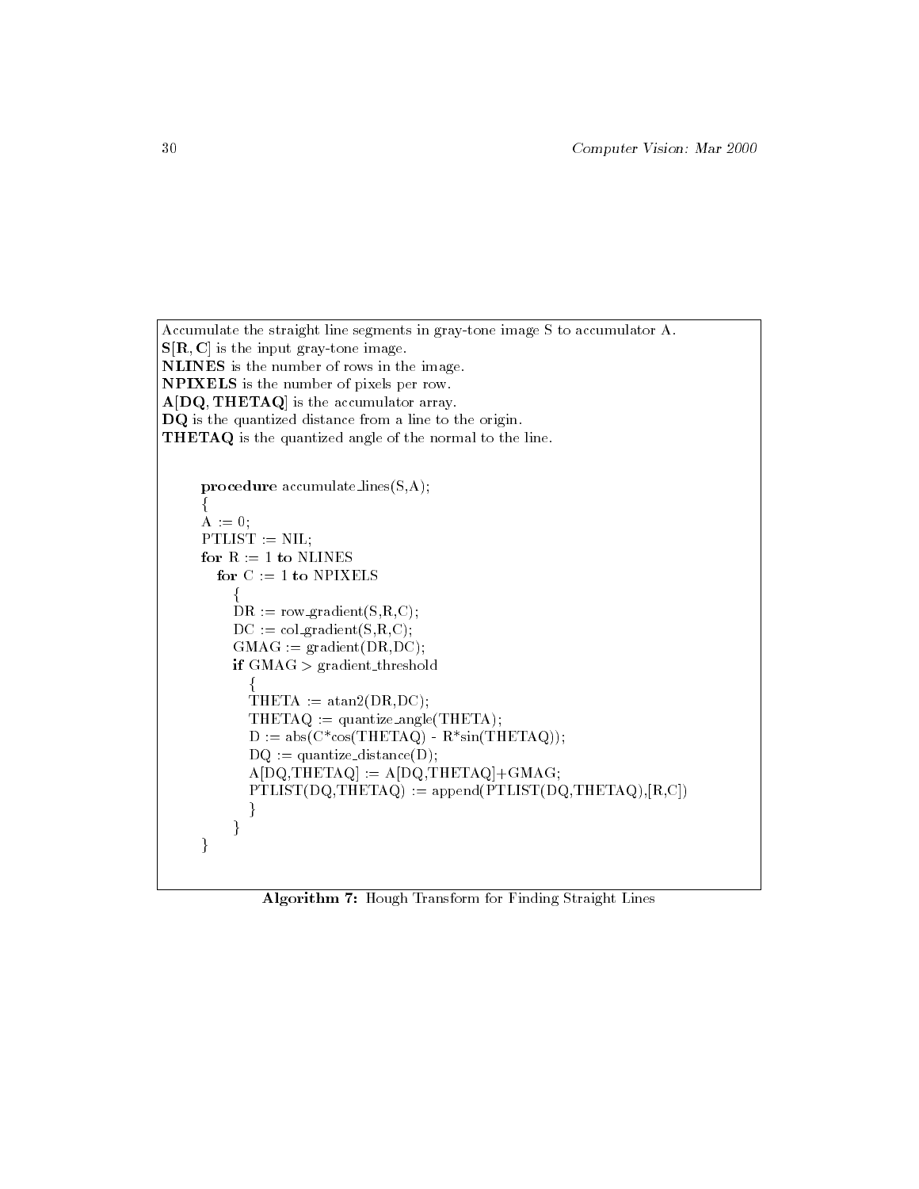Accumulate the straight line segments in gray-tone image S to accumulator A.
**S[R, C]** is the input gray-tone image.
**NLINES** is the number of rows in the image.
**NPIXELS** is the number of pixels per row.
**A[DQ, THETAQ]** is the accumulator array.
**DQ** is the quantized distance from a line to the origin.
**THETAQ** is the quantized angle of the normal to the line.

```
procedure accumulate_lines(S,A);
{
A := 0;
PTLIST := NIL;
for R := 1 to NLINES
  for C := 1 to NPIXELS
    {
    DR := row_gradient(S,R,C);
    DC := col_gradient(S,R,C);
    GMAG := gradient(DR,DC);
    if GMAG > gradient_threshold
      {
      THETA := atan2(DR,DC);
      THETAQ := quantize_angle(THETA);
      D := abs(C*cos(THETAQ) - R*sin(THETAQ));
      DQ := quantize_distance(D);
      A[DQ,THETAQ] := A[DQ,THETAQ]+GMAG;
      PTLIST(DQ,THETAQ) := append(PTLIST(DQ,THETAQ),[R,C])
      }
    }
}
```

**Algorithm 7:** Hough Transform for Finding Straight Lines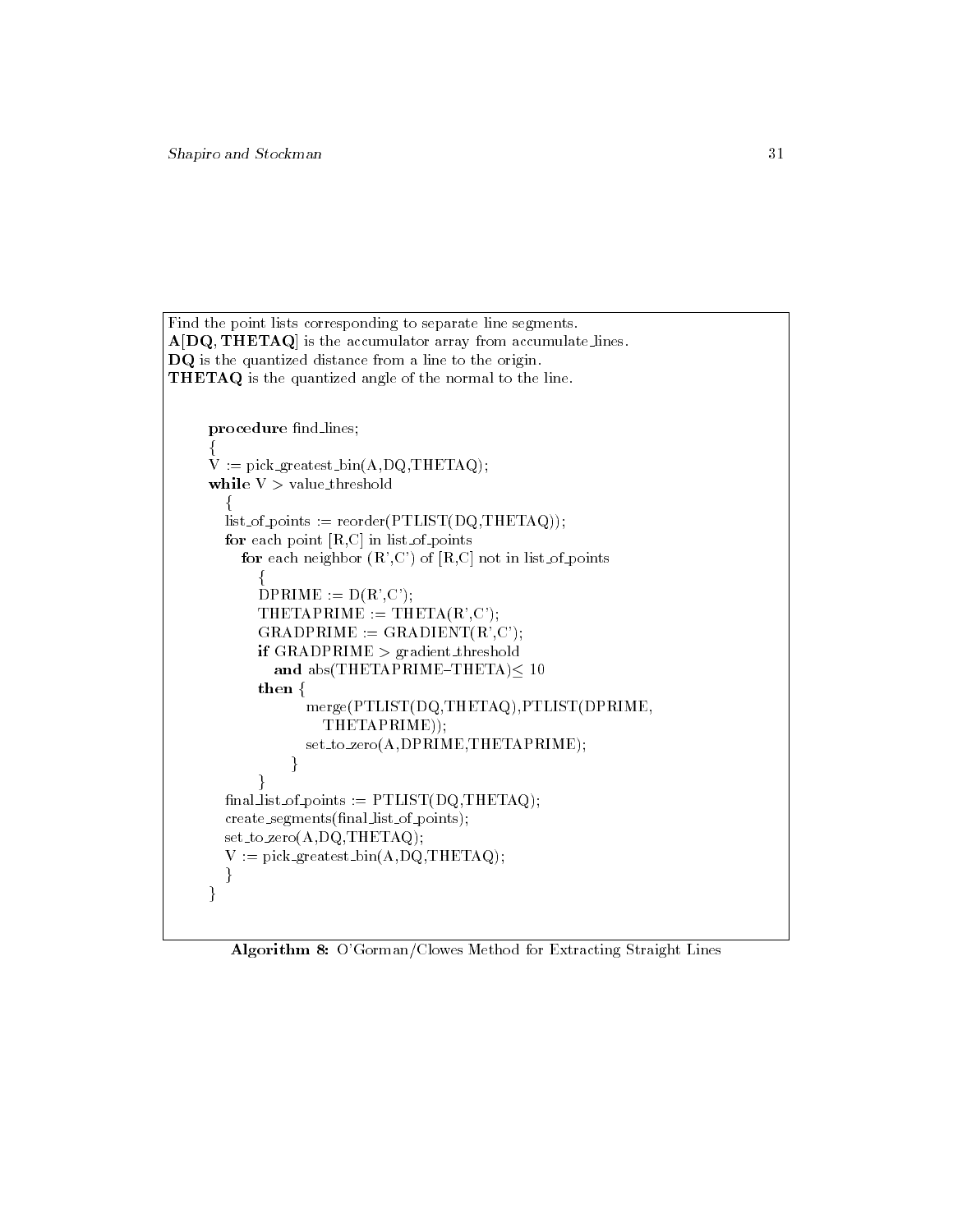Find the point lists corresponding to separate line segments.
**A[DQ, THETAQ]** is the accumulator array from accumulate_lines.
**DQ** is the quantized distance from a line to the origin.
**THETAQ** is the quantized angle of the normal to the line.

```
procedure find_lines;
{
V := pick_greatest_bin(A,DQ,THETAQ);
while V > value_threshold
  {
  list_of_points := reorder(PTLIST(DQ,THETAQ));
  for each point [R,C] in list_of_points
    for each neighbor (R',C') of [R,C] not in list_of_points
      {
      DPRIME := D(R',C');
      THETAPRIME := THETA(R',C');
      GRADPRIME := GRADIENT(R',C');
      if GRADPRIME > gradient_threshold
        and abs(THETAPRIME-THETA) ≤ 10
      then {
             merge(PTLIST(DQ,THETAQ),PTLIST(DPRIME,
               THETAPRIME));
             set_to_zero(A,DPRIME,THETAPRIME);
           }
      }
  final_list_of_points := PTLIST(DQ,THETAQ);
  create_segments(final_list_of_points);
  set_to_zero(A,DQ,THETAQ);
  V := pick_greatest_bin(A,DQ,THETAQ);
  }
}
```

**Algorithm 8:** O'Gorman/Clowes Method for Extracting Straight Lines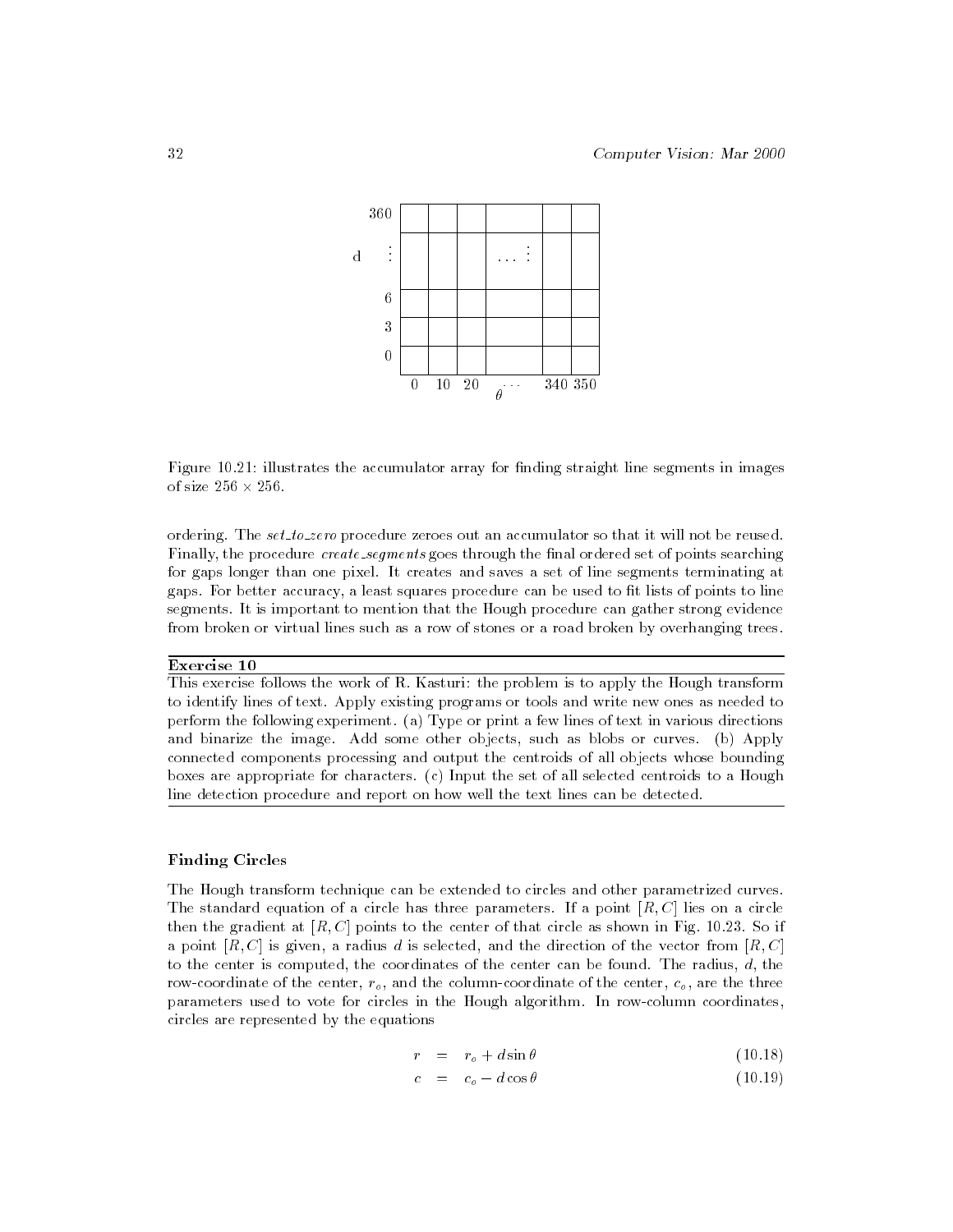| d |  |  |  |  |  |  |
|---|---|---|---|---|---|---|
| 360 |  |  |  |  |  |  |
| ⋮ |  |  |  | … ⋮ |  |  |
| 6 |  |  |  |  |  |  |
| 3 |  |  |  |  |  |  |
| 0 |  |  |  |  |  |  |
| $\theta$ | 0 | 10 | 20 | … | 340 | 350 |

Figure 10.21: illustrates the accumulator array for finding straight line segments in images of size $256 \times 256$.

ordering. The *set_to_zero* procedure zeroes out an accumulator so that it will not be reused. Finally, the procedure *create_segments* goes through the final ordered set of points searching for gaps longer than one pixel. It creates and saves a set of line segments terminating at gaps. For better accuracy, a least squares procedure can be used to fit lists of points to line segments. It is important to mention that the Hough procedure can gather strong evidence from broken or virtual lines such as a row of stones or a road broken by overhanging trees.

---

**Exercise 10**

This exercise follows the work of R. Kasturi: the problem is to apply the Hough transform to identify lines of text. Apply existing programs or tools and write new ones as needed to perform the following experiment. (a) Type or print a few lines of text in various directions and binarize the image. Add some other objects, such as blobs or curves. (b) Apply connected components processing and output the centroids of all objects whose bounding boxes are appropriate for characters. (c) Input the set of all selected centroids to a Hough line detection procedure and report on how well the text lines can be detected.

---

### Finding Circles

The Hough transform technique can be extended to circles and other parametrized curves. The standard equation of a circle has three parameters. If a point $[R, C]$ lies on a circle then the gradient at $[R, C]$ points to the center of that circle as shown in Fig. 10.23. So if a point $[R, C]$ is given, a radius $d$ is selected, and the direction of the vector from $[R, C]$ to the center is computed, the coordinates of the center can be found. The radius, $d$, the row-coordinate of the center, $r_o$, and the column-coordinate of the center, $c_o$, are the three parameters used to vote for circles in the Hough algorithm. In row-column coordinates, circles are represented by the equations

$$r = r_o + d \sin \theta \tag{10.18}$$

$$c = c_o - d \cos \theta \tag{10.19}$$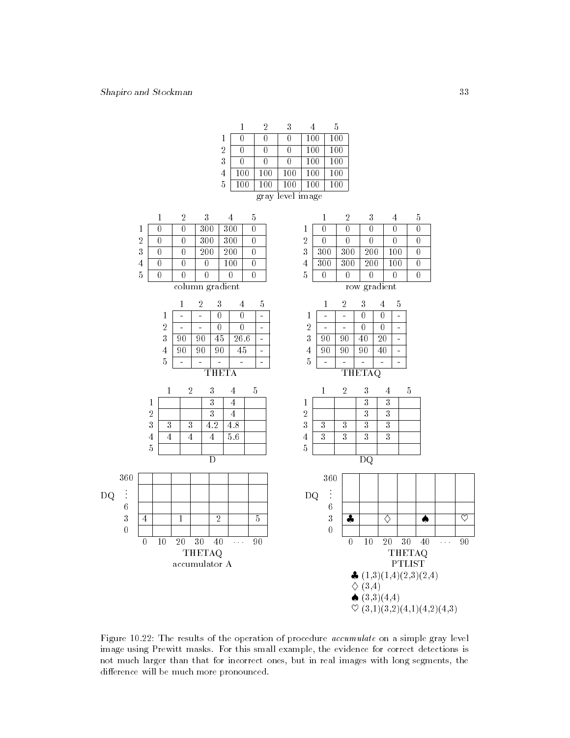**gray level image**

| | 1 | 2 | 3 | 4 | 5 |
|---|---|---|---|---|---|
| 1 | 0 | 0 | 0 | 100 | 100 |
| 2 | 0 | 0 | 0 | 100 | 100 |
| 3 | 0 | 0 | 0 | 100 | 100 |
| 4 | 100 | 100 | 100 | 100 | 100 |
| 5 | 100 | 100 | 100 | 100 | 100 |

**column gradient**

| | 1 | 2 | 3 | 4 | 5 |
|---|---|---|---|---|---|
| 1 | 0 | 0 | 300 | 300 | 0 |
| 2 | 0 | 0 | 300 | 300 | 0 |
| 3 | 0 | 0 | 200 | 200 | 0 |
| 4 | 0 | 0 | 0 | 100 | 0 |
| 5 | 0 | 0 | 0 | 0 | 0 |

**row gradient**

| | 1 | 2 | 3 | 4 | 5 |
|---|---|---|---|---|---|
| 1 | 0 | 0 | 0 | 0 | 0 |
| 2 | 0 | 0 | 0 | 0 | 0 |
| 3 | 300 | 300 | 200 | 100 | 0 |
| 4 | 300 | 300 | 200 | 100 | 0 |
| 5 | 0 | 0 | 0 | 0 | 0 |

**THETA**

| | 1 | 2 | 3 | 4 | 5 |
|---|---|---|---|---|---|
| 1 | - | - | 0 | 0 | - |
| 2 | - | - | 0 | 0 | - |
| 3 | 90 | 90 | 45 | 26.6 | - |
| 4 | 90 | 90 | 90 | 45 | - |
| 5 | - | - | - | - | - |

**THETAQ**

| | 1 | 2 | 3 | 4 | 5 |
|---|---|---|---|---|---|
| 1 | - | - | 0 | 0 | - |
| 2 | - | - | 0 | 0 | - |
| 3 | 90 | 90 | 40 | 20 | - |
| 4 | 90 | 90 | 90 | 40 | - |
| 5 | - | - | - | - | - |

**D**

| | 1 | 2 | 3 | 4 | 5 |
|---|---|---|---|---|---|
| 1 | | | 3 | 4 | |
| 2 | | | 3 | 4 | |
| 3 | 3 | 3 | 4.2 | 4.8 | |
| 4 | 4 | 4 | 4 | 5.6 | |
| 5 | | | | | |

**DQ**

| | 1 | 2 | 3 | 4 | 5 |
|---|---|---|---|---|---|
| 1 | | | 3 | 3 | |
| 2 | | | 3 | 3 | |
| 3 | 3 | 3 | 3 | 3 | |
| 4 | 3 | 3 | 3 | 3 | |
| 5 | | | | | |

**accumulator A** (rows: DQ; columns: THETAQ)

| DQ \ THETAQ | 0 | 10 | 20 | 30 | 40 | ... | 90 |
|---|---|---|---|---|---|---|---|
| 360 | | | | | | | |
| ⋮ | | | | | | | |
| 6 | | | | | | | |
| 3 | 4 | | 1 | | 2 | | 5 |
| 0 | | | | | | | |

**PTLIST** (rows: DQ; columns: THETAQ)

| DQ \ THETAQ | 0 | 10 | 20 | 30 | 40 | ... | 90 |
|---|---|---|---|---|---|---|---|
| 360 | | | | | | | |
| ⋮ | | | | | | | |
| 6 | | | | | | | |
| 3 | ♣ | | ♢ | | ♠ | | ♡ |
| 0 | | | | | | | |

♣ (1,3)(1,4)(2,3)(2,4)
♢ (3,4)
♠ (3,3)(4,4)
♡ (3,1)(3,2)(4,1)(4,2)(4,3)

Figure 10.22: The results of the operation of procedure *accumulate* on a simple gray level image using Prewitt masks. For this small example, the evidence for correct detections is not much larger than that for incorrect ones, but in real images with long segments, the difference will be much more pronounced.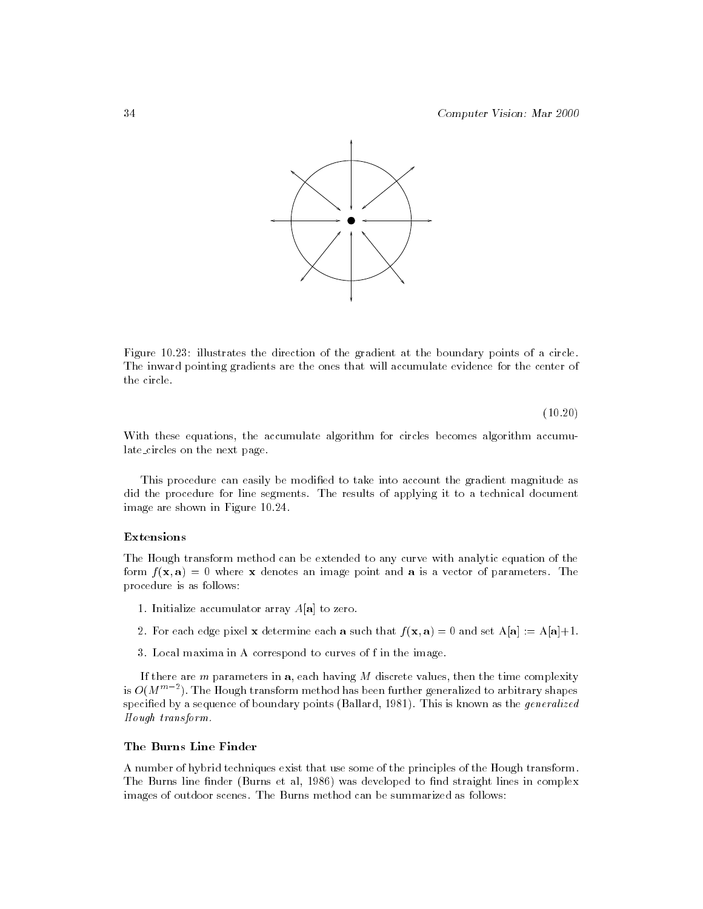Figure 10.23: illustrates the direction of the gradient at the boundary points of a circle. The inward pointing gradients are the ones that will accumulate evidence for the center of the circle.

(10.20)

With these equations, the accumulate algorithm for circles becomes algorithm accumulate_circles on the next page.

This procedure can easily be modified to take into account the gradient magnitude as did the procedure for line segments. The results of applying it to a technical document image are shown in Figure 10.24.

### Extensions

The Hough transform method can be extended to any curve with analytic equation of the form $f(\mathbf{x}, \mathbf{a}) = 0$ where $\mathbf{x}$ denotes an image point and $\mathbf{a}$ is a vector of parameters. The procedure is as follows:

1. Initialize accumulator array $A[\mathbf{a}]$ to zero.
2. For each edge pixel $\mathbf{x}$ determine each $\mathbf{a}$ such that $f(\mathbf{x}, \mathbf{a}) = 0$ and set $A[\mathbf{a}] := A[\mathbf{a}]+1$.
3. Local maxima in A correspond to curves of f in the image.

If there are $m$ parameters in $\mathbf{a}$, each having $M$ discrete values, then the time complexity is $O(M^{m-2})$. The Hough transform method has been further generalized to arbitrary shapes specified by a sequence of boundary points (Ballard, 1981). This is known as the *generalized Hough transform.*

### The Burns Line Finder

A number of hybrid techniques exist that use some of the principles of the Hough transform. The Burns line finder (Burns et al, 1986) was developed to find straight lines in complex images of outdoor scenes. The Burns method can be summarized as follows: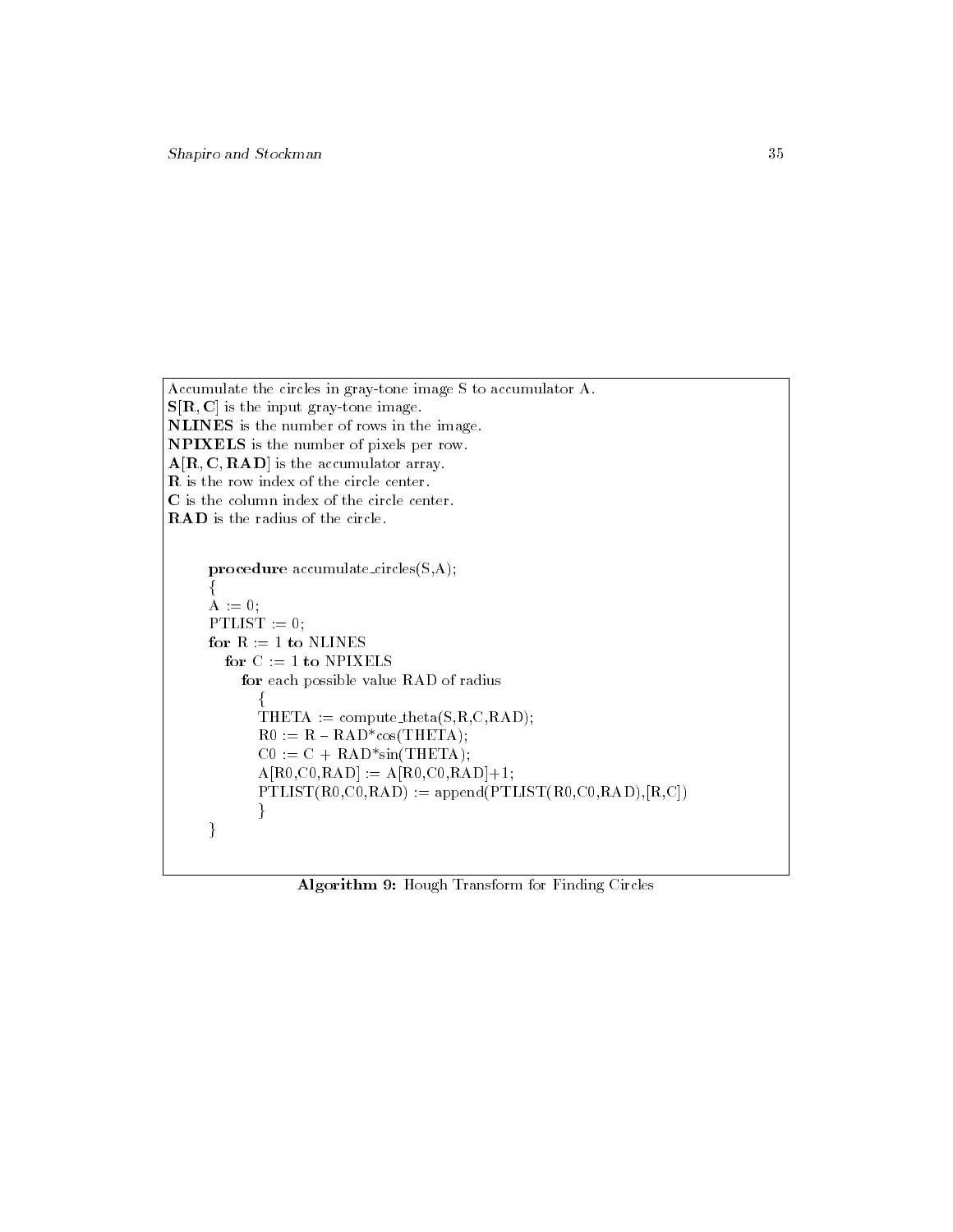Accumulate the circles in gray-tone image S to accumulator A.
**S[R, C]** is the input gray-tone image.
**NLINES** is the number of rows in the image.
**NPIXELS** is the number of pixels per row.
**A[R, C, RAD]** is the accumulator array.
**R** is the row index of the circle center.
**C** is the column index of the circle center.
**RAD** is the radius of the circle.

```
procedure accumulate_circles(S,A);
{
A := 0;
PTLIST := 0;
for R := 1 to NLINES
  for C := 1 to NPIXELS
    for each possible value RAD of radius
      {
      THETA := compute_theta(S,R,C,RAD);
      R0 := R - RAD*cos(THETA);
      C0 := C + RAD*sin(THETA);
      A[R0,C0,RAD] := A[R0,C0,RAD]+1;
      PTLIST(R0,C0,RAD) := append(PTLIST(R0,C0,RAD),[R,C])
      }
}
```

**Algorithm 9:** Hough Transform for Finding Circles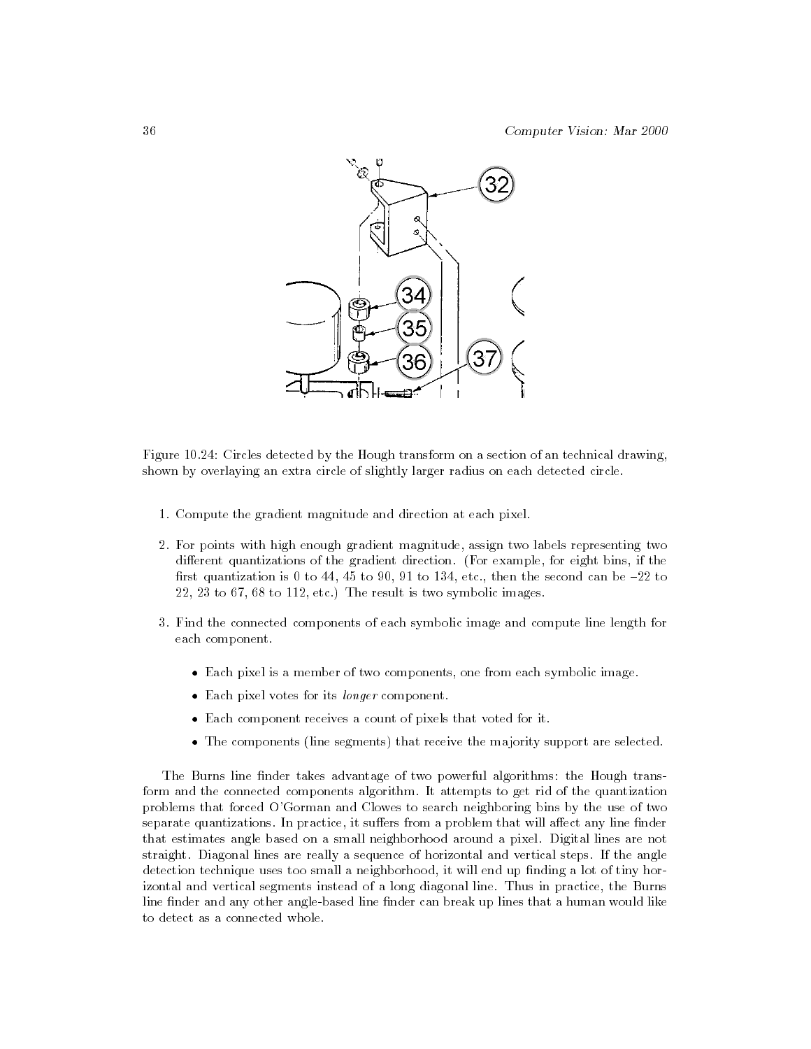Figure 10.24: Circles detected by the Hough transform on a section of an technical drawing, shown by overlaying an extra circle of slightly larger radius on each detected circle.

1. Compute the gradient magnitude and direction at each pixel.

2. For points with high enough gradient magnitude, assign two labels representing two different quantizations of the gradient direction. (For example, for eight bins, if the first quantization is 0 to 44, 45 to 90, 91 to 134, etc., then the second can be −22 to 22, 23 to 67, 68 to 112, etc.) The result is two symbolic images.

3. Find the connected components of each symbolic image and compute line length for each component.

   - Each pixel is a member of two components, one from each symbolic image.
   - Each pixel votes for its *longer* component.
   - Each component receives a count of pixels that voted for it.
   - The components (line segments) that receive the majority support are selected.

The Burns line finder takes advantage of two powerful algorithms: the Hough transform and the connected components algorithm. It attempts to get rid of the quantization problems that forced O'Gorman and Clowes to search neighboring bins by the use of two separate quantizations. In practice, it suffers from a problem that will affect any line finder that estimates angle based on a small neighborhood around a pixel. Digital lines are not straight. Diagonal lines are really a sequence of horizontal and vertical steps. If the angle detection technique uses too small a neighborhood, it will end up finding a lot of tiny horizontal and vertical segments instead of a long diagonal line. Thus in practice, the Burns line finder and any other angle-based line finder can break up lines that a human would like to detect as a connected whole.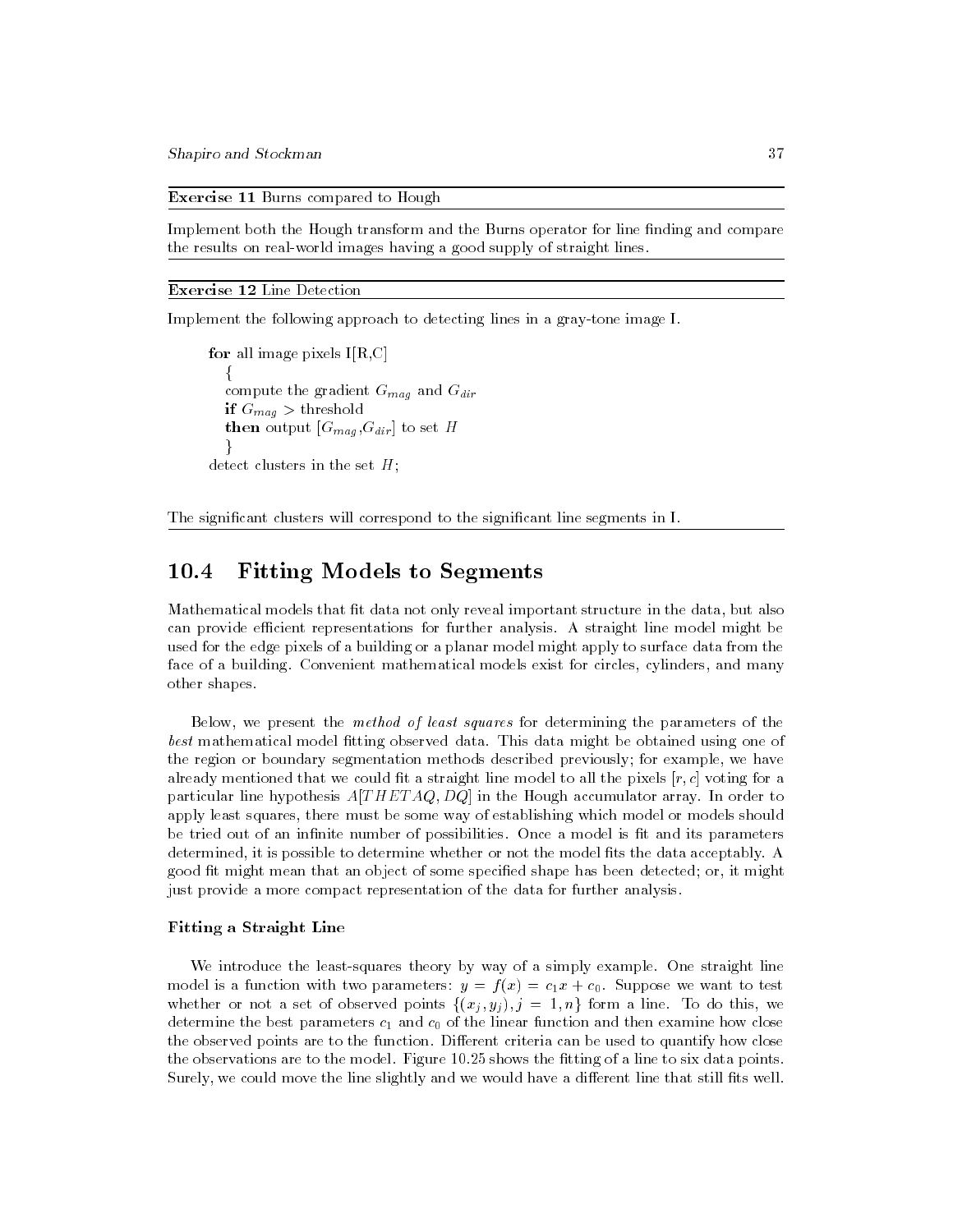**Exercise 11** Burns compared to Hough

Implement both the Hough transform and the Burns operator for line finding and compare the results on real-world images having a good supply of straight lines.

---

**Exercise 12** Line Detection

Implement the following approach to detecting lines in a gray-tone image I.

```
for all image pixels I[R,C]
  {
  compute the gradient G_mag and G_dir
  if G_mag > threshold
  then output [G_mag,G_dir] to set H
  }
detect clusters in the set H;
```

The significant clusters will correspond to the significant line segments in I.

---

## 10.4 Fitting Models to Segments

Mathematical models that fit data not only reveal important structure in the data, but also can provide efficient representations for further analysis. A straight line model might be used for the edge pixels of a building or a planar model might apply to surface data from the face of a building. Convenient mathematical models exist for circles, cylinders, and many other shapes.

Below, we present the *method of least squares* for determining the parameters of the *best* mathematical model fitting observed data. This data might be obtained using one of the region or boundary segmentation methods described previously; for example, we have already mentioned that we could fit a straight line model to all the pixels $[r, c]$ voting for a particular line hypothesis $A[THETAQ, DQ]$ in the Hough accumulator array. In order to apply least squares, there must be some way of establishing which model or models should be tried out of an infinite number of possibilities. Once a model is fit and its parameters determined, it is possible to determine whether or not the model fits the data acceptably. A good fit might mean that an object of some specified shape has been detected; or, it might just provide a more compact representation of the data for further analysis.

### Fitting a Straight Line

We introduce the least-squares theory by way of a simply example. One straight line model is a function with two parameters: $y = f(x) = c_1 x + c_0$. Suppose we want to test whether or not a set of observed points $\{(x_j, y_j), j = 1, n\}$ form a line. To do this, we determine the best parameters $c_1$ and $c_0$ of the linear function and then examine how close the observed points are to the function. Different criteria can be used to quantify how close the observations are to the model. Figure 10.25 shows the fitting of a line to six data points. Surely, we could move the line slightly and we would have a different line that still fits well.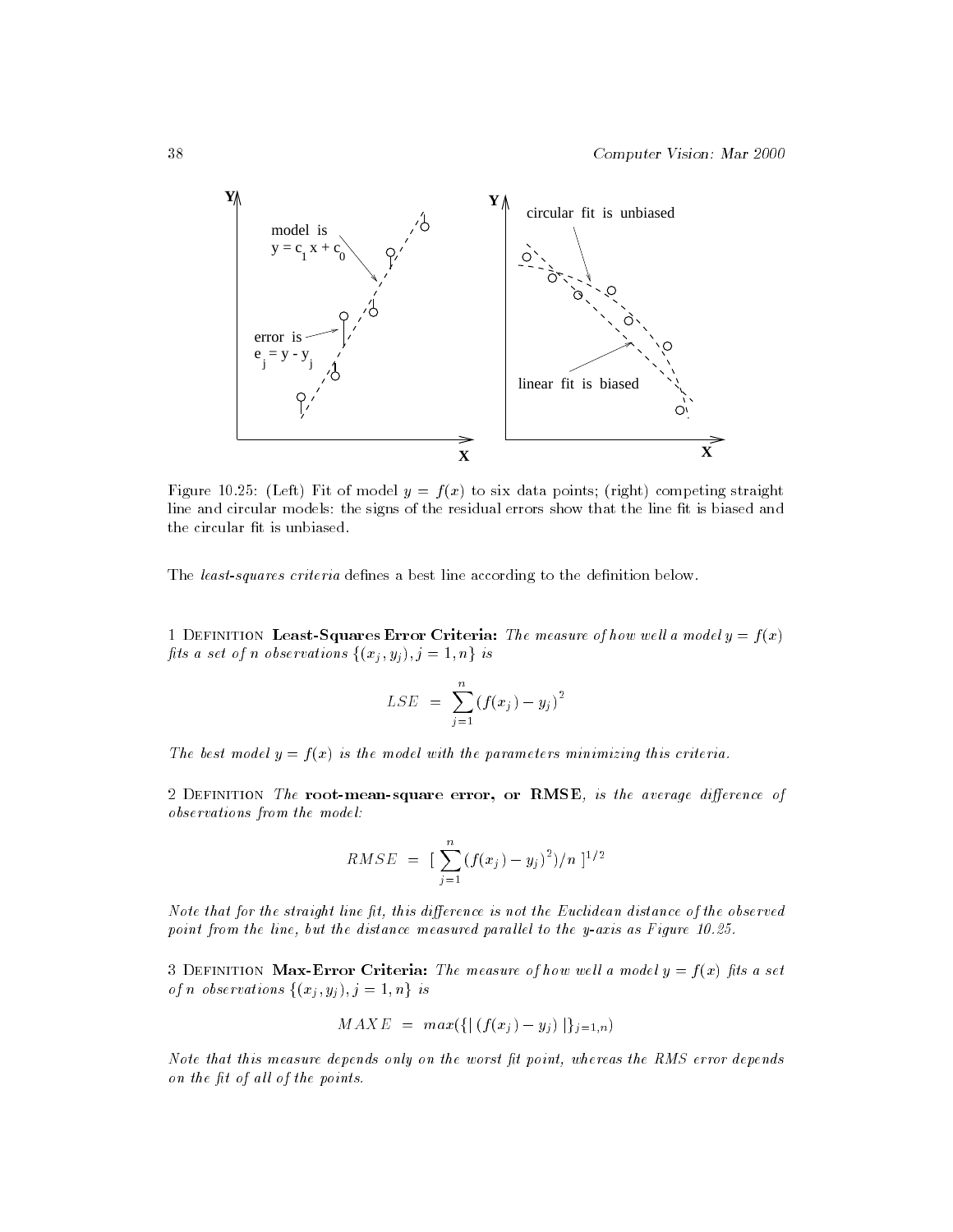Figure 10.25: (Left) Fit of model $y = f(x)$ to six data points; (right) competing straight line and circular models: the signs of the residual errors show that the line fit is biased and the circular fit is unbiased.

The *least-squares criteria* defines a best line according to the definition below.

1 Definition **Least-Squares Error Criteria:** *The measure of how well a model $y = f(x)$ fits a set of $n$ observations $\{(x_j, y_j), j = 1, n\}$ is*

$$LSE \;=\; \sum_{j=1}^{n} \left(f(x_j) - y_j\right)^2$$

*The best model $y = f(x)$ is the model with the parameters minimizing this criteria.*

2 Definition *The* **root-mean-square error, or RMSE**, *is the average difference of observations from the model:*

$$RMSE \;=\; [\, \sum_{j=1}^{n} \left(f(x_j) - y_j\right)^2)/n \,]^{1/2}$$

*Note that for the straight line fit, this difference is not the Euclidean distance of the observed point from the line, but the distance measured parallel to the y-axis as Figure 10.25.*

3 Definition **Max-Error Criteria:** *The measure of how well a model $y = f(x)$ fits a set of $n$ observations $\{(x_j, y_j), j = 1, n\}$ is*

$$MAXE \;=\; max(\{|\,(f(x_j) - y_j)\,|\}_{j=1,n})$$

*Note that this measure depends only on the worst fit point, whereas the RMS error depends on the fit of all of the points.*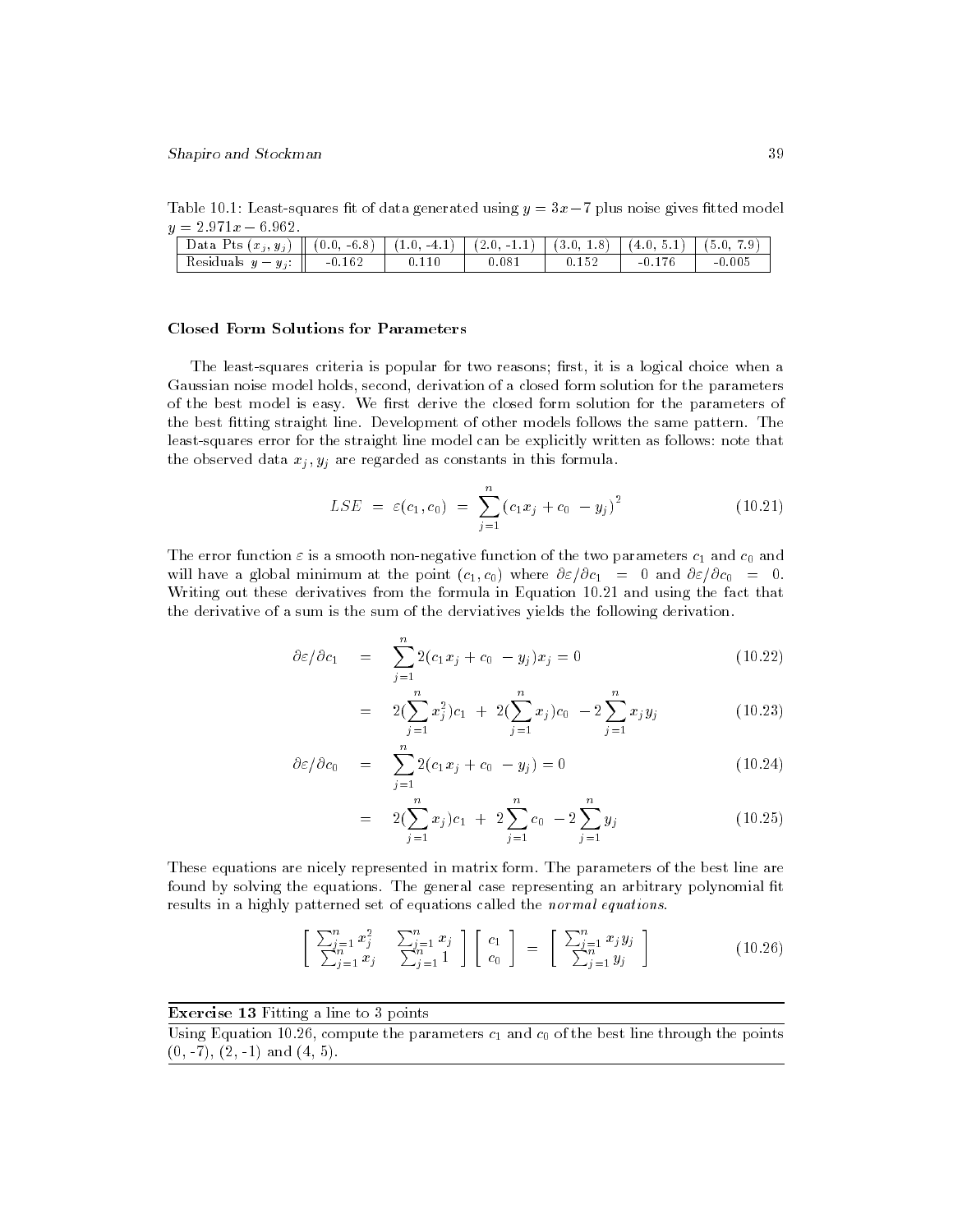Table 10.1: Least-squares fit of data generated using $y = 3x - 7$ plus noise gives fitted model $y = 2.971x - 6.962$.

| Data Pts $(x_j, y_j)$ | (0.0, -6.8) | (1.0, -4.1) | (2.0, -1.1) | (3.0, 1.8) | (4.0, 5.1) | (5.0, 7.9) |
|---|---|---|---|---|---|---|
| Residuals $y - y_j$: | -0.162 | 0.110 | 0.081 | 0.152 | -0.176 | -0.005 |

### Closed Form Solutions for Parameters

The least-squares criteria is popular for two reasons; first, it is a logical choice when a Gaussian noise model holds, second, derivation of a closed form solution for the parameters of the best model is easy. We first derive the closed form solution for the parameters of the best fitting straight line. Development of other models follows the same pattern. The least-squares error for the straight line model can be explicitly written as follows: note that the observed data $x_j, y_j$ are regarded as constants in this formula.

$$LSE \;=\; \varepsilon(c_1, c_0) \;=\; \sum_{j=1}^{n} (c_1 x_j + c_0 \; - y_j)^2 \tag{10.21}$$

The error function $\varepsilon$ is a smooth non-negative function of the two parameters $c_1$ and $c_0$ and will have a global minimum at the point $(c_1, c_0)$ where $\partial\varepsilon/\partial c_1 \;=\; 0$ and $\partial\varepsilon/\partial c_0 \;=\; 0$. Writing out these derivatives from the formula in Equation 10.21 and using the fact that the derivative of a sum is the sum of the derviatives yields the following derivation.

$$\partial\varepsilon/\partial c_1 \quad = \quad \sum_{j=1}^{n} 2(c_1 x_j + c_0 \; - y_j)x_j = 0 \tag{10.22}$$

$$= \quad 2(\sum_{j=1}^{n} x_j^2)c_1 \; + \; 2(\sum_{j=1}^{n} x_j)c_0 \; - 2\sum_{j=1}^{n} x_j y_j \tag{10.23}$$

$$\partial\varepsilon/\partial c_0 \quad = \quad \sum_{j=1}^{n} 2(c_1 x_j + c_0 \; - y_j) = 0 \tag{10.24}$$

$$= \quad 2(\sum_{j=1}^{n} x_j)c_1 \; + \; 2\sum_{j=1}^{n} c_0 \; - 2\sum_{j=1}^{n} y_j \tag{10.25}$$

These equations are nicely represented in matrix form. The parameters of the best line are found by solving the equations. The general case representing an arbitrary polynomial fit results in a highly patterned set of equations called the *normal equations*.

$$\begin{bmatrix} \sum_{j=1}^{n} x_j^2 & \sum_{j=1}^{n} x_j \\ \sum_{j=1}^{n} x_j & \sum_{j=1}^{n} 1 \end{bmatrix} \begin{bmatrix} c_1 \\ c_0 \end{bmatrix} = \begin{bmatrix} \sum_{j=1}^{n} x_j y_j \\ \sum_{j=1}^{n} y_j \end{bmatrix} \tag{10.26}$$

---

**Exercise 13** Fitting a line to 3 points

Using Equation 10.26, compute the parameters $c_1$ and $c_0$ of the best line through the points (0, -7), (2, -1) and (4, 5).

---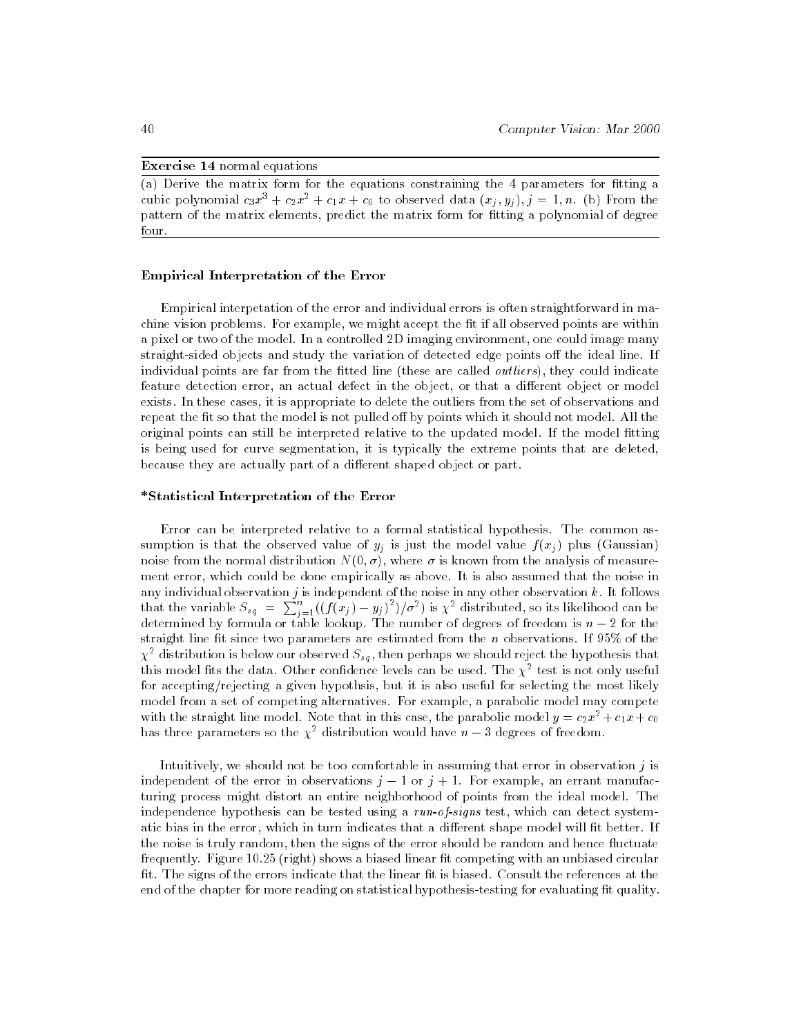**Exercise 14** normal equations

(a) Derive the matrix form for the equations constraining the 4 parameters for fitting a cubic polynomial $c_3x^3 + c_2x^2 + c_1x + c_0$ to observed data $(x_j, y_j), j = 1, n$. (b) From the pattern of the matrix elements, predict the matrix form for fitting a polynomial of degree four.

### Empirical Interpretation of the Error

Empirical interpetation of the error and individual errors is often straightforward in machine vision problems. For example, we might accept the fit if all observed points are within a pixel or two of the model. In a controlled 2D imaging environment, one could image many straight-sided objects and study the variation of detected edge points off the ideal line. If individual points are far from the fitted line (these are called *outliers*), they could indicate feature detection error, an actual defect in the object, or that a different object or model exists. In these cases, it is appropriate to delete the outliers from the set of observations and repeat the fit so that the model is not pulled off by points which it should not model. All the original points can still be interpreted relative to the updated model. If the model fitting is being used for curve segmentation, it is typically the extreme points that are deleted, because they are actually part of a different shaped object or part.

### *Statistical Interpretation of the Error

Error can be interpreted relative to a formal statistical hypothesis. The common assumption is that the observed value of $y_j$ is just the model value $f(x_j)$ plus (Gaussian) noise from the normal distribution $N(0, \sigma)$, where $\sigma$ is known from the analysis of measurement error, which could be done empirically as above. It is also assumed that the noise in any individual observation $j$ is independent of the noise in any other observation $k$. It follows that the variable $S_{sq} = \sum_{j=1}^{n}((f(x_j) - y_j)^2)/\sigma^2)$ is $\chi^2$ distributed, so its likelihood can be determined by formula or table lookup. The number of degrees of freedom is $n-2$ for the straight line fit since two parameters are estimated from the $n$ observations. If 95% of the $\chi^2$ distribution is below our observed $S_{sq}$, then perhaps we should reject the hypothesis that this model fits the data. Other confidence levels can be used. The $\chi^2$ test is not only useful for accepting/rejecting a given hypothsis, but it is also useful for selecting the most likely model from a set of competing alternatives. For example, a parabolic model may compete with the straight line model. Note that in this case, the parabolic model $y = c_2x^2 + c_1x + c_0$ has three parameters so the $\chi^2$ distribution would have $n-3$ degrees of freedom.

Intuitively, we should not be too comfortable in assuming that error in observation $j$ is independent of the error in observations $j-1$ or $j+1$. For example, an errant manufacturing process might distort an entire neighborhood of points from the ideal model. The independence hypothesis can be tested using a *run-of-signs* test, which can detect systematic bias in the error, which in turn indicates that a different shape model will fit better. If the noise is truly random, then the signs of the error should be random and hence fluctuate frequently. Figure 10.25 (right) shows a biased linear fit competing with an unbiased circular fit. The signs of the errors indicate that the linear fit is biased. Consult the references at the end of the chapter for more reading on statistical hypothesis-testing for evaluating fit quality.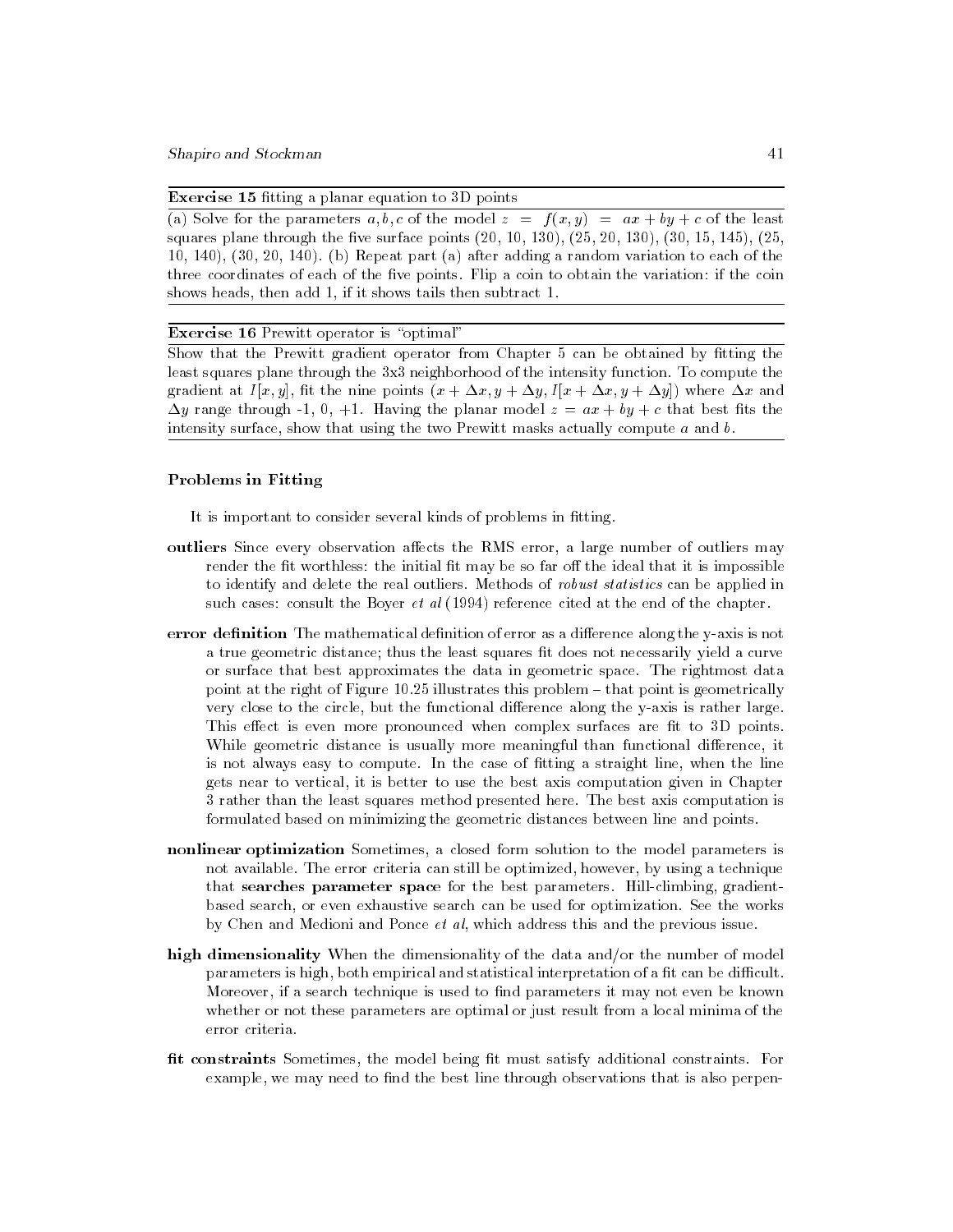**Exercise 15** fitting a planar equation to 3D points

(a) Solve for the parameters $a, b, c$ of the model $z = f(x, y) = ax + by + c$ of the least squares plane through the five surface points (20, 10, 130), (25, 20, 130), (30, 15, 145), (25, 10, 140), (30, 20, 140). (b) Repeat part (a) after adding a random variation to each of the three coordinates of each of the five points. Flip a coin to obtain the variation: if the coin shows heads, then add 1, if it shows tails then subtract 1.

---

**Exercise 16** Prewitt operator is "optimal"

Show that the Prewitt gradient operator from Chapter 5 can be obtained by fitting the least squares plane through the 3x3 neighborhood of the intensity function. To compute the gradient at $I[x, y]$, fit the nine points $(x + \Delta x, y + \Delta y, I[x + \Delta x, y + \Delta y])$ where $\Delta x$ and $\Delta y$ range through -1, 0, +1. Having the planar model $z = ax + by + c$ that best fits the intensity surface, show that using the two Prewitt masks actually compute $a$ and $b$.

---

### Problems in Fitting

It is important to consider several kinds of problems in fitting.

**outliers** Since every observation affects the RMS error, a large number of outliers may render the fit worthless: the initial fit may be so far off the ideal that it is impossible to identify and delete the real outliers. Methods of *robust statistics* can be applied in such cases: consult the Boyer *et al* (1994) reference cited at the end of the chapter.

**error definition** The mathematical definition of error as a difference along the y-axis is not a true geometric distance; thus the least squares fit does not necessarily yield a curve or surface that best approximates the data in geometric space. The rightmost data point at the right of Figure 10.25 illustrates this problem – that point is geometrically very close to the circle, but the functional difference along the y-axis is rather large. This effect is even more pronounced when complex surfaces are fit to 3D points. While geometric distance is usually more meaningful than functional difference, it is not always easy to compute. In the case of fitting a straight line, when the line gets near to vertical, it is better to use the best axis computation given in Chapter 3 rather than the least squares method presented here. The best axis computation is formulated based on minimizing the geometric distances between line and points.

**nonlinear optimization** Sometimes, a closed form solution to the model parameters is not available. The error criteria can still be optimized, however, by using a technique that **searches parameter space** for the best parameters. Hill-climbing, gradient-based search, or even exhaustive search can be used for optimization. See the works by Chen and Medioni and Ponce *et al*, which address this and the previous issue.

**high dimensionality** When the dimensionality of the data and/or the number of model parameters is high, both empirical and statistical interpretation of a fit can be difficult. Moreover, if a search technique is used to find parameters it may not even be known whether or not these parameters are optimal or just result from a local minima of the error criteria.

**fit constraints** Sometimes, the model being fit must satisfy additional constraints. For example, we may need to find the best line through observations that is also perpen-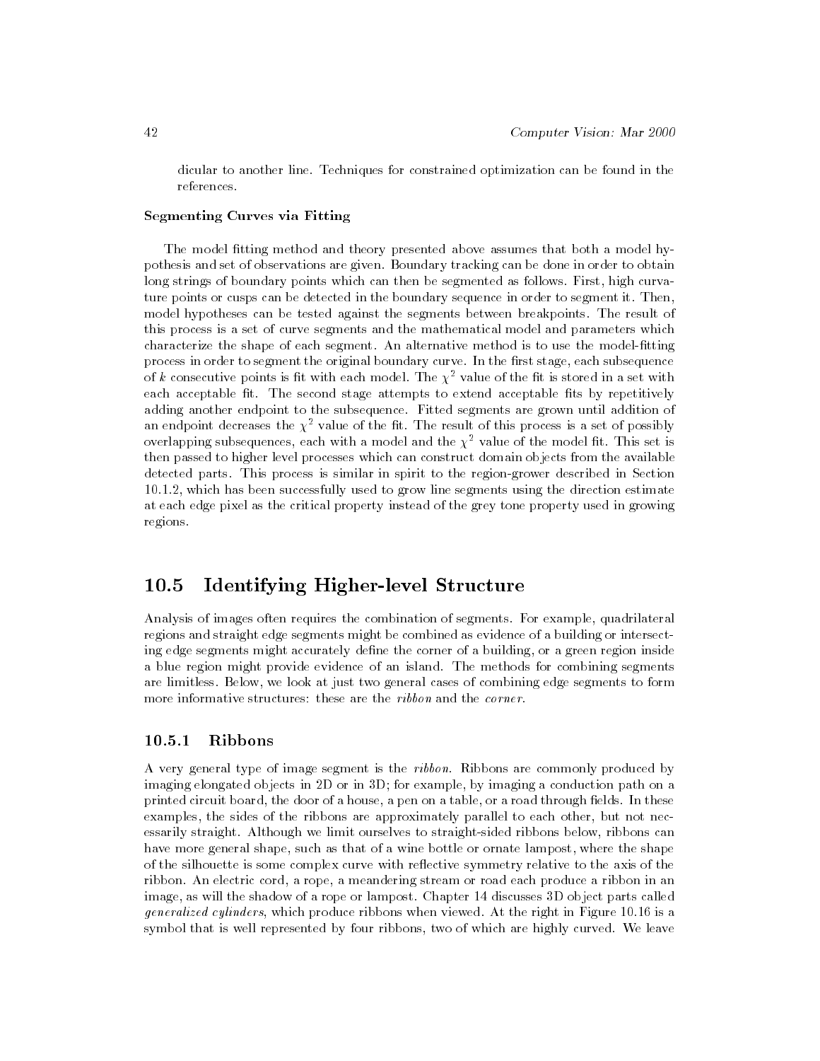dicular to another line. Techniques for constrained optimization can be found in the references.

**Segmenting Curves via Fitting**

The model fitting method and theory presented above assumes that both a model hypothesis and set of observations are given. Boundary tracking can be done in order to obtain long strings of boundary points which can then be segmented as follows. First, high curvature points or cusps can be detected in the boundary sequence in order to segment it. Then, model hypotheses can be tested against the segments between breakpoints. The result of this process is a set of curve segments and the mathematical model and parameters which characterize the shape of each segment. An alternative method is to use the model-fitting process in order to segment the original boundary curve. In the first stage, each subsequence of $k$ consecutive points is fit with each model. The $\chi^2$ value of the fit is stored in a set with each acceptable fit. The second stage attempts to extend acceptable fits by repetitively adding another endpoint to the subsequence. Fitted segments are grown until addition of an endpoint decreases the $\chi^2$ value of the fit. The result of this process is a set of possibly overlapping subsequences, each with a model and the $\chi^2$ value of the model fit. This set is then passed to higher level processes which can construct domain objects from the available detected parts. This process is similar in spirit to the region-grower described in Section 10.1.2, which has been successfully used to grow line segments using the direction estimate at each edge pixel as the critical property instead of the grey tone property used in growing regions.

## 10.5 Identifying Higher-level Structure

Analysis of images often requires the combination of segments. For example, quadrilateral regions and straight edge segments might be combined as evidence of a building or intersecting edge segments might accurately define the corner of a building, or a green region inside a blue region might provide evidence of an island. The methods for combining segments are limitless. Below, we look at just two general cases of combining edge segments to form more informative structures: these are the *ribbon* and the *corner*.

### 10.5.1 Ribbons

A very general type of image segment is the *ribbon*. Ribbons are commonly produced by imaging elongated objects in 2D or in 3D; for example, by imaging a conduction path on a printed circuit board, the door of a house, a pen on a table, or a road through fields. In these examples, the sides of the ribbons are approximately parallel to each other, but not necessarily straight. Although we limit ourselves to straight-sided ribbons below, ribbons can have more general shape, such as that of a wine bottle or ornate lampost, where the shape of the silhouette is some complex curve with reflective symmetry relative to the axis of the ribbon. An electric cord, a rope, a meandering stream or road each produce a ribbon in an image, as will the shadow of a rope or lampost. Chapter 14 discusses 3D object parts called *generalized cylinders*, which produce ribbons when viewed. At the right in Figure 10.16 is a symbol that is well represented by four ribbons, two of which are highly curved. We leave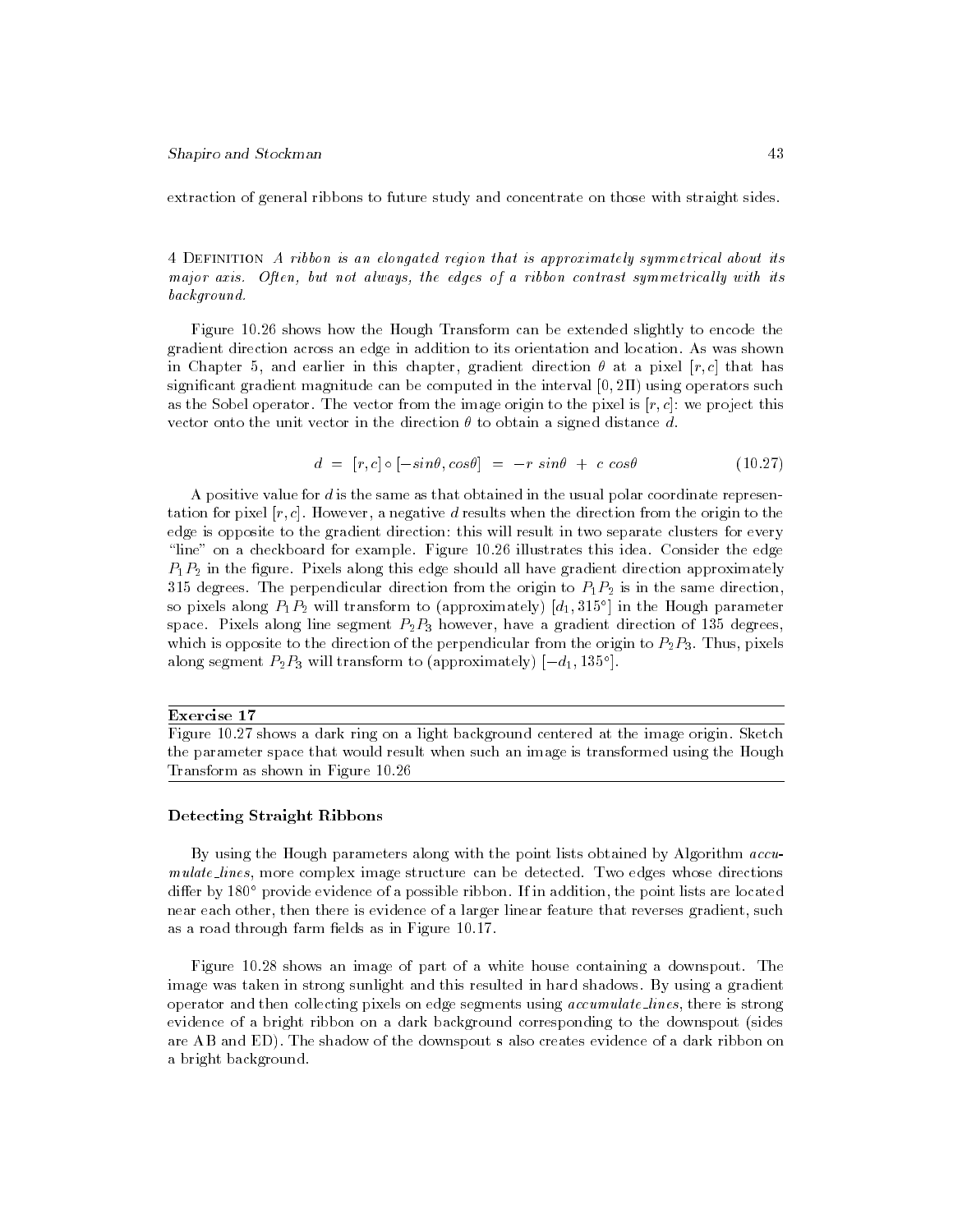extraction of general ribbons to future study and concentrate on those with straight sides.

4 Definition *A ribbon is an elongated region that is approximately symmetrical about its major axis. Often, but not always, the edges of a ribbon contrast symmetrically with its background.*

Figure 10.26 shows how the Hough Transform can be extended slightly to encode the gradient direction across an edge in addition to its orientation and location. As was shown in Chapter 5, and earlier in this chapter, gradient direction $\theta$ at a pixel $[r, c]$ that has significant gradient magnitude can be computed in the interval $[0, 2\Pi)$ using operators such as the Sobel operator. The vector from the image origin to the pixel is $[r, c]$: we project this vector onto the unit vector in the direction $\theta$ to obtain a signed distance $d$.

$$d \;=\; [r, c] \circ [-sin\theta, cos\theta] \;=\; -r\ sin\theta \;+\; c\ cos\theta \tag{10.27}$$

A positive value for $d$ is the same as that obtained in the usual polar coordinate representation for pixel $[r, c]$. However, a negative $d$ results when the direction from the origin to the edge is opposite to the gradient direction: this will result in two separate clusters for every "line" on a checkboard for example. Figure 10.26 illustrates this idea. Consider the edge $P_1P_2$ in the figure. Pixels along this edge should all have gradient direction approximately 315 degrees. The perpendicular direction from the origin to $P_1P_2$ is in the same direction, so pixels along $P_1P_2$ will transform to (approximately) $[d_1, 315^\circ]$ in the Hough parameter space. Pixels along line segment $P_2P_3$ however, have a gradient direction of 135 degrees, which is opposite to the direction of the perpendicular from the origin to $P_2P_3$. Thus, pixels along segment $P_2P_3$ will transform to (approximately) $[-d_1, 135^\circ]$.

---

**Exercise 17**

Figure 10.27 shows a dark ring on a light background centered at the image origin. Sketch the parameter space that would result when such an image is transformed using the Hough Transform as shown in Figure 10.26

---

### Detecting Straight Ribbons

By using the Hough parameters along with the point lists obtained by Algorithm *accumulate_lines*, more complex image structure can be detected. Two edges whose directions differ by 180° provide evidence of a possible ribbon. If in addition, the point lists are located near each other, then there is evidence of a larger linear feature that reverses gradient, such as a road through farm fields as in Figure 10.17.

Figure 10.28 shows an image of part of a white house containing a downspout. The image was taken in strong sunlight and this resulted in hard shadows. By using a gradient operator and then collecting pixels on edge segments using *accumulate_lines*, there is strong evidence of a bright ribbon on a dark background corresponding to the downspout (sides are AB and ED). The shadow of the downspout s also creates evidence of a dark ribbon on a bright background.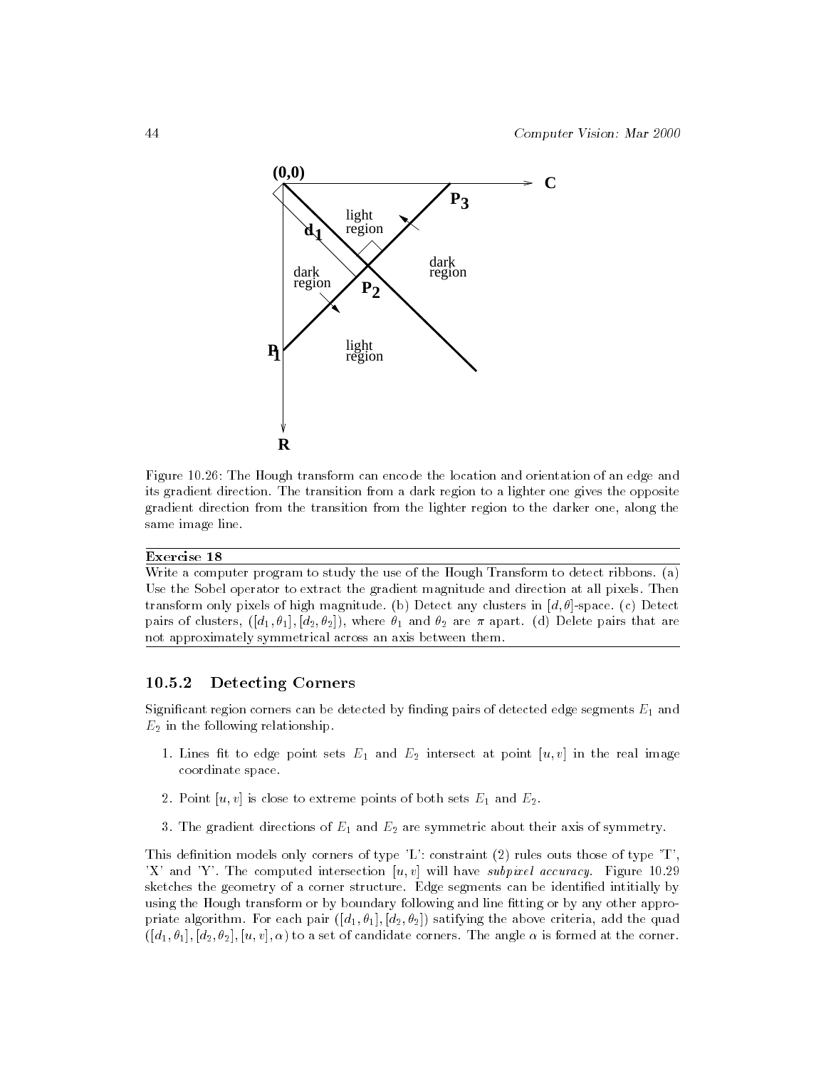Figure 10.26: The Hough transform can encode the location and orientation of an edge and its gradient direction. The transition from a dark region to a lighter one gives the opposite gradient direction from the transition from the lighter region to the darker one, along the same image line.

---

**Exercise 18**

Write a computer program to study the use of the Hough Transform to detect ribbons. (a) Use the Sobel operator to extract the gradient magnitude and direction at all pixels. Then transform only pixels of high magnitude. (b) Detect any clusters in $[d, \theta]$-space. (c) Detect pairs of clusters, $([d_1, \theta_1], [d_2, \theta_2])$, where $\theta_1$ and $\theta_2$ are $\pi$ apart. (d) Delete pairs that are not approximately symmetrical across an axis between them.

---

### 10.5.2 Detecting Corners

Significant region corners can be detected by finding pairs of detected edge segments $E_1$ and $E_2$ in the following relationship.

1. Lines fit to edge point sets $E_1$ and $E_2$ intersect at point $[u, v]$ in the real image coordinate space.

2. Point $[u, v]$ is close to extreme points of both sets $E_1$ and $E_2$.

3. The gradient directions of $E_1$ and $E_2$ are symmetric about their axis of symmetry.

This definition models only corners of type 'L': constraint (2) rules outs those of type 'T', 'X' and 'Y'. The computed intersection $[u, v]$ will have *subpixel accuracy*. Figure 10.29 sketches the geometry of a corner structure. Edge segments can be identified intitially by using the Hough transform or by boundary following and line fitting or by any other appropriate algorithm. For each pair $([d_1, \theta_1], [d_2, \theta_2])$ satisfying the above criteria, add the quad $([d_1, \theta_1], [d_2, \theta_2], [u, v], \alpha)$ to a set of candidate corners. The angle $\alpha$ is formed at the corner.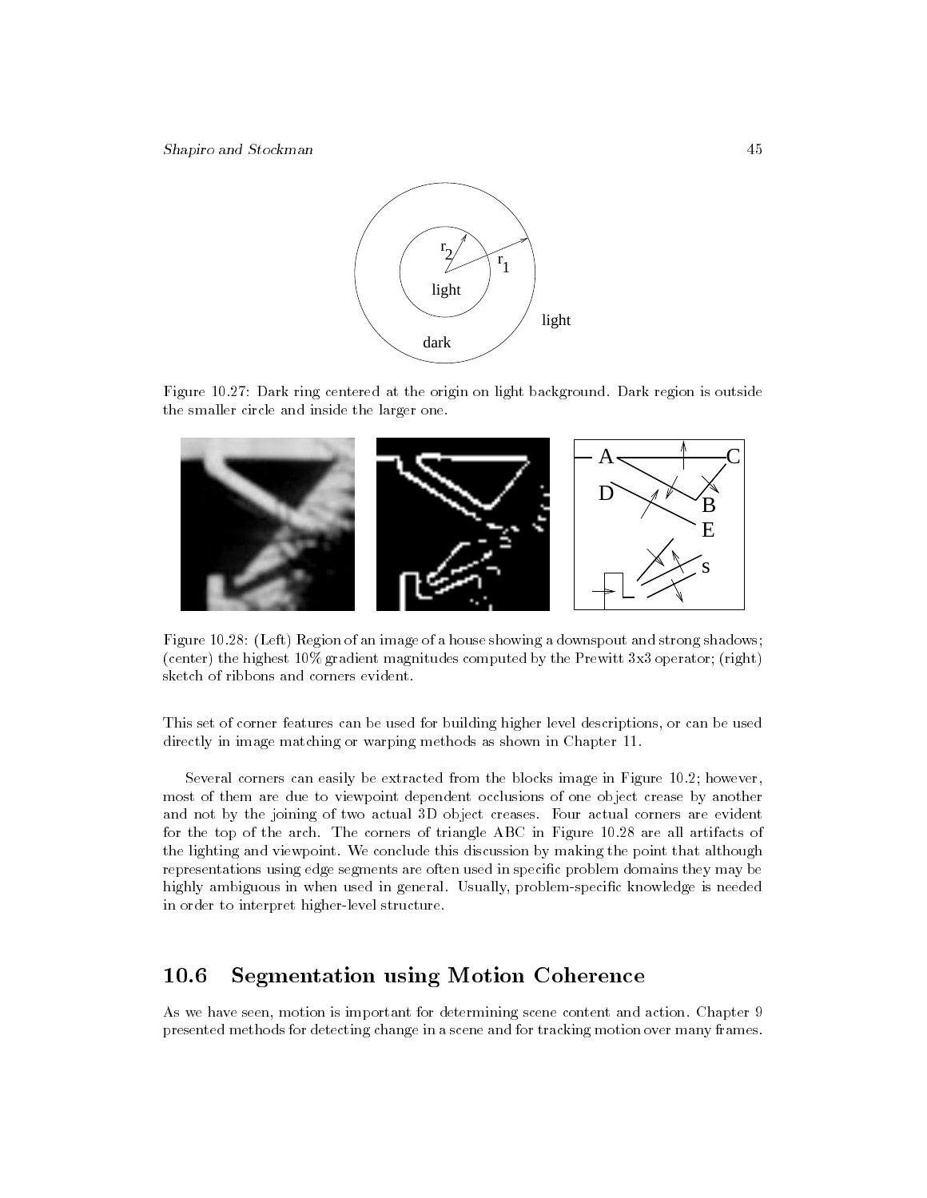Figure 10.27: Dark ring centered at the origin on light background. Dark region is outside the smaller circle and inside the larger one.

Figure 10.28: (Left) Region of an image of a house showing a downspout and strong shadows; (center) the highest 10% gradient magnitudes computed by the Prewitt 3x3 operator; (right) sketch of ribbons and corners evident.

This set of corner features can be used for building higher level descriptions, or can be used directly in image matching or warping methods as shown in Chapter 11.

Several corners can easily be extracted from the blocks image in Figure 10.2; however, most of them are due to viewpoint dependent occlusions of one object crease by another and not by the joining of two actual 3D object creases. Four actual corners are evident for the top of the arch. The corners of triangle ABC in Figure 10.28 are all artifacts of the lighting and viewpoint. We conclude this discussion by making the point that although representations using edge segments are often used in specific problem domains they may be highly ambiguous in when used in general. Usually, problem-specific knowledge is needed in order to interpret higher-level structure.

## 10.6 Segmentation using Motion Coherence

As we have seen, motion is important for determining scene content and action. Chapter 9 presented methods for detecting change in a scene and for tracking motion over many frames.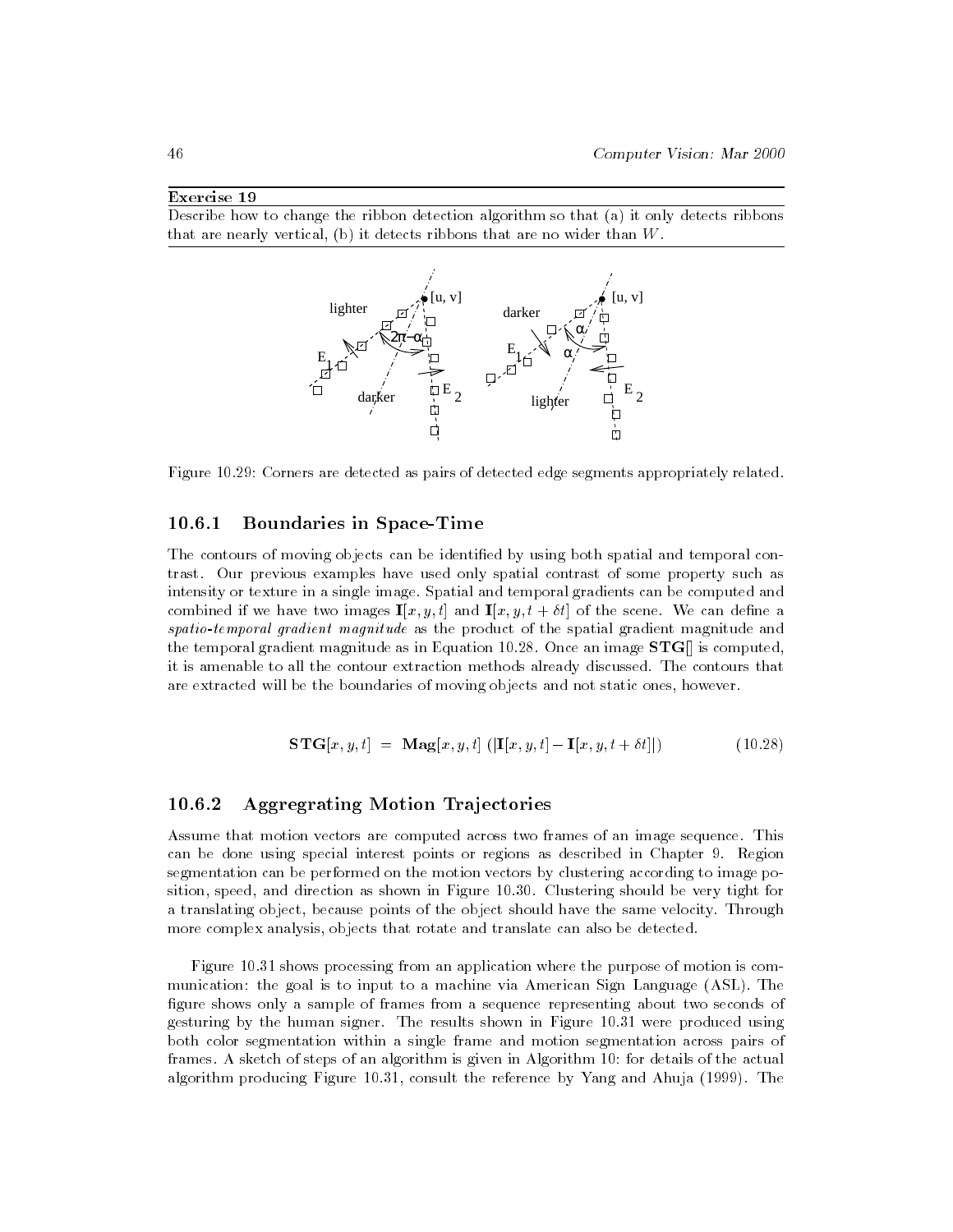**Exercise 19**

Describe how to change the ribbon detection algorithm so that (a) it only detects ribbons that are nearly vertical, (b) it detects ribbons that are no wider than $W$.

Figure 10.29: Corners are detected as pairs of detected edge segments appropriately related.

### 10.6.1 Boundaries in Space-Time

The contours of moving objects can be identified by using both spatial and temporal contrast. Our previous examples have used only spatial contrast of some property such as intensity or texture in a single image. Spatial and temporal gradients can be computed and combined if we have two images $\mathbf{I}[x, y, t]$ and $\mathbf{I}[x, y, t + \delta t]$ of the scene. We can define a *spatio-temporal gradient magnitude* as the product of the spatial gradient magnitude and the temporal gradient magnitude as in Equation 10.28. Once an image $\mathbf{STG}[]$ is computed, it is amenable to all the contour extraction methods already discussed. The contours that are extracted will be the boundaries of moving objects and not static ones, however.

$$\mathbf{STG}[x, y, t] \;=\; \mathbf{Mag}[x, y, t] \; (|\mathbf{I}[x, y, t] - \mathbf{I}[x, y, t + \delta t]|) \qquad (10.28)$$

### 10.6.2 Aggregrating Motion Trajectories

Assume that motion vectors are computed across two frames of an image sequence. This can be done using special interest points or regions as described in Chapter 9. Region segmentation can be performed on the motion vectors by clustering according to image position, speed, and direction as shown in Figure 10.30. Clustering should be very tight for a translating object, because points of the object should have the same velocity. Through more complex analysis, objects that rotate and translate can also be detected.

Figure 10.31 shows processing from an application where the purpose of motion is communication: the goal is to input to a machine via American Sign Language (ASL). The figure shows only a sample of frames from a sequence representing about two seconds of gesturing by the human signer. The results shown in Figure 10.31 were produced using both color segmentation within a single frame and motion segmentation across pairs of frames. A sketch of steps of an algorithm is given in Algorithm 10: for details of the actual algorithm producing Figure 10.31, consult the reference by Yang and Ahuja (1999). The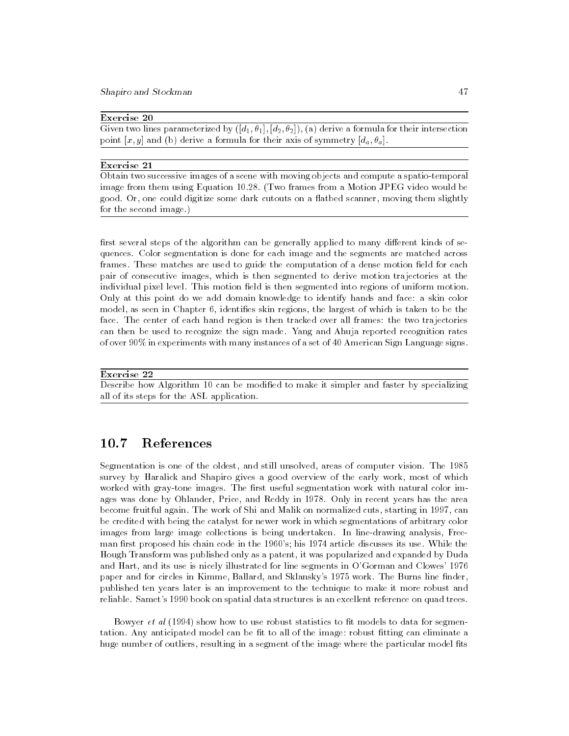**Exercise 20**

Given two lines parameterized by $([d_1, \theta_1], [d_2, \theta_2])$, (a) derive a formula for their intersection point $[x, y]$ and (b) derive a formula for their axis of symmetry $[d_a, \theta_a]$.

**Exercise 21**

Obtain two successive images of a scene with moving objects and compute a spatio-temporal image from them using Equation 10.28. (Two frames from a Motion JPEG video would be good. Or, one could digitize some dark cutouts on a flatbed scanner, moving them slightly for the second image.)

first several steps of the algorithm can be generally applied to many different kinds of sequences. Color segmentation is done for each image and the segments are matched across frames. These matches are used to guide the computation of a dense motion field for each pair of consecutive images, which is then segmented to derive motion trajectories at the individual pixel level. This motion field is then segmented into regions of uniform motion. Only at this point do we add domain knowledge to identify hands and face: a skin color model, as seen in Chapter 6, identifies skin regions, the largest of which is taken to be the face. The center of each hand region is then tracked over all frames: the two trajectories can then be used to recognize the sign made. Yang and Ahuja reported recognition rates of over 90% in experiments with many instances of a set of 40 American Sign Language signs.

**Exercise 22**

Describe how Algorithm 10 can be modified to make it simpler and faster by specializing all of its steps for the ASL application.

## 10.7 References

Segmentation is one of the oldest, and still unsolved, areas of computer vision. The 1985 survey by Haralick and Shapiro gives a good overview of the early work, most of which worked with gray-tone images. The first useful segmentation work with natural color images was done by Ohlander, Price, and Reddy in 1978. Only in recent years has the area become fruitful again. The work of Shi and Malik on normalized cuts, starting in 1997, can be credited with being the catalyst for newer work in which segmentations of arbitrary color images from large image collections is being undertaken. In line-drawing analysis, Freeman first proposed his chain code in the 1960's; his 1974 article discusses its use. While the Hough Transform was published only as a patent, it was popularized and expanded by Duda and Hart, and its use is nicely illustrated for line segments in O'Gorman and Clowes' 1976 paper and for circles in Kimme, Ballard, and Sklansky's 1975 work. The Burns line finder, published ten years later is an improvement to the technique to make it more robust and reliable. Samet's 1990 book on spatial data structures is an excellent reference on quad trees.

Bowyer *et al* (1994) show how to use robust statistics to fit models to data for segmentation. Any anticipated model can be fit to all of the image: robust fitting can eliminate a huge number of outliers, resulting in a segment of the image where the particular model fits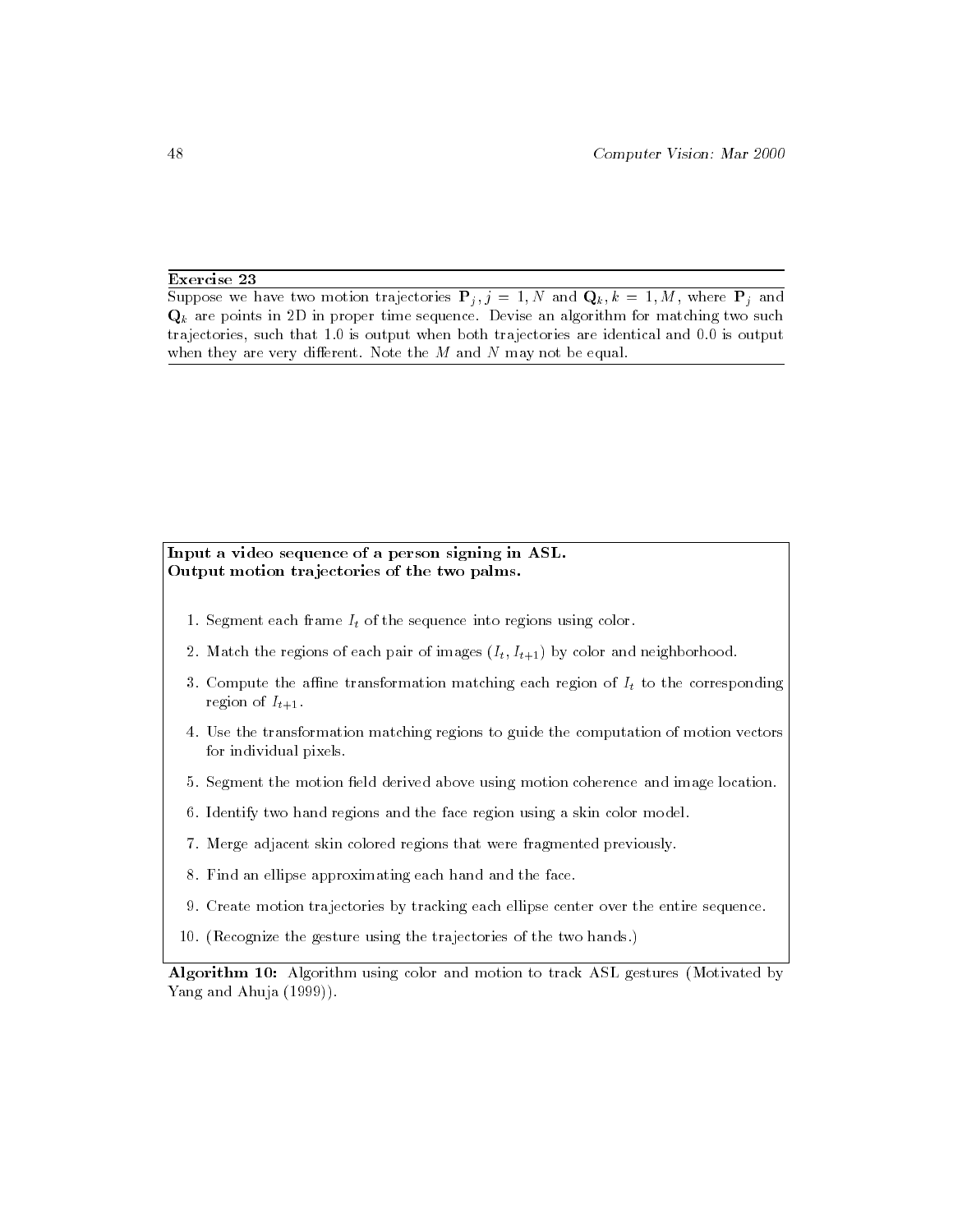**Exercise 23**

Suppose we have two motion trajectories $\mathbf{P}_j, j = 1, N$ and $\mathbf{Q}_k, k = 1, M$, where $\mathbf{P}_j$ and $\mathbf{Q}_k$ are points in 2D in proper time sequence. Devise an algorithm for matching two such trajectories, such that 1.0 is output when both trajectories are identical and 0.0 is output when they are very different. Note the $M$ and $N$ may not be equal.

---

**Input a video sequence of a person signing in ASL.**
**Output motion trajectories of the two palms.**

1. Segment each frame $I_t$ of the sequence into regions using color.
2. Match the regions of each pair of images $(I_t, I_{t+1})$ by color and neighborhood.
3. Compute the affine transformation matching each region of $I_t$ to the corresponding region of $I_{t+1}$.
4. Use the transformation matching regions to guide the computation of motion vectors for individual pixels.
5. Segment the motion field derived above using motion coherence and image location.
6. Identify two hand regions and the face region using a skin color model.
7. Merge adjacent skin colored regions that were fragmented previously.
8. Find an ellipse approximating each hand and the face.
9. Create motion trajectories by tracking each ellipse center over the entire sequence.
10. (Recognize the gesture using the trajectories of the two hands.)

**Algorithm 10:** Algorithm using color and motion to track ASL gestures (Motivated by Yang and Ahuja (1999)).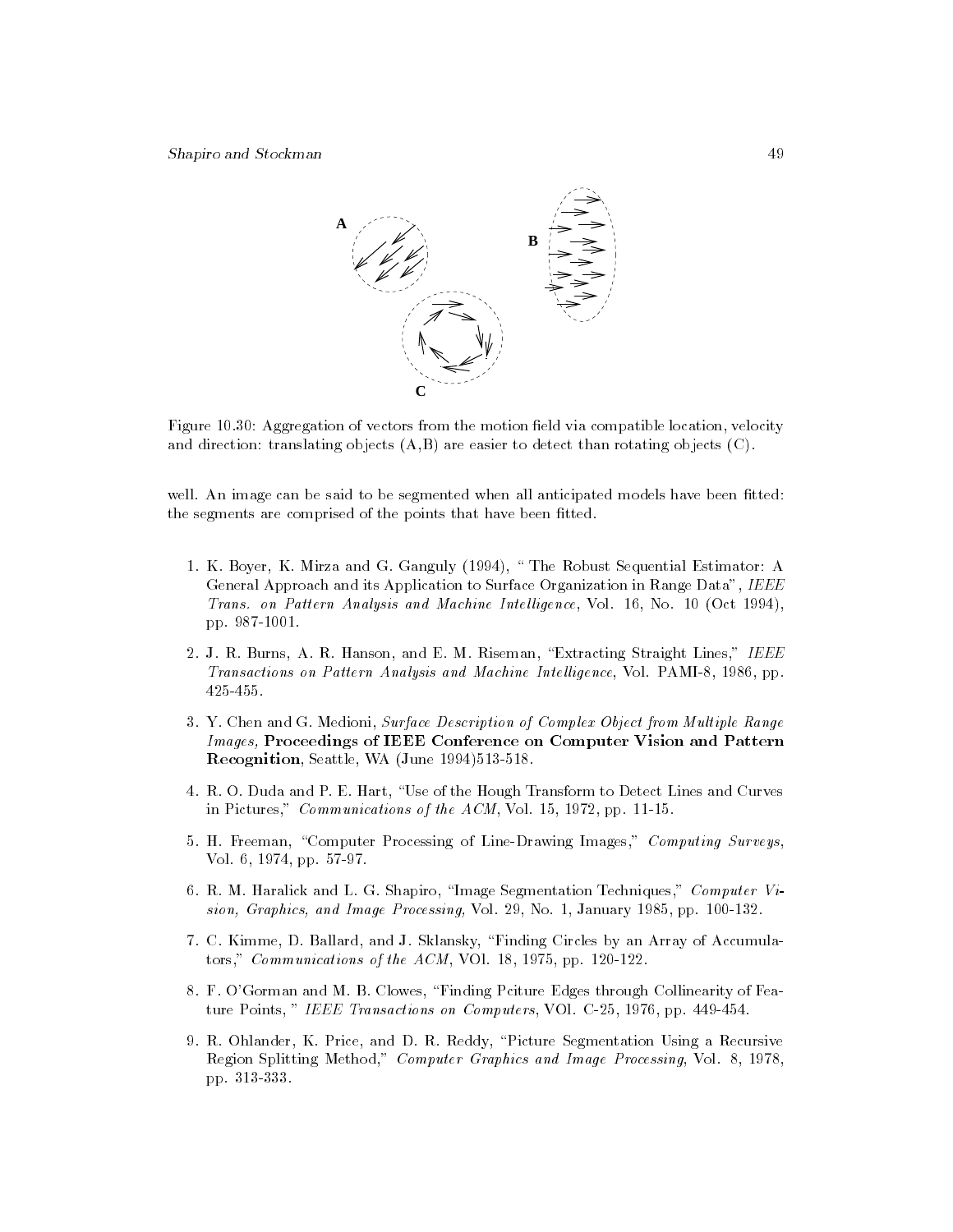Figure 10.30: Aggregation of vectors from the motion field via compatible location, velocity and direction: translating objects (A,B) are easier to detect than rotating objects (C).

well. An image can be said to be segmented when all anticipated models have been fitted: the segments are comprised of the points that have been fitted.

1. K. Boyer, K. Mirza and G. Ganguly (1994), " The Robust Sequential Estimator: A General Approach and its Application to Surface Organization in Range Data", *IEEE Trans. on Pattern Analysis and Machine Intelligence*, Vol. 16, No. 10 (Oct 1994), pp. 987-1001.

2. J. R. Burns, A. R. Hanson, and E. M. Riseman, "Extracting Straight Lines," *IEEE Transactions on Pattern Analysis and Machine Intelligence*, Vol. PAMI-8, 1986, pp. 425-455.

3. Y. Chen and G. Medioni, *Surface Description of Complex Object from Multiple Range Images,* **Proceedings of IEEE Conference on Computer Vision and Pattern Recognition**, Seattle, WA (June 1994)513-518.

4. R. O. Duda and P. E. Hart, "Use of the Hough Transform to Detect Lines and Curves in Pictures," *Communications of the ACM*, Vol. 15, 1972, pp. 11-15.

5. H. Freeman, "Computer Processing of Line-Drawing Images," *Computing Surveys*, Vol. 6, 1974, pp. 57-97.

6. R. M. Haralick and L. G. Shapiro, "Image Segmentation Techniques," *Computer Vision, Graphics, and Image Processing,* Vol. 29, No. 1, January 1985, pp. 100-132.

7. C. Kimme, D. Ballard, and J. Sklansky, "Finding Circles by an Array of Accumulators," *Communications of the ACM*, VOl. 18, 1975, pp. 120-122.

8. F. O'Gorman and M. B. Clowes, "Finding Pciture Edges through Collinearity of Feature Points, " *IEEE Transactions on Computers*, VOl. C-25, 1976, pp. 449-454.

9. R. Ohlander, K. Price, and D. R. Reddy, "Picture Segmentation Using a Recursive Region Splitting Method," *Computer Graphics and Image Processing*, Vol. 8, 1978, pp. 313-333.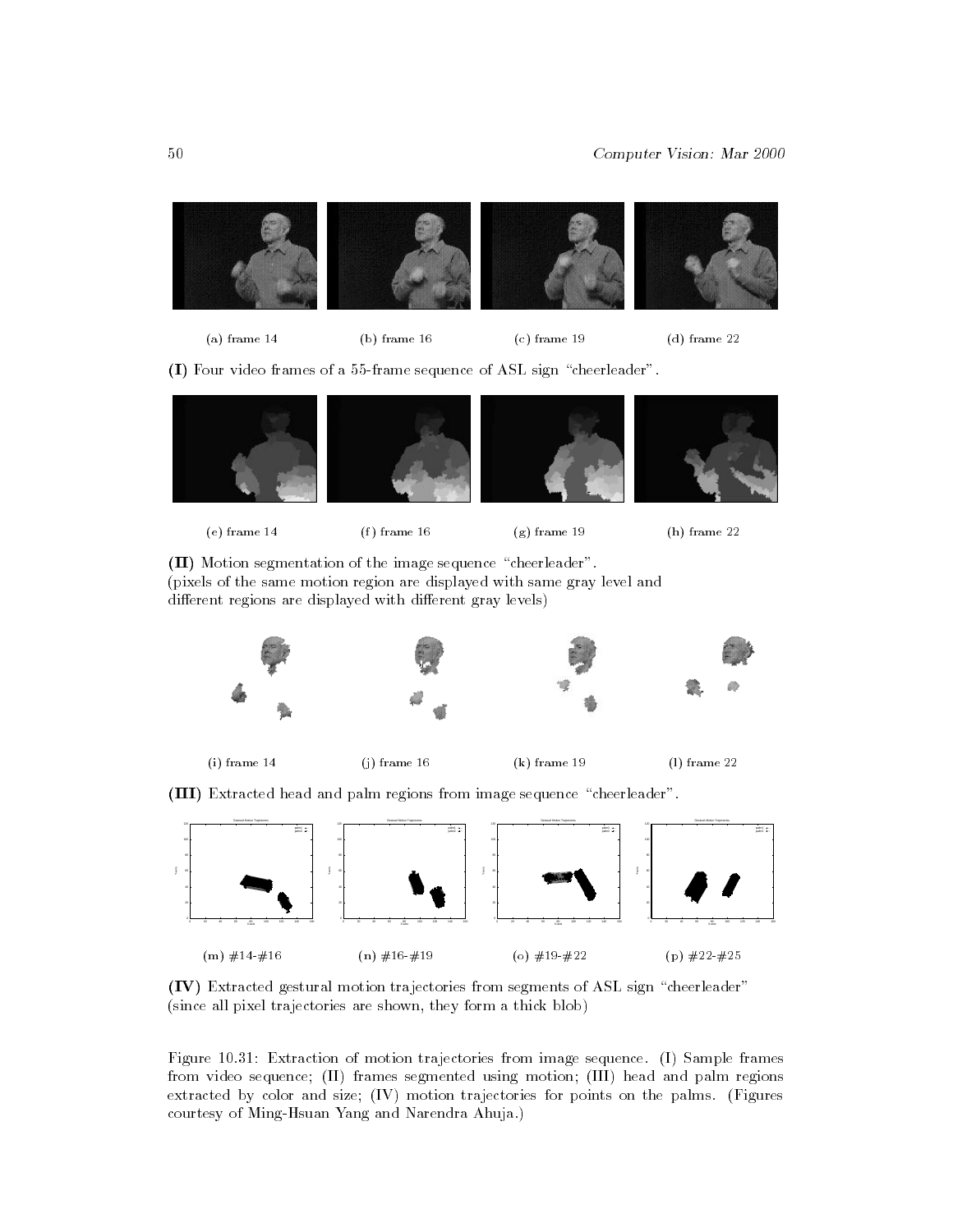(a) frame 14 (b) frame 16 (c) frame 19 (d) frame 22

**(I)** Four video frames of a 55-frame sequence of ASL sign "cheerleader".

(e) frame 14 (f) frame 16 (g) frame 19 (h) frame 22

**(II)** Motion segmentation of the image sequence "cheerleader".
(pixels of the same motion region are displayed with same gray level and different regions are displayed with different gray levels)

(i) frame 14 (j) frame 16 (k) frame 19 (l) frame 22

**(III)** Extracted head and palm regions from image sequence "cheerleader".

(m) #14-#16 (n) #16-#19 (o) #19-#22 (p) #22-#25

**(IV)** Extracted gestural motion trajectories from segments of ASL sign "cheerleader" (since all pixel trajectories are shown, they form a thick blob)

Figure 10.31: Extraction of motion trajectories from image sequence. (I) Sample frames from video sequence; (II) frames segmented using motion; (III) head and palm regions extracted by color and size; (IV) motion trajectories for points on the palms. (Figures courtesy of Ming-Hsuan Yang and Narendra Ahuja.)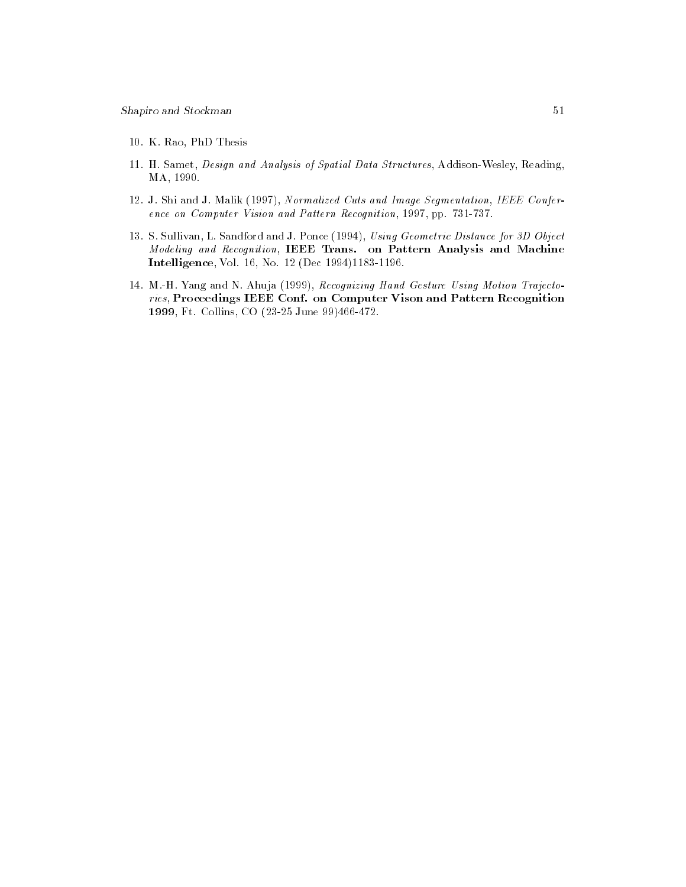10. K. Rao, PhD Thesis

11. H. Samet, *Design and Analysis of Spatial Data Structures*, Addison-Wesley, Reading, MA, 1990.

12. J. Shi and J. Malik (1997), *Normalized Cuts and Image Segmentation*, *IEEE Conference on Computer Vision and Pattern Recognition*, 1997, pp. 731-737.

13. S. Sullivan, L. Sandford and J. Ponce (1994), *Using Geometric Distance for 3D Object Modeling and Recognition*, **IEEE Trans. on Pattern Analysis and Machine Intelligence**, Vol. 16, No. 12 (Dec 1994)1183-1196.

14. M.-H. Yang and N. Ahuja (1999), *Recognizing Hand Gesture Using Motion Trajectories*, **Proceedings IEEE Conf. on Computer Vison and Pattern Recognition 1999**, Ft. Collins, CO (23-25 June 99)466-472.